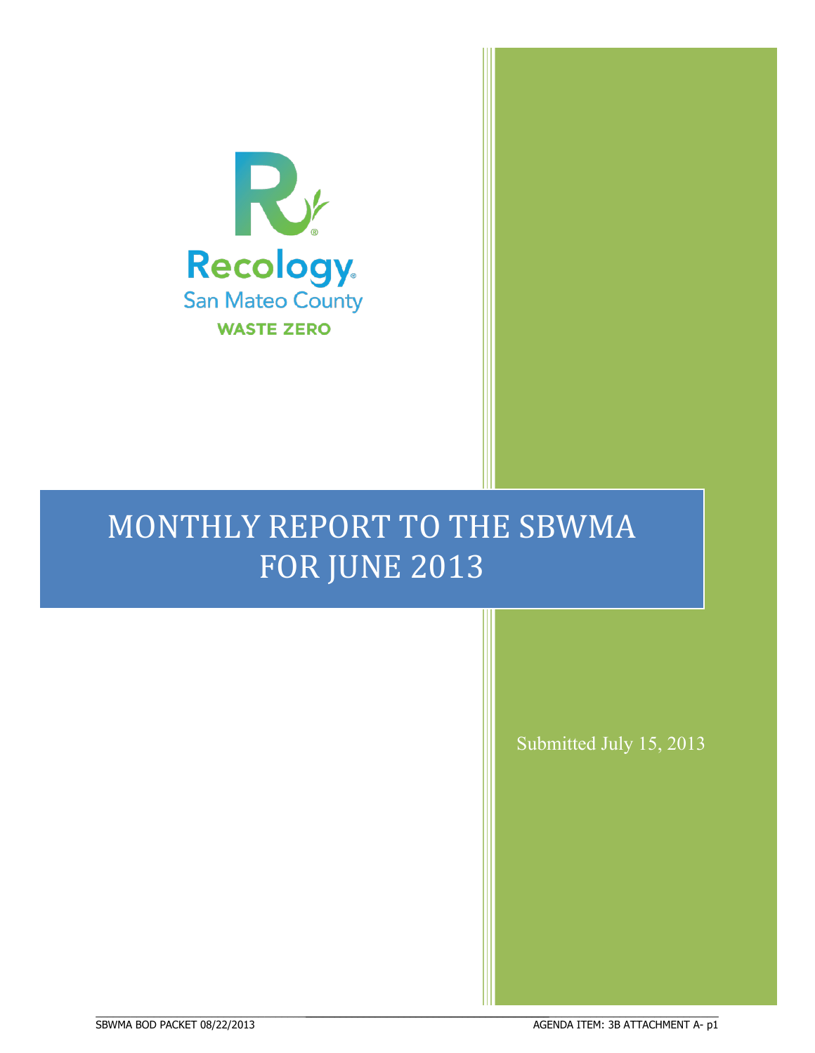Recology
San Mateo County
WASTE ZERO

# MONTHLY REPORT TO THE SBWMA FOR JUNE 2013

Submitted July 15, 2013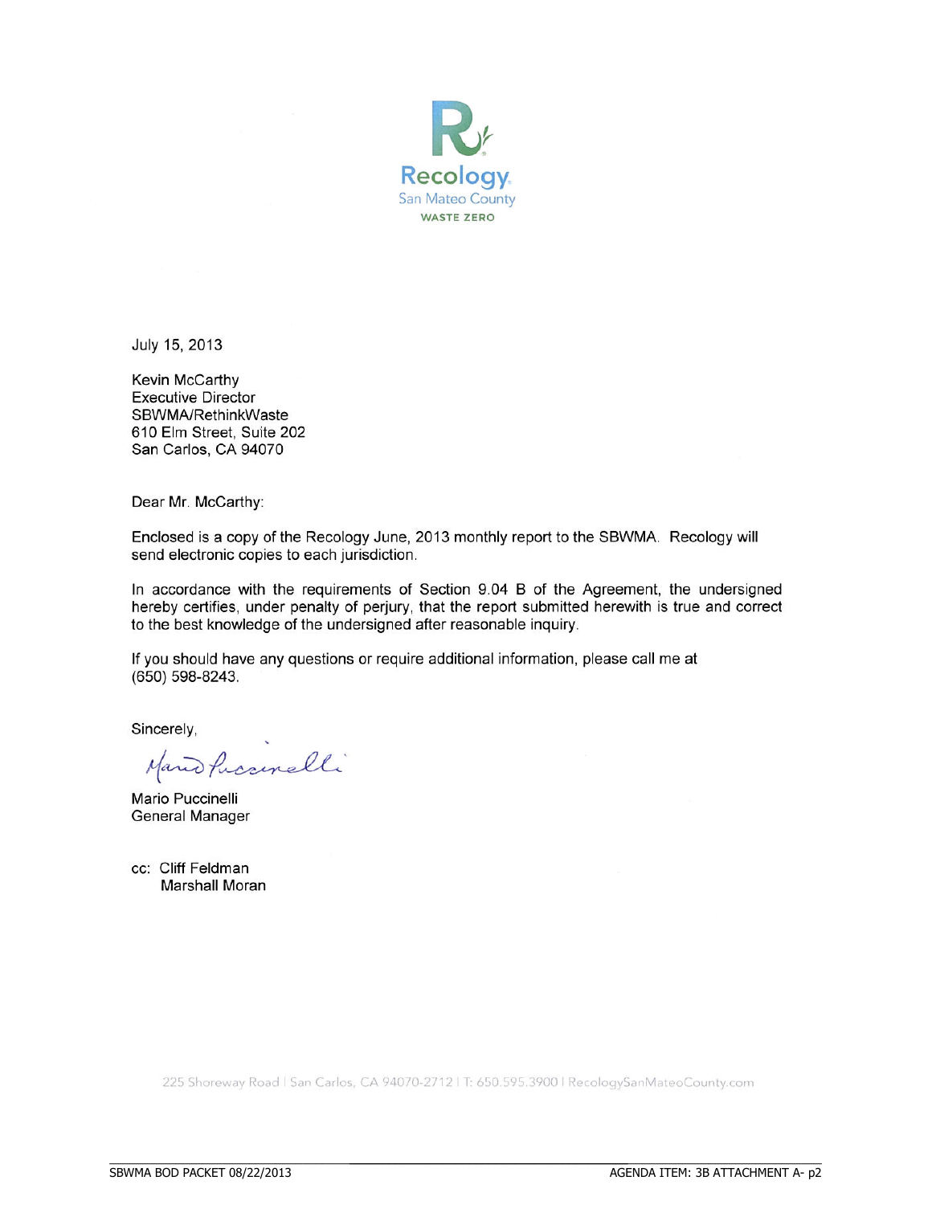Recology San Mateo County
WASTE ZERO

July 15, 2013

Kevin McCarthy
Executive Director
SBWMA/RethinkWaste
610 Elm Street, Suite 202
San Carlos, CA 94070

Dear Mr. McCarthy:

Enclosed is a copy of the Recology June, 2013 monthly report to the SBWMA. Recology will send electronic copies to each jurisdiction.

In accordance with the requirements of Section 9.04 B of the Agreement, the undersigned hereby certifies, under penalty of perjury, that the report submitted herewith is true and correct to the best knowledge of the undersigned after reasonable inquiry.

If you should have any questions or require additional information, please call me at (650) 598-8243.

Sincerely,

Mario Puccinelli
General Manager

cc: Cliff Feldman
Marshall Moran

225 Shoreway Road | San Carlos, CA 94070-2712 | T: 650.595.3900 | RecologySanMateoCounty.com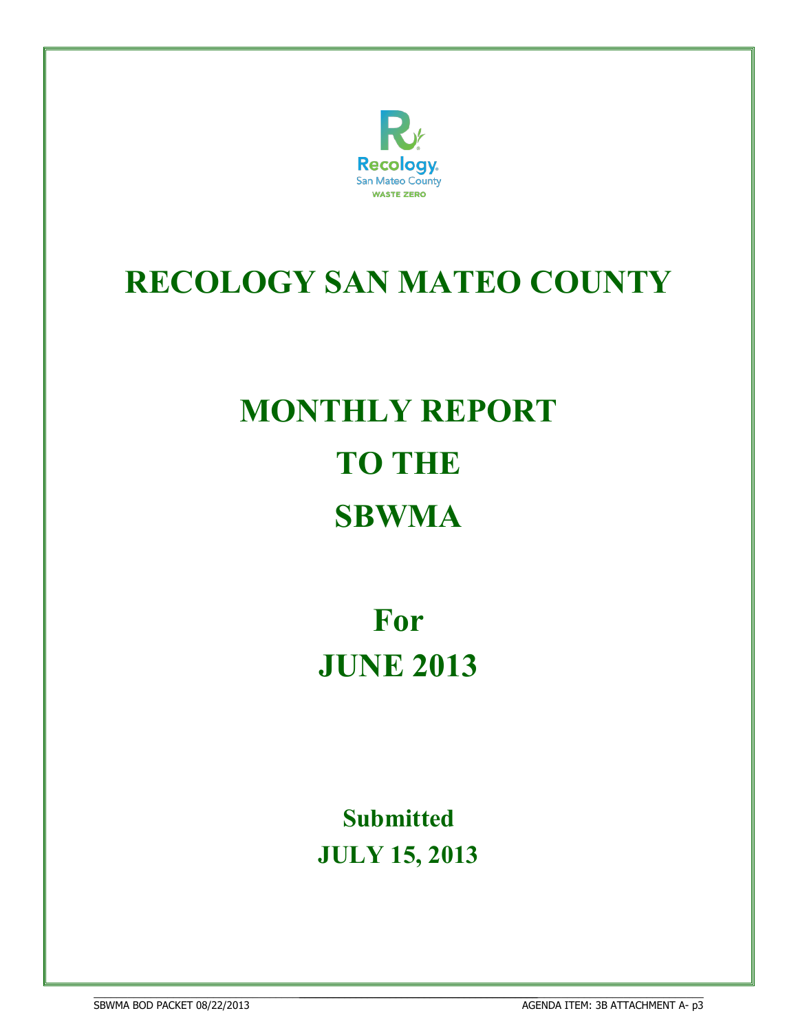# RECOLOGY SAN MATEO COUNTY

# MONTHLY REPORT
# TO THE
# SBWMA

## For
## JUNE 2013

### Submitted
### JULY 15, 2013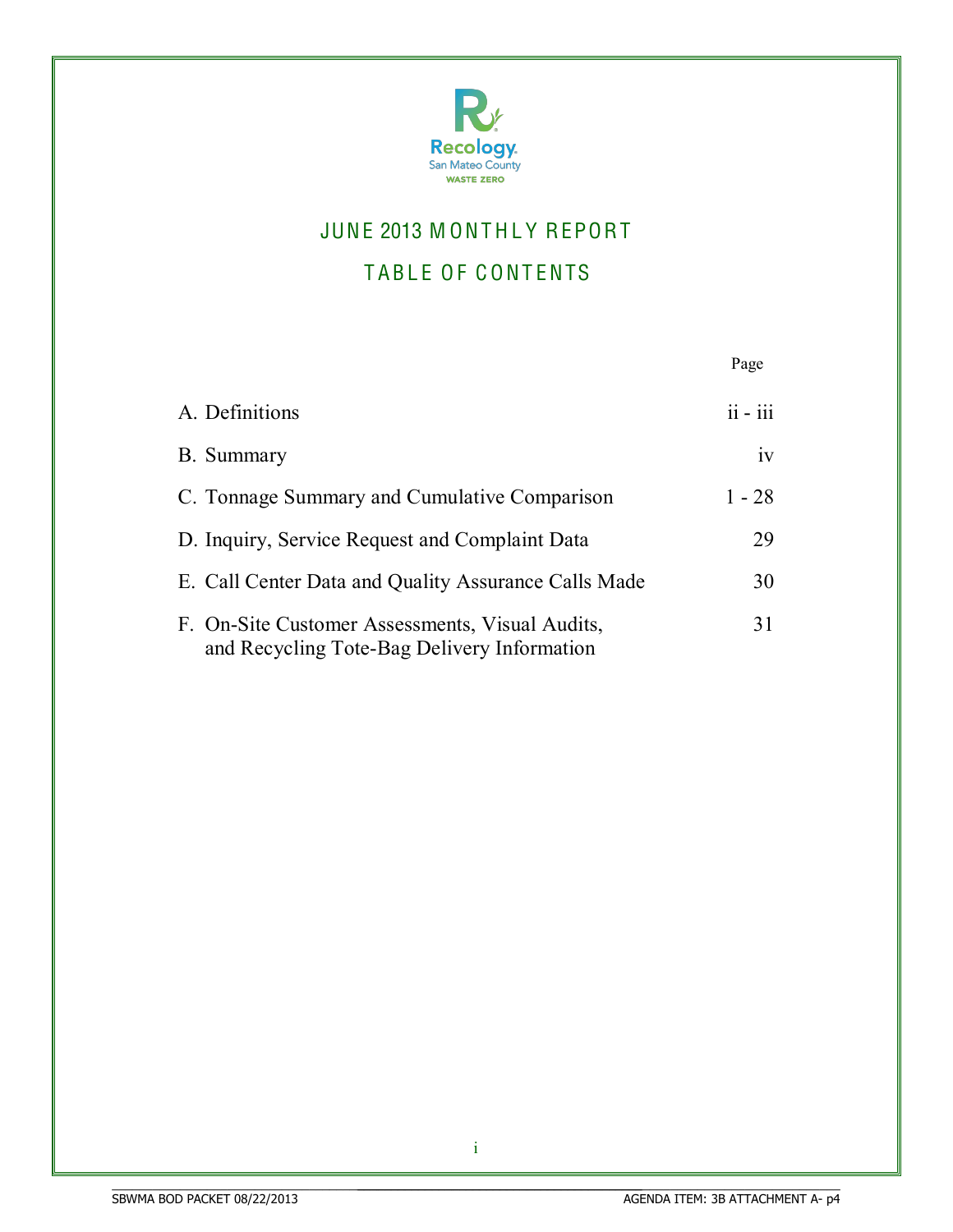Recology San Mateo County WASTE ZERO

# JUNE 2013 MONTHLY REPORT

## TABLE OF CONTENTS

| | Page |
|---|---|
| A. Definitions | ii - iii |
| B. Summary | iv |
| C. Tonnage Summary and Cumulative Comparison | 1 - 28 |
| D. Inquiry, Service Request and Complaint Data | 29 |
| E. Call Center Data and Quality Assurance Calls Made | 30 |
| F. On-Site Customer Assessments, Visual Audits, and Recycling Tote-Bag Delivery Information | 31 |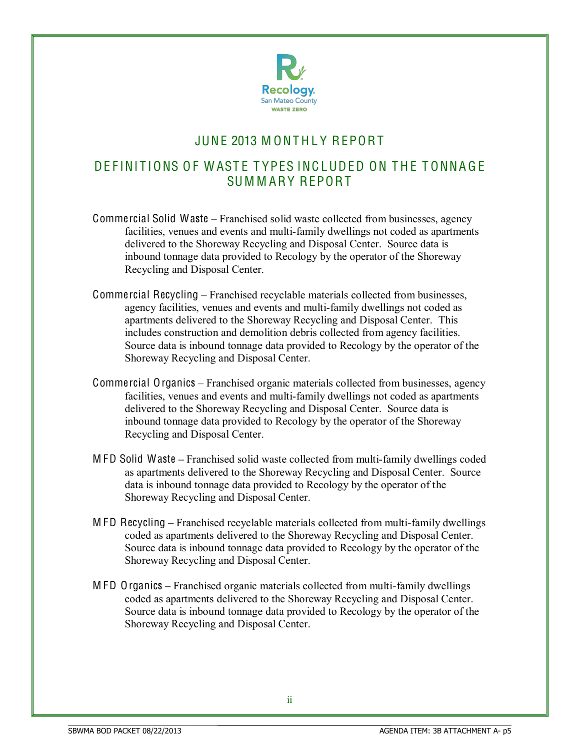# JUNE 2013 MONTHLY REPORT

## DEFINITIONS OF WASTE TYPES INCLUDED ON THE TONNAGE SUMMARY REPORT

**Commercial Solid Waste** – Franchised solid waste collected from businesses, agency facilities, venues and events and multi-family dwellings not coded as apartments delivered to the Shoreway Recycling and Disposal Center. Source data is inbound tonnage data provided to Recology by the operator of the Shoreway Recycling and Disposal Center.

**Commercial Recycling** – Franchised recyclable materials collected from businesses, agency facilities, venues and events and multi-family dwellings not coded as apartments delivered to the Shoreway Recycling and Disposal Center. This includes construction and demolition debris collected from agency facilities. Source data is inbound tonnage data provided to Recology by the operator of the Shoreway Recycling and Disposal Center.

**Commercial Organics** – Franchised organic materials collected from businesses, agency facilities, venues and events and multi-family dwellings not coded as apartments delivered to the Shoreway Recycling and Disposal Center. Source data is inbound tonnage data provided to Recology by the operator of the Shoreway Recycling and Disposal Center.

**MFD Solid Waste** – Franchised solid waste collected from multi-family dwellings coded as apartments delivered to the Shoreway Recycling and Disposal Center. Source data is inbound tonnage data provided to Recology by the operator of the Shoreway Recycling and Disposal Center.

**MFD Recycling** – Franchised recyclable materials collected from multi-family dwellings coded as apartments delivered to the Shoreway Recycling and Disposal Center. Source data is inbound tonnage data provided to Recology by the operator of the Shoreway Recycling and Disposal Center.

**MFD Organics** – Franchised organic materials collected from multi-family dwellings coded as apartments delivered to the Shoreway Recycling and Disposal Center. Source data is inbound tonnage data provided to Recology by the operator of the Shoreway Recycling and Disposal Center.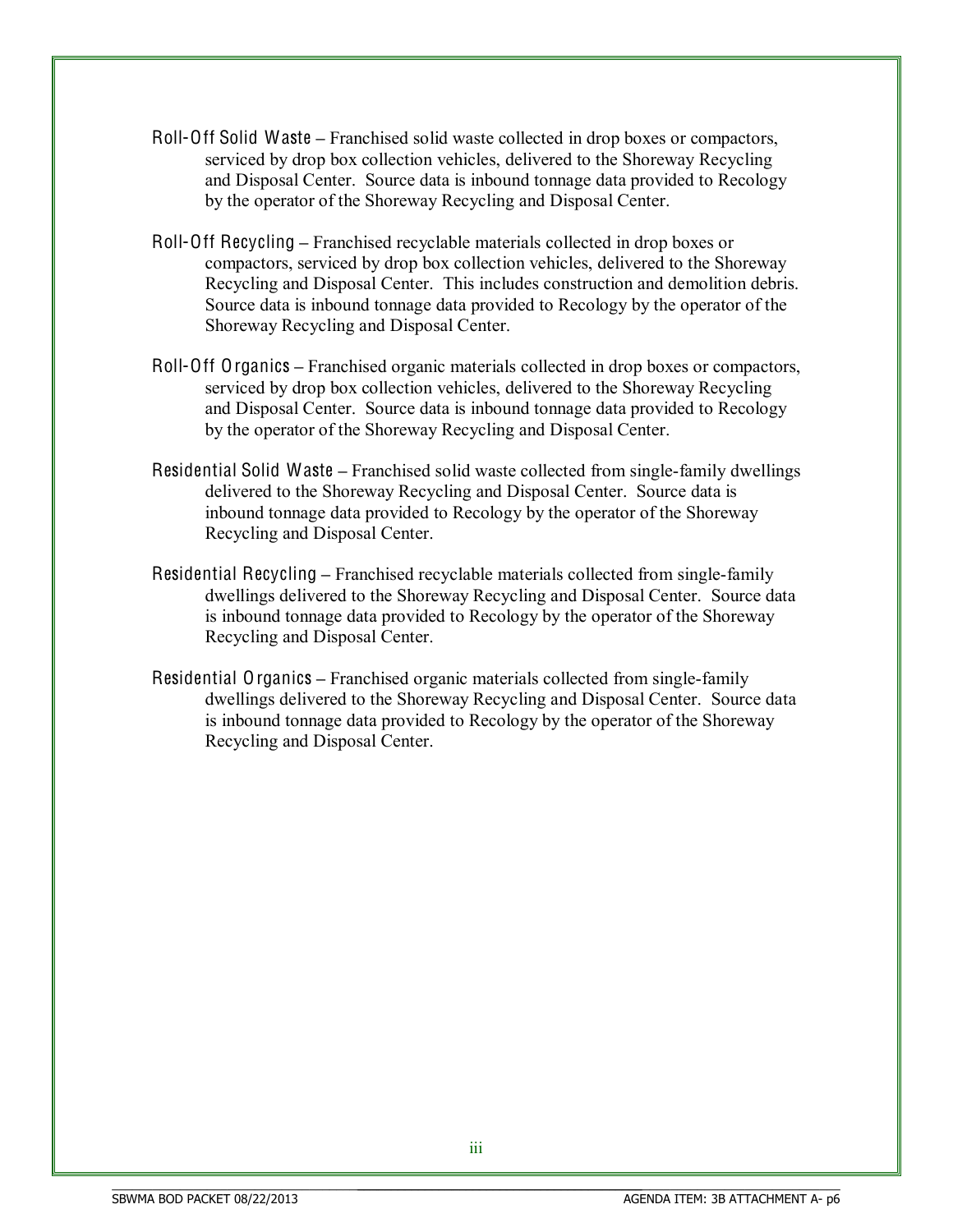**Roll-Off Solid Waste** – Franchised solid waste collected in drop boxes or compactors, serviced by drop box collection vehicles, delivered to the Shoreway Recycling and Disposal Center. Source data is inbound tonnage data provided to Recology by the operator of the Shoreway Recycling and Disposal Center.

**Roll-Off Recycling** – Franchised recyclable materials collected in drop boxes or compactors, serviced by drop box collection vehicles, delivered to the Shoreway Recycling and Disposal Center. This includes construction and demolition debris. Source data is inbound tonnage data provided to Recology by the operator of the Shoreway Recycling and Disposal Center.

**Roll-Off Organics** – Franchised organic materials collected in drop boxes or compactors, serviced by drop box collection vehicles, delivered to the Shoreway Recycling and Disposal Center. Source data is inbound tonnage data provided to Recology by the operator of the Shoreway Recycling and Disposal Center.

**Residential Solid Waste** – Franchised solid waste collected from single-family dwellings delivered to the Shoreway Recycling and Disposal Center. Source data is inbound tonnage data provided to Recology by the operator of the Shoreway Recycling and Disposal Center.

**Residential Recycling** – Franchised recyclable materials collected from single-family dwellings delivered to the Shoreway Recycling and Disposal Center. Source data is inbound tonnage data provided to Recology by the operator of the Shoreway Recycling and Disposal Center.

**Residential Organics** – Franchised organic materials collected from single-family dwellings delivered to the Shoreway Recycling and Disposal Center. Source data is inbound tonnage data provided to Recology by the operator of the Shoreway Recycling and Disposal Center.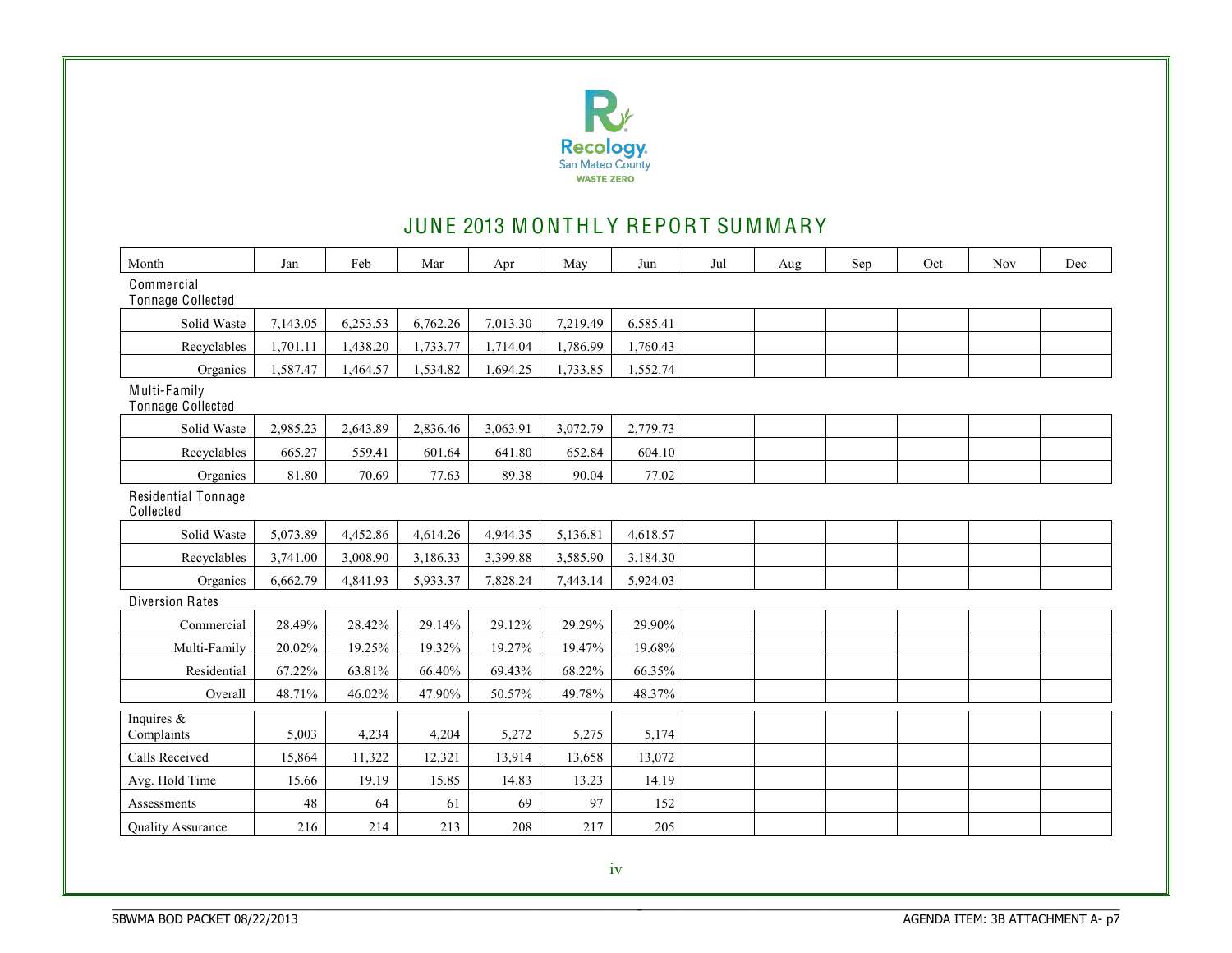Recology.
San Mateo County
WASTE ZERO

# JUNE 2013 MONTHLY REPORT SUMMARY

| Month | Jan | Feb | Mar | Apr | May | Jun | Jul | Aug | Sep | Oct | Nov | Dec |
|---|---|---|---|---|---|---|---|---|---|---|---|---|
| **Commercial Tonnage Collected** | | | | | | | | | | | | |
| Solid Waste | 7,143.05 | 6,253.53 | 6,762.26 | 7,013.30 | 7,219.49 | 6,585.41 | | | | | | |
| Recyclables | 1,701.11 | 1,438.20 | 1,733.77 | 1,714.04 | 1,786.99 | 1,760.43 | | | | | | |
| Organics | 1,587.47 | 1,464.57 | 1,534.82 | 1,694.25 | 1,733.85 | 1,552.74 | | | | | | |
| **Multi-Family Tonnage Collected** | | | | | | | | | | | | |
| Solid Waste | 2,985.23 | 2,643.89 | 2,836.46 | 3,063.91 | 3,072.79 | 2,779.73 | | | | | | |
| Recyclables | 665.27 | 559.41 | 601.64 | 641.80 | 652.84 | 604.10 | | | | | | |
| Organics | 81.80 | 70.69 | 77.63 | 89.38 | 90.04 | 77.02 | | | | | | |
| **Residential Tonnage Collected** | | | | | | | | | | | | |
| Solid Waste | 5,073.89 | 4,452.86 | 4,614.26 | 4,944.35 | 5,136.81 | 4,618.57 | | | | | | |
| Recyclables | 3,741.00 | 3,008.90 | 3,186.33 | 3,399.88 | 3,585.90 | 3,184.30 | | | | | | |
| Organics | 6,662.79 | 4,841.93 | 5,933.37 | 7,828.24 | 7,443.14 | 5,924.03 | | | | | | |
| **Diversion Rates** | | | | | | | | | | | | |
| Commercial | 28.49% | 28.42% | 29.14% | 29.12% | 29.29% | 29.90% | | | | | | |
| Multi-Family | 20.02% | 19.25% | 19.32% | 19.27% | 19.47% | 19.68% | | | | | | |
| Residential | 67.22% | 63.81% | 66.40% | 69.43% | 68.22% | 66.35% | | | | | | |
| Overall | 48.71% | 46.02% | 47.90% | 50.57% | 49.78% | 48.37% | | | | | | |
| Inquires & Complaints | 5,003 | 4,234 | 4,204 | 5,272 | 5,275 | 5,174 | | | | | | |
| Calls Received | 15,864 | 11,322 | 12,321 | 13,914 | 13,658 | 13,072 | | | | | | |
| Avg. Hold Time | 15.66 | 19.19 | 15.85 | 14.83 | 13.23 | 14.19 | | | | | | |
| Assessments | 48 | 64 | 61 | 69 | 97 | 152 | | | | | | |
| Quality Assurance | 216 | 214 | 213 | 208 | 217 | 205 | | | | | | |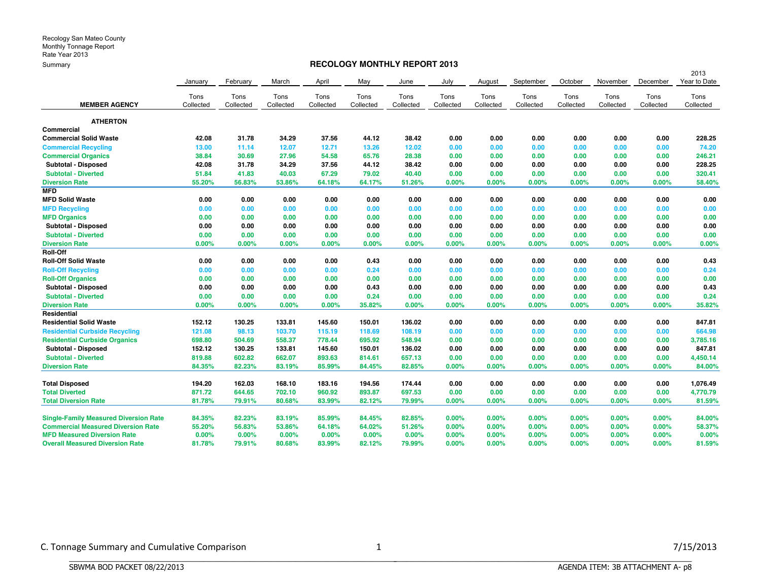Recology San Mateo County
Monthly Tonnage Report
Rate Year 2013
Summary

## RECOLOGY MONTHLY REPORT 2013

| MEMBER AGENCY | January Tons Collected | February Tons Collected | March Tons Collected | April Tons Collected | May Tons Collected | June Tons Collected | July Tons Collected | August Tons Collected | September Tons Collected | October Tons Collected | November Tons Collected | December Tons Collected | 2013 Year to Date Tons Collected |
|---|---|---|---|---|---|---|---|---|---|---|---|---|---|
| **ATHERTON** | | | | | | | | | | | | | |
| **Commercial** | | | | | | | | | | | | | |
| **Commercial Solid Waste** | 42.08 | 31.78 | 34.29 | 37.56 | 44.12 | 38.42 | 0.00 | 0.00 | 0.00 | 0.00 | 0.00 | 0.00 | 228.25 |
| **Commercial Recycling** | 13.00 | 11.14 | 12.07 | 12.71 | 13.26 | 12.02 | 0.00 | 0.00 | 0.00 | 0.00 | 0.00 | 0.00 | 74.20 |
| **Commercial Organics** | 38.84 | 30.69 | 27.96 | 54.58 | 65.76 | 28.38 | 0.00 | 0.00 | 0.00 | 0.00 | 0.00 | 0.00 | 246.21 |
| **Subtotal - Disposed** | 42.08 | 31.78 | 34.29 | 37.56 | 44.12 | 38.42 | 0.00 | 0.00 | 0.00 | 0.00 | 0.00 | 0.00 | 228.25 |
| **Subtotal - Diverted** | 51.84 | 41.83 | 40.03 | 67.29 | 79.02 | 40.40 | 0.00 | 0.00 | 0.00 | 0.00 | 0.00 | 0.00 | 320.41 |
| **Diversion Rate** | 55.20% | 56.83% | 53.86% | 64.18% | 64.17% | 51.26% | 0.00% | 0.00% | 0.00% | 0.00% | 0.00% | 0.00% | 58.40% |
| **MFD** | | | | | | | | | | | | | |
| **MFD Solid Waste** | 0.00 | 0.00 | 0.00 | 0.00 | 0.00 | 0.00 | 0.00 | 0.00 | 0.00 | 0.00 | 0.00 | 0.00 | 0.00 |
| **MFD Recycling** | 0.00 | 0.00 | 0.00 | 0.00 | 0.00 | 0.00 | 0.00 | 0.00 | 0.00 | 0.00 | 0.00 | 0.00 | 0.00 |
| **MFD Organics** | 0.00 | 0.00 | 0.00 | 0.00 | 0.00 | 0.00 | 0.00 | 0.00 | 0.00 | 0.00 | 0.00 | 0.00 | 0.00 |
| **Subtotal - Disposed** | 0.00 | 0.00 | 0.00 | 0.00 | 0.00 | 0.00 | 0.00 | 0.00 | 0.00 | 0.00 | 0.00 | 0.00 | 0.00 |
| **Subtotal - Diverted** | 0.00 | 0.00 | 0.00 | 0.00 | 0.00 | 0.00 | 0.00 | 0.00 | 0.00 | 0.00 | 0.00 | 0.00 | 0.00 |
| **Diversion Rate** | 0.00% | 0.00% | 0.00% | 0.00% | 0.00% | 0.00% | 0.00% | 0.00% | 0.00% | 0.00% | 0.00% | 0.00% | 0.00% |
| **Roll-Off** | | | | | | | | | | | | | |
| **Roll-Off Solid Waste** | 0.00 | 0.00 | 0.00 | 0.00 | 0.43 | 0.00 | 0.00 | 0.00 | 0.00 | 0.00 | 0.00 | 0.00 | 0.43 |
| **Roll-Off Recycling** | 0.00 | 0.00 | 0.00 | 0.00 | 0.24 | 0.00 | 0.00 | 0.00 | 0.00 | 0.00 | 0.00 | 0.00 | 0.24 |
| **Roll-Off Organics** | 0.00 | 0.00 | 0.00 | 0.00 | 0.00 | 0.00 | 0.00 | 0.00 | 0.00 | 0.00 | 0.00 | 0.00 | 0.00 |
| **Subtotal - Disposed** | 0.00 | 0.00 | 0.00 | 0.00 | 0.43 | 0.00 | 0.00 | 0.00 | 0.00 | 0.00 | 0.00 | 0.00 | 0.43 |
| **Subtotal - Diverted** | 0.00 | 0.00 | 0.00 | 0.00 | 0.24 | 0.00 | 0.00 | 0.00 | 0.00 | 0.00 | 0.00 | 0.00 | 0.24 |
| **Diversion Rate** | 0.00% | 0.00% | 0.00% | 0.00% | 35.82% | 0.00% | 0.00% | 0.00% | 0.00% | 0.00% | 0.00% | 0.00% | 35.82% |
| **Residential** | | | | | | | | | | | | | |
| **Residential Solid Waste** | 152.12 | 130.25 | 133.81 | 145.60 | 150.01 | 136.02 | 0.00 | 0.00 | 0.00 | 0.00 | 0.00 | 0.00 | 847.81 |
| **Residential Curbside Recycling** | 121.08 | 98.13 | 103.70 | 115.19 | 118.69 | 108.19 | 0.00 | 0.00 | 0.00 | 0.00 | 0.00 | 0.00 | 664.98 |
| **Residential Curbside Organics** | 698.80 | 504.69 | 558.37 | 778.44 | 695.92 | 548.94 | 0.00 | 0.00 | 0.00 | 0.00 | 0.00 | 0.00 | 3,785.16 |
| **Subtotal - Disposed** | 152.12 | 130.25 | 133.81 | 145.60 | 150.01 | 136.02 | 0.00 | 0.00 | 0.00 | 0.00 | 0.00 | 0.00 | 847.81 |
| **Subtotal - Diverted** | 819.88 | 602.82 | 662.07 | 893.63 | 814.61 | 657.13 | 0.00 | 0.00 | 0.00 | 0.00 | 0.00 | 0.00 | 4,450.14 |
| **Diversion Rate** | 84.35% | 82.23% | 83.19% | 85.99% | 84.45% | 82.85% | 0.00% | 0.00% | 0.00% | 0.00% | 0.00% | 0.00% | 84.00% |
| **Total Disposed** | 194.20 | 162.03 | 168.10 | 183.16 | 194.56 | 174.44 | 0.00 | 0.00 | 0.00 | 0.00 | 0.00 | 0.00 | 1,076.49 |
| **Total Diverted** | 871.72 | 644.65 | 702.10 | 960.92 | 893.87 | 697.53 | 0.00 | 0.00 | 0.00 | 0.00 | 0.00 | 0.00 | 4,770.79 |
| **Total Diversion Rate** | 81.78% | 79.91% | 80.68% | 83.99% | 82.12% | 79.99% | 0.00% | 0.00% | 0.00% | 0.00% | 0.00% | 0.00% | 81.59% |
| **Single-Family Measured Diversion Rate** | 84.35% | 82.23% | 83.19% | 85.99% | 84.45% | 82.85% | 0.00% | 0.00% | 0.00% | 0.00% | 0.00% | 0.00% | 84.00% |
| **Commercial Measured Diversion Rate** | 55.20% | 56.83% | 53.86% | 64.18% | 64.02% | 51.26% | 0.00% | 0.00% | 0.00% | 0.00% | 0.00% | 0.00% | 58.37% |
| **MFD Measured Diversion Rate** | 0.00% | 0.00% | 0.00% | 0.00% | 0.00% | 0.00% | 0.00% | 0.00% | 0.00% | 0.00% | 0.00% | 0.00% | 0.00% |
| **Overall Measured Diversion Rate** | 81.78% | 79.91% | 80.68% | 83.99% | 82.12% | 79.99% | 0.00% | 0.00% | 0.00% | 0.00% | 0.00% | 0.00% | 81.59% |

C. Tonnage Summary and Cumulative Comparison 7/15/2013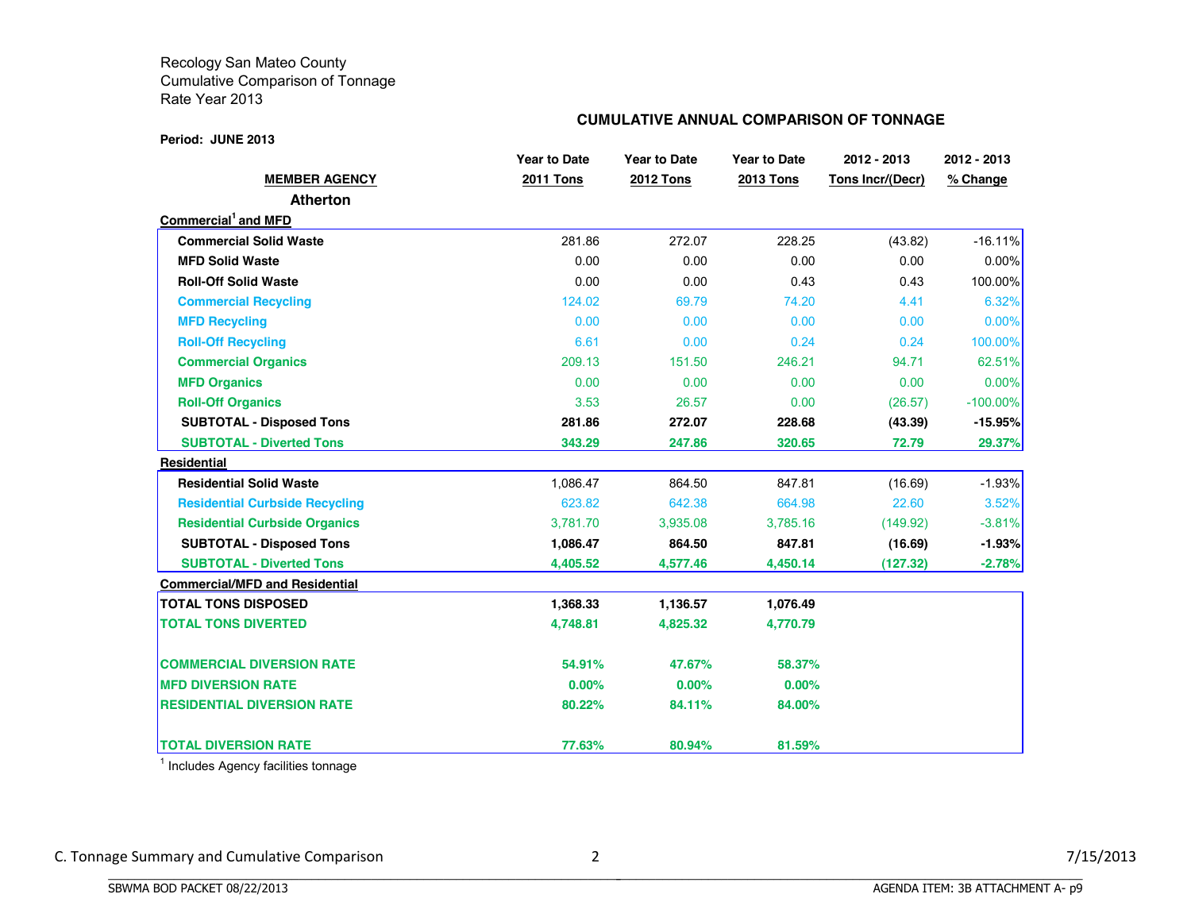Recology San Mateo County
Cumulative Comparison of Tonnage
Rate Year 2013

**CUMULATIVE ANNUAL COMPARISON OF TONNAGE**

**Period: JUNE 2013**

| MEMBER AGENCY | Year to Date 2011 Tons | Year to Date 2012 Tons | Year to Date 2013 Tons | 2012 - 2013 Tons Incr/(Decr) | 2012 - 2013 % Change |
|---|---|---|---|---|---|
| **Atherton** | | | | | |
| **Commercial[1] and MFD** | | | | | |
| **Commercial Solid Waste** | 281.86 | 272.07 | 228.25 | (43.82) | -16.11% |
| **MFD Solid Waste** | 0.00 | 0.00 | 0.00 | 0.00 | 0.00% |
| **Roll-Off Solid Waste** | 0.00 | 0.00 | 0.43 | 0.43 | 100.00% |
| **Commercial Recycling** | 124.02 | 69.79 | 74.20 | 4.41 | 6.32% |
| **MFD Recycling** | 0.00 | 0.00 | 0.00 | 0.00 | 0.00% |
| **Roll-Off Recycling** | 6.61 | 0.00 | 0.24 | 0.24 | 100.00% |
| **Commercial Organics** | 209.13 | 151.50 | 246.21 | 94.71 | 62.51% |
| **MFD Organics** | 0.00 | 0.00 | 0.00 | 0.00 | 0.00% |
| **Roll-Off Organics** | 3.53 | 26.57 | 0.00 | (26.57) | -100.00% |
| **SUBTOTAL - Disposed Tons** | **281.86** | **272.07** | **228.68** | **(43.39)** | **-15.95%** |
| **SUBTOTAL - Diverted Tons** | **343.29** | **247.86** | **320.65** | **72.79** | **29.37%** |
| **Residential** | | | | | |
| **Residential Solid Waste** | 1,086.47 | 864.50 | 847.81 | (16.69) | -1.93% |
| **Residential Curbside Recycling** | 623.82 | 642.38 | 664.98 | 22.60 | 3.52% |
| **Residential Curbside Organics** | 3,781.70 | 3,935.08 | 3,785.16 | (149.92) | -3.81% |
| **SUBTOTAL - Disposed Tons** | **1,086.47** | **864.50** | **847.81** | **(16.69)** | **-1.93%** |
| **SUBTOTAL - Diverted Tons** | **4,405.52** | **4,577.46** | **4,450.14** | **(127.32)** | **-2.78%** |
| **Commercial/MFD and Residential** | | | | | |
| **TOTAL TONS DISPOSED** | **1,368.33** | **1,136.57** | **1,076.49** | | |
| **TOTAL TONS DIVERTED** | **4,748.81** | **4,825.32** | **4,770.79** | | |
| **COMMERCIAL DIVERSION RATE** | **54.91%** | **47.67%** | **58.37%** | | |
| **MFD DIVERSION RATE** | **0.00%** | **0.00%** | **0.00%** | | |
| **RESIDENTIAL DIVERSION RATE** | **80.22%** | **84.11%** | **84.00%** | | |
| **TOTAL DIVERSION RATE** | **77.63%** | **80.94%** | **81.59%** | | |

[1] Includes Agency facilities tonnage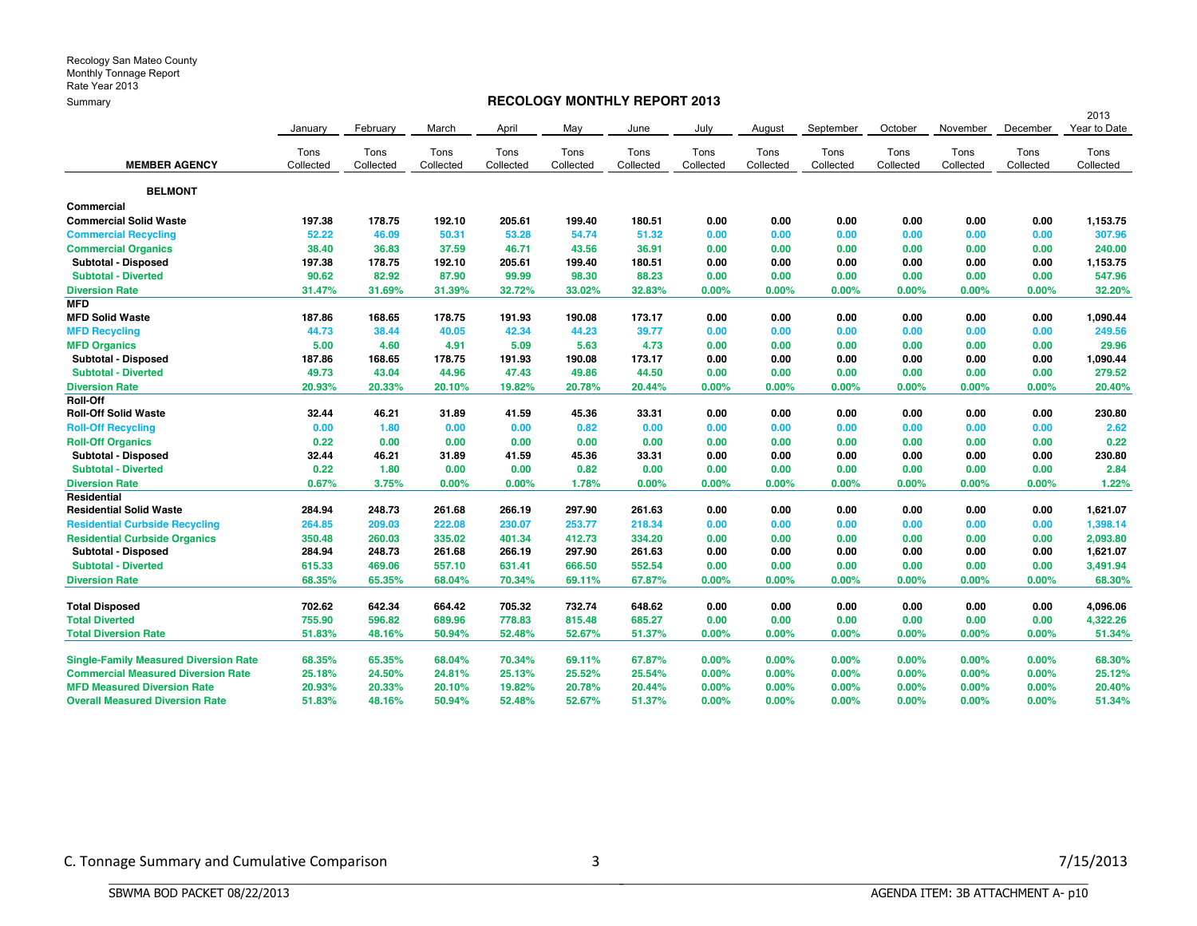Recology San Mateo County
Monthly Tonnage Report
Rate Year 2013
Summary

## RECOLOGY MONTHLY REPORT 2013

| MEMBER AGENCY | January Tons Collected | February Tons Collected | March Tons Collected | April Tons Collected | May Tons Collected | June Tons Collected | July Tons Collected | August Tons Collected | September Tons Collected | October Tons Collected | November Tons Collected | December Tons Collected | 2013 Year to Date Tons Collected |
|---|---|---|---|---|---|---|---|---|---|---|---|---|---|
| **BELMONT** | | | | | | | | | | | | | |
| **Commercial** | | | | | | | | | | | | | |
| **Commercial Solid Waste** | 197.38 | 178.75 | 192.10 | 205.61 | 199.40 | 180.51 | 0.00 | 0.00 | 0.00 | 0.00 | 0.00 | 0.00 | 1,153.75 |
| **Commercial Recycling** | 52.22 | 46.09 | 50.31 | 53.28 | 54.74 | 51.32 | 0.00 | 0.00 | 0.00 | 0.00 | 0.00 | 0.00 | 307.96 |
| **Commercial Organics** | 38.40 | 36.83 | 37.59 | 46.71 | 43.56 | 36.91 | 0.00 | 0.00 | 0.00 | 0.00 | 0.00 | 0.00 | 240.00 |
| **Subtotal - Disposed** | 197.38 | 178.75 | 192.10 | 205.61 | 199.40 | 180.51 | 0.00 | 0.00 | 0.00 | 0.00 | 0.00 | 0.00 | 1,153.75 |
| **Subtotal - Diverted** | 90.62 | 82.92 | 87.90 | 99.99 | 98.30 | 88.23 | 0.00 | 0.00 | 0.00 | 0.00 | 0.00 | 0.00 | 547.96 |
| **Diversion Rate** | 31.47% | 31.69% | 31.39% | 32.72% | 33.02% | 32.83% | 0.00% | 0.00% | 0.00% | 0.00% | 0.00% | 0.00% | 32.20% |
| **MFD** | | | | | | | | | | | | | |
| **MFD Solid Waste** | 187.86 | 168.65 | 178.75 | 191.93 | 190.08 | 173.17 | 0.00 | 0.00 | 0.00 | 0.00 | 0.00 | 0.00 | 1,090.44 |
| **MFD Recycling** | 44.73 | 38.44 | 40.05 | 42.34 | 44.23 | 39.77 | 0.00 | 0.00 | 0.00 | 0.00 | 0.00 | 0.00 | 249.56 |
| **MFD Organics** | 5.00 | 4.60 | 4.91 | 5.09 | 5.63 | 4.73 | 0.00 | 0.00 | 0.00 | 0.00 | 0.00 | 0.00 | 29.96 |
| **Subtotal - Disposed** | 187.86 | 168.65 | 178.75 | 191.93 | 190.08 | 173.17 | 0.00 | 0.00 | 0.00 | 0.00 | 0.00 | 0.00 | 1,090.44 |
| **Subtotal - Diverted** | 49.73 | 43.04 | 44.96 | 47.43 | 49.86 | 44.50 | 0.00 | 0.00 | 0.00 | 0.00 | 0.00 | 0.00 | 279.52 |
| **Diversion Rate** | 20.93% | 20.33% | 20.10% | 19.82% | 20.78% | 20.44% | 0.00% | 0.00% | 0.00% | 0.00% | 0.00% | 0.00% | 20.40% |
| **Roll-Off** | | | | | | | | | | | | | |
| **Roll-Off Solid Waste** | 32.44 | 46.21 | 31.89 | 41.59 | 45.36 | 33.31 | 0.00 | 0.00 | 0.00 | 0.00 | 0.00 | 0.00 | 230.80 |
| **Roll-Off Recycling** | 0.00 | 1.80 | 0.00 | 0.00 | 0.82 | 0.00 | 0.00 | 0.00 | 0.00 | 0.00 | 0.00 | 0.00 | 2.62 |
| **Roll-Off Organics** | 0.22 | 0.00 | 0.00 | 0.00 | 0.00 | 0.00 | 0.00 | 0.00 | 0.00 | 0.00 | 0.00 | 0.00 | 0.22 |
| **Subtotal - Disposed** | 32.44 | 46.21 | 31.89 | 41.59 | 45.36 | 33.31 | 0.00 | 0.00 | 0.00 | 0.00 | 0.00 | 0.00 | 230.80 |
| **Subtotal - Diverted** | 0.22 | 1.80 | 0.00 | 0.00 | 0.82 | 0.00 | 0.00 | 0.00 | 0.00 | 0.00 | 0.00 | 0.00 | 2.84 |
| **Diversion Rate** | 0.67% | 3.75% | 0.00% | 0.00% | 1.78% | 0.00% | 0.00% | 0.00% | 0.00% | 0.00% | 0.00% | 0.00% | 1.22% |
| **Residential** | | | | | | | | | | | | | |
| **Residential Solid Waste** | 284.94 | 248.73 | 261.68 | 266.19 | 297.90 | 261.63 | 0.00 | 0.00 | 0.00 | 0.00 | 0.00 | 0.00 | 1,621.07 |
| **Residential Curbside Recycling** | 264.85 | 209.03 | 222.08 | 230.07 | 253.77 | 218.34 | 0.00 | 0.00 | 0.00 | 0.00 | 0.00 | 0.00 | 1,398.14 |
| **Residential Curbside Organics** | 350.48 | 260.03 | 335.02 | 401.34 | 412.73 | 334.20 | 0.00 | 0.00 | 0.00 | 0.00 | 0.00 | 0.00 | 2,093.80 |
| **Subtotal - Disposed** | 284.94 | 248.73 | 261.68 | 266.19 | 297.90 | 261.63 | 0.00 | 0.00 | 0.00 | 0.00 | 0.00 | 0.00 | 1,621.07 |
| **Subtotal - Diverted** | 615.33 | 469.06 | 557.10 | 631.41 | 666.50 | 552.54 | 0.00 | 0.00 | 0.00 | 0.00 | 0.00 | 0.00 | 3,491.94 |
| **Diversion Rate** | 68.35% | 65.35% | 68.04% | 70.34% | 69.11% | 67.87% | 0.00% | 0.00% | 0.00% | 0.00% | 0.00% | 0.00% | 68.30% |
| | | | | | | | | | | | | | |
| **Total Disposed** | 702.62 | 642.34 | 664.42 | 705.32 | 732.74 | 648.62 | 0.00 | 0.00 | 0.00 | 0.00 | 0.00 | 0.00 | 4,096.06 |
| **Total Diverted** | 755.90 | 596.82 | 689.96 | 778.83 | 815.48 | 685.27 | 0.00 | 0.00 | 0.00 | 0.00 | 0.00 | 0.00 | 4,322.26 |
| **Total Diversion Rate** | 51.83% | 48.16% | 50.94% | 52.48% | 52.67% | 51.37% | 0.00% | 0.00% | 0.00% | 0.00% | 0.00% | 0.00% | 51.34% |
| | | | | | | | | | | | | | |
| **Single-Family Measured Diversion Rate** | 68.35% | 65.35% | 68.04% | 70.34% | 69.11% | 67.87% | 0.00% | 0.00% | 0.00% | 0.00% | 0.00% | 0.00% | 68.30% |
| **Commercial Measured Diversion Rate** | 25.18% | 24.50% | 24.81% | 25.13% | 25.52% | 25.54% | 0.00% | 0.00% | 0.00% | 0.00% | 0.00% | 0.00% | 25.12% |
| **MFD Measured Diversion Rate** | 20.93% | 20.33% | 20.10% | 19.82% | 20.78% | 20.44% | 0.00% | 0.00% | 0.00% | 0.00% | 0.00% | 0.00% | 20.40% |
| **Overall Measured Diversion Rate** | 51.83% | 48.16% | 50.94% | 52.48% | 52.67% | 51.37% | 0.00% | 0.00% | 0.00% | 0.00% | 0.00% | 0.00% | 51.34% |

C. Tonnage Summary and Cumulative Comparison 7/15/2013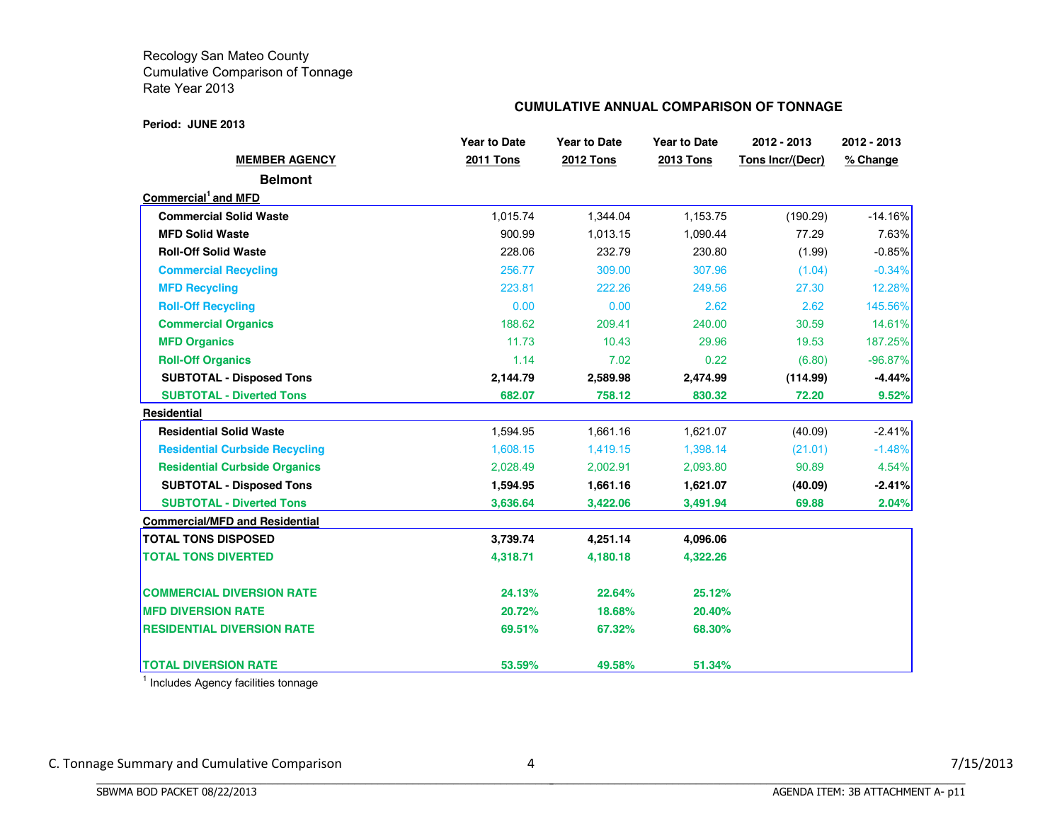Recology San Mateo County
Cumulative Comparison of Tonnage
Rate Year 2013

**CUMULATIVE ANNUAL COMPARISON OF TONNAGE**

**Period: JUNE 2013**

| MEMBER AGENCY | Year to Date 2011 Tons | Year to Date 2012 Tons | Year to Date 2013 Tons | 2012 - 2013 Tons Incr/(Decr) | 2012 - 2013 % Change |
|---|---|---|---|---|---|
| **Belmont** | | | | | |
| **Commercial[1] and MFD** | | | | | |
| **Commercial Solid Waste** | 1,015.74 | 1,344.04 | 1,153.75 | (190.29) | -14.16% |
| **MFD Solid Waste** | 900.99 | 1,013.15 | 1,090.44 | 77.29 | 7.63% |
| **Roll-Off Solid Waste** | 228.06 | 232.79 | 230.80 | (1.99) | -0.85% |
| **Commercial Recycling** | 256.77 | 309.00 | 307.96 | (1.04) | -0.34% |
| **MFD Recycling** | 223.81 | 222.26 | 249.56 | 27.30 | 12.28% |
| **Roll-Off Recycling** | 0.00 | 0.00 | 2.62 | 2.62 | 145.56% |
| **Commercial Organics** | 188.62 | 209.41 | 240.00 | 30.59 | 14.61% |
| **MFD Organics** | 11.73 | 10.43 | 29.96 | 19.53 | 187.25% |
| **Roll-Off Organics** | 1.14 | 7.02 | 0.22 | (6.80) | -96.87% |
| **SUBTOTAL - Disposed Tons** | **2,144.79** | **2,589.98** | **2,474.99** | **(114.99)** | **-4.44%** |
| **SUBTOTAL - Diverted Tons** | **682.07** | **758.12** | **830.32** | **72.20** | **9.52%** |
| **Residential** | | | | | |
| **Residential Solid Waste** | 1,594.95 | 1,661.16 | 1,621.07 | (40.09) | -2.41% |
| **Residential Curbside Recycling** | 1,608.15 | 1,419.15 | 1,398.14 | (21.01) | -1.48% |
| **Residential Curbside Organics** | 2,028.49 | 2,002.91 | 2,093.80 | 90.89 | 4.54% |
| **SUBTOTAL - Disposed Tons** | **1,594.95** | **1,661.16** | **1,621.07** | **(40.09)** | **-2.41%** |
| **SUBTOTAL - Diverted Tons** | **3,636.64** | **3,422.06** | **3,491.94** | **69.88** | **2.04%** |
| **Commercial/MFD and Residential** | | | | | |
| **TOTAL TONS DISPOSED** | **3,739.74** | **4,251.14** | **4,096.06** | | |
| **TOTAL TONS DIVERTED** | **4,318.71** | **4,180.18** | **4,322.26** | | |
| **COMMERCIAL DIVERSION RATE** | **24.13%** | **22.64%** | **25.12%** | | |
| **MFD DIVERSION RATE** | **20.72%** | **18.68%** | **20.40%** | | |
| **RESIDENTIAL DIVERSION RATE** | **69.51%** | **67.32%** | **68.30%** | | |
| **TOTAL DIVERSION RATE** | **53.59%** | **49.58%** | **51.34%** | | |

[1] Includes Agency facilities tonnage

C. Tonnage Summary and Cumulative Comparison

7/15/2013

SBWMA BOD PACKET 08/22/2013

AGENDA ITEM: 3B ATTACHMENT A- p11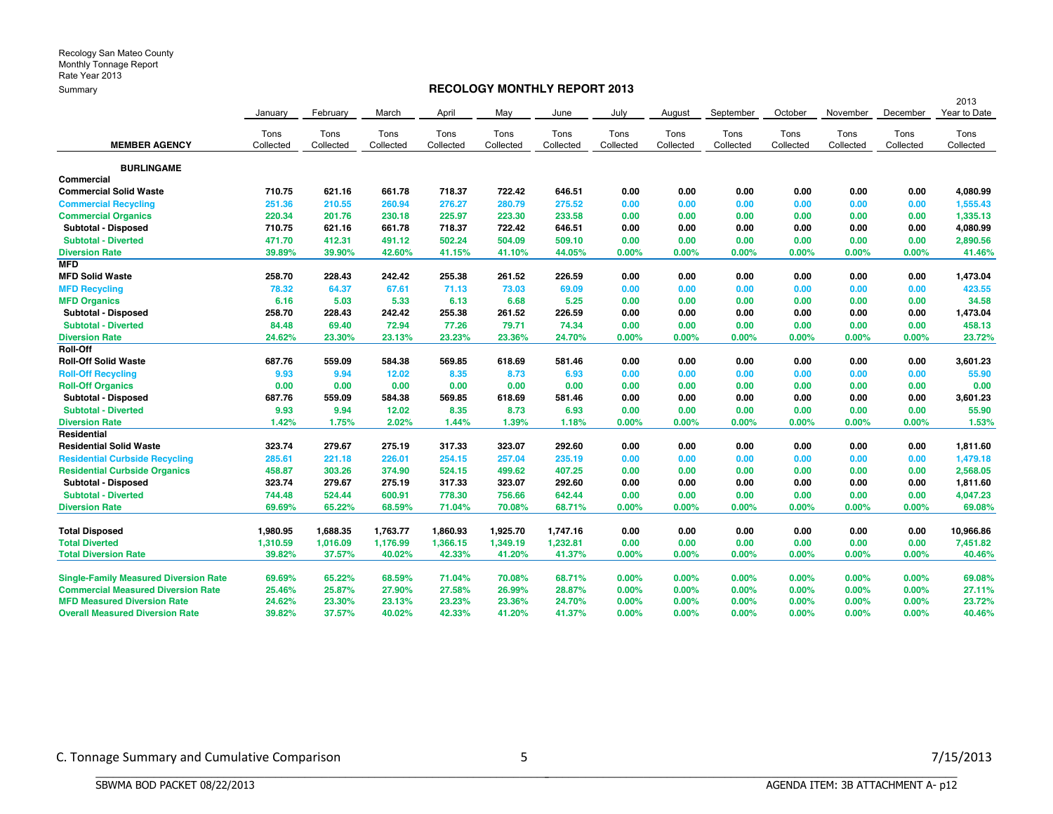Recology San Mateo County
Monthly Tonnage Report
Rate Year 2013
Summary

## RECOLOGY MONTHLY REPORT 2013

| MEMBER AGENCY | January Tons Collected | February Tons Collected | March Tons Collected | April Tons Collected | May Tons Collected | June Tons Collected | July Tons Collected | August Tons Collected | September Tons Collected | October Tons Collected | November Tons Collected | December Tons Collected | 2013 Year to Date Tons Collected |
|---|---|---|---|---|---|---|---|---|---|---|---|---|---|
| **BURLINGAME** | | | | | | | | | | | | | |
| **Commercial** | | | | | | | | | | | | | |
| **Commercial Solid Waste** | 710.75 | 621.16 | 661.78 | 718.37 | 722.42 | 646.51 | 0.00 | 0.00 | 0.00 | 0.00 | 0.00 | 0.00 | 4,080.99 |
| **Commercial Recycling** | 251.36 | 210.55 | 260.94 | 276.27 | 280.79 | 275.52 | 0.00 | 0.00 | 0.00 | 0.00 | 0.00 | 0.00 | 1,555.43 |
| **Commercial Organics** | 220.34 | 201.76 | 230.18 | 225.97 | 223.30 | 233.58 | 0.00 | 0.00 | 0.00 | 0.00 | 0.00 | 0.00 | 1,335.13 |
| **Subtotal - Disposed** | 710.75 | 621.16 | 661.78 | 718.37 | 722.42 | 646.51 | 0.00 | 0.00 | 0.00 | 0.00 | 0.00 | 0.00 | 4,080.99 |
| **Subtotal - Diverted** | 471.70 | 412.31 | 491.12 | 502.24 | 504.09 | 509.10 | 0.00 | 0.00 | 0.00 | 0.00 | 0.00 | 0.00 | 2,890.56 |
| **Diversion Rate** | 39.89% | 39.90% | 42.60% | 41.15% | 41.10% | 44.05% | 0.00% | 0.00% | 0.00% | 0.00% | 0.00% | 0.00% | 41.46% |
| **MFD** | | | | | | | | | | | | | |
| **MFD Solid Waste** | 258.70 | 228.43 | 242.42 | 255.38 | 261.52 | 226.59 | 0.00 | 0.00 | 0.00 | 0.00 | 0.00 | 0.00 | 1,473.04 |
| **MFD Recycling** | 78.32 | 64.37 | 67.61 | 71.13 | 73.03 | 69.09 | 0.00 | 0.00 | 0.00 | 0.00 | 0.00 | 0.00 | 423.55 |
| **MFD Organics** | 6.16 | 5.03 | 5.33 | 6.13 | 6.68 | 5.25 | 0.00 | 0.00 | 0.00 | 0.00 | 0.00 | 0.00 | 34.58 |
| **Subtotal - Disposed** | 258.70 | 228.43 | 242.42 | 255.38 | 261.52 | 226.59 | 0.00 | 0.00 | 0.00 | 0.00 | 0.00 | 0.00 | 1,473.04 |
| **Subtotal - Diverted** | 84.48 | 69.40 | 72.94 | 77.26 | 79.71 | 74.34 | 0.00 | 0.00 | 0.00 | 0.00 | 0.00 | 0.00 | 458.13 |
| **Diversion Rate** | 24.62% | 23.30% | 23.13% | 23.23% | 23.36% | 24.70% | 0.00% | 0.00% | 0.00% | 0.00% | 0.00% | 0.00% | 23.72% |
| **Roll-Off** | | | | | | | | | | | | | |
| **Roll-Off Solid Waste** | 687.76 | 559.09 | 584.38 | 569.85 | 618.69 | 581.46 | 0.00 | 0.00 | 0.00 | 0.00 | 0.00 | 0.00 | 3,601.23 |
| **Roll-Off Recycling** | 9.93 | 9.94 | 12.02 | 8.35 | 8.73 | 6.93 | 0.00 | 0.00 | 0.00 | 0.00 | 0.00 | 0.00 | 55.90 |
| **Roll-Off Organics** | 0.00 | 0.00 | 0.00 | 0.00 | 0.00 | 0.00 | 0.00 | 0.00 | 0.00 | 0.00 | 0.00 | 0.00 | 0.00 |
| **Subtotal - Disposed** | 687.76 | 559.09 | 584.38 | 569.85 | 618.69 | 581.46 | 0.00 | 0.00 | 0.00 | 0.00 | 0.00 | 0.00 | 3,601.23 |
| **Subtotal - Diverted** | 9.93 | 9.94 | 12.02 | 8.35 | 8.73 | 6.93 | 0.00 | 0.00 | 0.00 | 0.00 | 0.00 | 0.00 | 55.90 |
| **Diversion Rate** | 1.42% | 1.75% | 2.02% | 1.44% | 1.39% | 1.18% | 0.00% | 0.00% | 0.00% | 0.00% | 0.00% | 0.00% | 1.53% |
| **Residential** | | | | | | | | | | | | | |
| **Residential Solid Waste** | 323.74 | 279.67 | 275.19 | 317.33 | 323.07 | 292.60 | 0.00 | 0.00 | 0.00 | 0.00 | 0.00 | 0.00 | 1,811.60 |
| **Residential Curbside Recycling** | 285.61 | 221.18 | 226.01 | 254.15 | 257.04 | 235.19 | 0.00 | 0.00 | 0.00 | 0.00 | 0.00 | 0.00 | 1,479.18 |
| **Residential Curbside Organics** | 458.87 | 303.26 | 374.90 | 524.15 | 499.62 | 407.25 | 0.00 | 0.00 | 0.00 | 0.00 | 0.00 | 0.00 | 2,568.05 |
| **Subtotal - Disposed** | 323.74 | 279.67 | 275.19 | 317.33 | 323.07 | 292.60 | 0.00 | 0.00 | 0.00 | 0.00 | 0.00 | 0.00 | 1,811.60 |
| **Subtotal - Diverted** | 744.48 | 524.44 | 600.91 | 778.30 | 756.66 | 642.44 | 0.00 | 0.00 | 0.00 | 0.00 | 0.00 | 0.00 | 4,047.23 |
| **Diversion Rate** | 69.69% | 65.22% | 68.59% | 71.04% | 70.08% | 68.71% | 0.00% | 0.00% | 0.00% | 0.00% | 0.00% | 0.00% | 69.08% |
| **Total Disposed** | 1,980.95 | 1,688.35 | 1,763.77 | 1,860.93 | 1,925.70 | 1,747.16 | 0.00 | 0.00 | 0.00 | 0.00 | 0.00 | 0.00 | 10,966.86 |
| **Total Diverted** | 1,310.59 | 1,016.09 | 1,176.99 | 1,366.15 | 1,349.19 | 1,232.81 | 0.00 | 0.00 | 0.00 | 0.00 | 0.00 | 0.00 | 7,451.82 |
| **Total Diversion Rate** | 39.82% | 37.57% | 40.02% | 42.33% | 41.20% | 41.37% | 0.00% | 0.00% | 0.00% | 0.00% | 0.00% | 0.00% | 40.46% |
| **Single-Family Measured Diversion Rate** | 69.69% | 65.22% | 68.59% | 71.04% | 70.08% | 68.71% | 0.00% | 0.00% | 0.00% | 0.00% | 0.00% | 0.00% | 69.08% |
| **Commercial Measured Diversion Rate** | 25.46% | 25.87% | 27.90% | 27.58% | 26.99% | 28.87% | 0.00% | 0.00% | 0.00% | 0.00% | 0.00% | 0.00% | 27.11% |
| **MFD Measured Diversion Rate** | 24.62% | 23.30% | 23.13% | 23.23% | 23.36% | 24.70% | 0.00% | 0.00% | 0.00% | 0.00% | 0.00% | 0.00% | 23.72% |
| **Overall Measured Diversion Rate** | 39.82% | 37.57% | 40.02% | 42.33% | 41.20% | 41.37% | 0.00% | 0.00% | 0.00% | 0.00% | 0.00% | 0.00% | 40.46% |

C. Tonnage Summary and Cumulative Comparison | 5 | 7/15/2013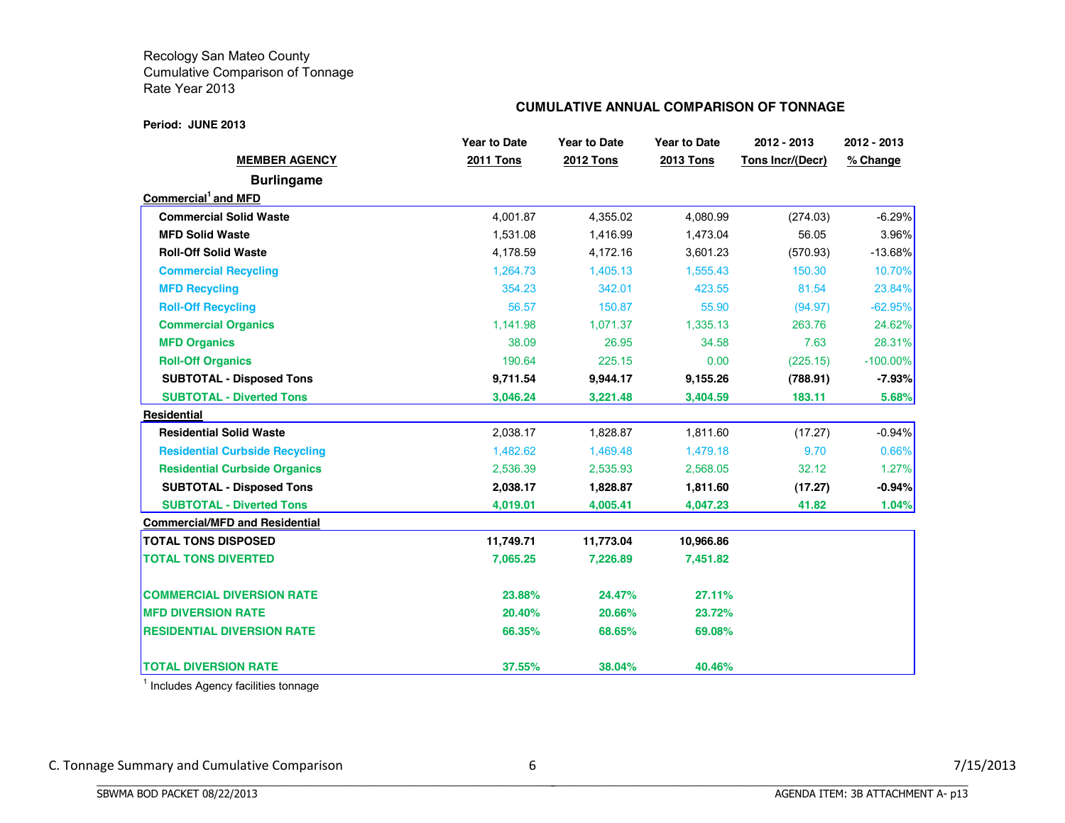Recology San Mateo County
Cumulative Comparison of Tonnage
Rate Year 2013

**CUMULATIVE ANNUAL COMPARISON OF TONNAGE**

**Period: JUNE 2013**

| MEMBER AGENCY | Year to Date 2011 Tons | Year to Date 2012 Tons | Year to Date 2013 Tons | 2012 - 2013 Tons Incr/(Decr) | 2012 - 2013 % Change |
|---|---|---|---|---|---|
| **Burlingame** | | | | | |
| **Commercial[1] and MFD** | | | | | |
| **Commercial Solid Waste** | 4,001.87 | 4,355.02 | 4,080.99 | (274.03) | -6.29% |
| **MFD Solid Waste** | 1,531.08 | 1,416.99 | 1,473.04 | 56.05 | 3.96% |
| **Roll-Off Solid Waste** | 4,178.59 | 4,172.16 | 3,601.23 | (570.93) | -13.68% |
| **Commercial Recycling** | 1,264.73 | 1,405.13 | 1,555.43 | 150.30 | 10.70% |
| **MFD Recycling** | 354.23 | 342.01 | 423.55 | 81.54 | 23.84% |
| **Roll-Off Recycling** | 56.57 | 150.87 | 55.90 | (94.97) | -62.95% |
| **Commercial Organics** | 1,141.98 | 1,071.37 | 1,335.13 | 263.76 | 24.62% |
| **MFD Organics** | 38.09 | 26.95 | 34.58 | 7.63 | 28.31% |
| **Roll-Off Organics** | 190.64 | 225.15 | 0.00 | (225.15) | -100.00% |
| **SUBTOTAL - Disposed Tons** | **9,711.54** | **9,944.17** | **9,155.26** | **(788.91)** | **-7.93%** |
| **SUBTOTAL - Diverted Tons** | **3,046.24** | **3,221.48** | **3,404.59** | **183.11** | **5.68%** |
| **Residential** | | | | | |
| **Residential Solid Waste** | 2,038.17 | 1,828.87 | 1,811.60 | (17.27) | -0.94% |
| **Residential Curbside Recycling** | 1,482.62 | 1,469.48 | 1,479.18 | 9.70 | 0.66% |
| **Residential Curbside Organics** | 2,536.39 | 2,535.93 | 2,568.05 | 32.12 | 1.27% |
| **SUBTOTAL - Disposed Tons** | **2,038.17** | **1,828.87** | **1,811.60** | **(17.27)** | **-0.94%** |
| **SUBTOTAL - Diverted Tons** | **4,019.01** | **4,005.41** | **4,047.23** | **41.82** | **1.04%** |
| **Commercial/MFD and Residential** | | | | | |
| **TOTAL TONS DISPOSED** | **11,749.71** | **11,773.04** | **10,966.86** | | |
| **TOTAL TONS DIVERTED** | **7,065.25** | **7,226.89** | **7,451.82** | | |
| **COMMERCIAL DIVERSION RATE** | **23.88%** | **24.47%** | **27.11%** | | |
| **MFD DIVERSION RATE** | **20.40%** | **20.66%** | **23.72%** | | |
| **RESIDENTIAL DIVERSION RATE** | **66.35%** | **68.65%** | **69.08%** | | |
| **TOTAL DIVERSION RATE** | **37.55%** | **38.04%** | **40.46%** | | |

[1] Includes Agency facilities tonnage

C. Tonnage Summary and Cumulative Comparison 6 7/15/2013

SBWMA BOD PACKET 08/22/2013 AGENDA ITEM: 3B ATTACHMENT A- p13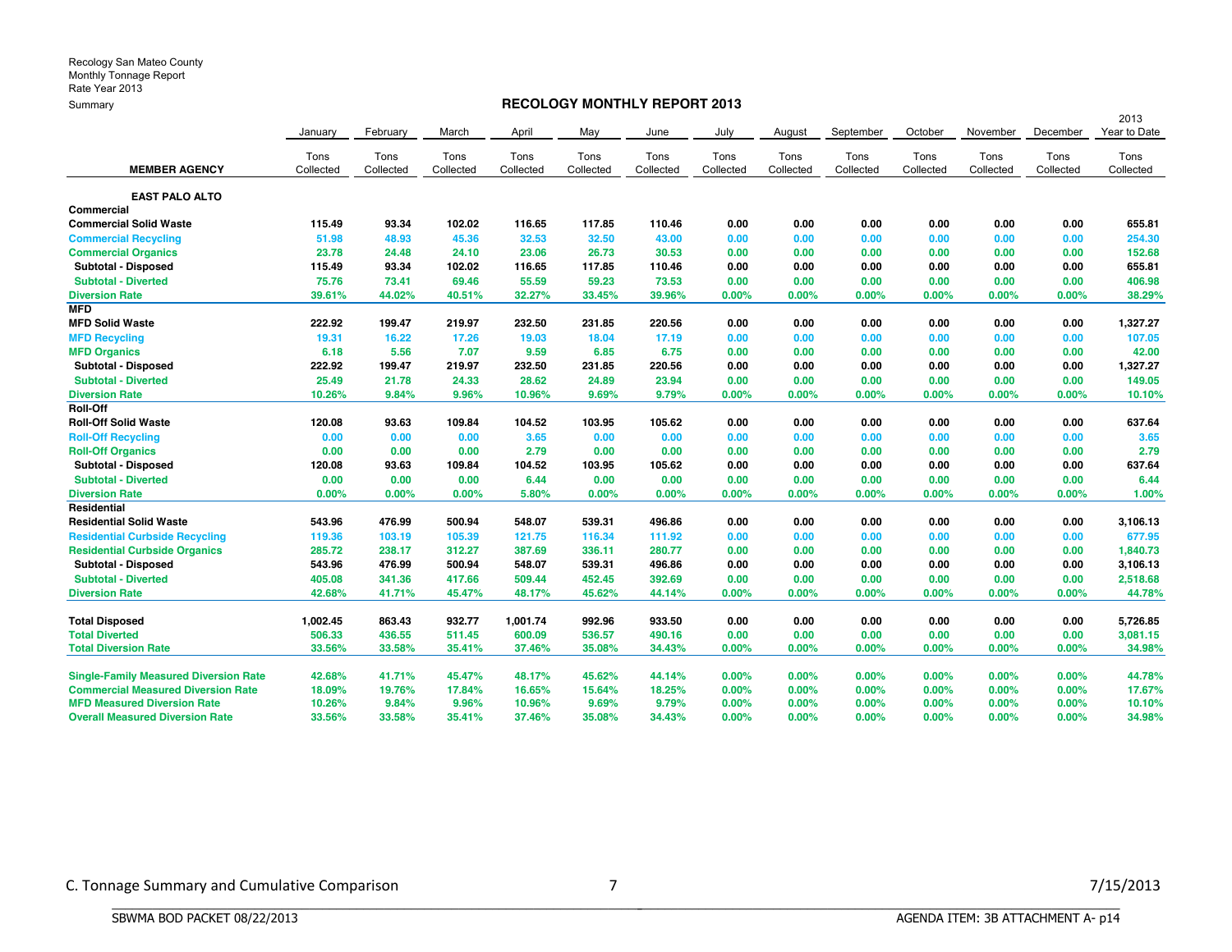Recology San Mateo County
Monthly Tonnage Report
Rate Year 2013
Summary

## RECOLOGY MONTHLY REPORT 2013

| MEMBER AGENCY | January Tons Collected | February Tons Collected | March Tons Collected | April Tons Collected | May Tons Collected | June Tons Collected | July Tons Collected | August Tons Collected | September Tons Collected | October Tons Collected | November Tons Collected | December Tons Collected | 2013 Year to Date Tons Collected |
|---|---|---|---|---|---|---|---|---|---|---|---|---|---|
| **EAST PALO ALTO** | | | | | | | | | | | | | |
| **Commercial** | | | | | | | | | | | | | |
| Commercial Solid Waste | 115.49 | 93.34 | 102.02 | 116.65 | 117.85 | 110.46 | 0.00 | 0.00 | 0.00 | 0.00 | 0.00 | 0.00 | 655.81 |
| Commercial Recycling | 51.98 | 48.93 | 45.36 | 32.53 | 32.50 | 43.00 | 0.00 | 0.00 | 0.00 | 0.00 | 0.00 | 0.00 | 254.30 |
| Commercial Organics | 23.78 | 24.48 | 24.10 | 23.06 | 26.73 | 30.53 | 0.00 | 0.00 | 0.00 | 0.00 | 0.00 | 0.00 | 152.68 |
| Subtotal - Disposed | 115.49 | 93.34 | 102.02 | 116.65 | 117.85 | 110.46 | 0.00 | 0.00 | 0.00 | 0.00 | 0.00 | 0.00 | 655.81 |
| Subtotal - Diverted | 75.76 | 73.41 | 69.46 | 55.59 | 59.23 | 73.53 | 0.00 | 0.00 | 0.00 | 0.00 | 0.00 | 0.00 | 406.98 |
| Diversion Rate | 39.61% | 44.02% | 40.51% | 32.27% | 33.45% | 39.96% | 0.00% | 0.00% | 0.00% | 0.00% | 0.00% | 0.00% | 38.29% |
| **MFD** | | | | | | | | | | | | | |
| MFD Solid Waste | 222.92 | 199.47 | 219.97 | 232.50 | 231.85 | 220.56 | 0.00 | 0.00 | 0.00 | 0.00 | 0.00 | 0.00 | 1,327.27 |
| MFD Recycling | 19.31 | 16.22 | 17.26 | 19.03 | 18.04 | 17.19 | 0.00 | 0.00 | 0.00 | 0.00 | 0.00 | 0.00 | 107.05 |
| MFD Organics | 6.18 | 5.56 | 7.07 | 9.59 | 6.85 | 6.75 | 0.00 | 0.00 | 0.00 | 0.00 | 0.00 | 0.00 | 42.00 |
| Subtotal - Disposed | 222.92 | 199.47 | 219.97 | 232.50 | 231.85 | 220.56 | 0.00 | 0.00 | 0.00 | 0.00 | 0.00 | 0.00 | 1,327.27 |
| Subtotal - Diverted | 25.49 | 21.78 | 24.33 | 28.62 | 24.89 | 23.94 | 0.00 | 0.00 | 0.00 | 0.00 | 0.00 | 0.00 | 149.05 |
| Diversion Rate | 10.26% | 9.84% | 9.96% | 10.96% | 9.69% | 9.79% | 0.00% | 0.00% | 0.00% | 0.00% | 0.00% | 0.00% | 10.10% |
| **Roll-Off** | | | | | | | | | | | | | |
| Roll-Off Solid Waste | 120.08 | 93.63 | 109.84 | 104.52 | 103.95 | 105.62 | 0.00 | 0.00 | 0.00 | 0.00 | 0.00 | 0.00 | 637.64 |
| Roll-Off Recycling | 0.00 | 0.00 | 0.00 | 3.65 | 0.00 | 0.00 | 0.00 | 0.00 | 0.00 | 0.00 | 0.00 | 0.00 | 3.65 |
| Roll-Off Organics | 0.00 | 0.00 | 0.00 | 2.79 | 0.00 | 0.00 | 0.00 | 0.00 | 0.00 | 0.00 | 0.00 | 0.00 | 2.79 |
| Subtotal - Disposed | 120.08 | 93.63 | 109.84 | 104.52 | 103.95 | 105.62 | 0.00 | 0.00 | 0.00 | 0.00 | 0.00 | 0.00 | 637.64 |
| Subtotal - Diverted | 0.00 | 0.00 | 0.00 | 6.44 | 0.00 | 0.00 | 0.00 | 0.00 | 0.00 | 0.00 | 0.00 | 0.00 | 6.44 |
| Diversion Rate | 0.00% | 0.00% | 0.00% | 5.80% | 0.00% | 0.00% | 0.00% | 0.00% | 0.00% | 0.00% | 0.00% | 0.00% | 1.00% |
| **Residential** | | | | | | | | | | | | | |
| Residential Solid Waste | 543.96 | 476.99 | 500.94 | 548.07 | 539.31 | 496.86 | 0.00 | 0.00 | 0.00 | 0.00 | 0.00 | 0.00 | 3,106.13 |
| Residential Curbside Recycling | 119.36 | 103.19 | 105.39 | 121.75 | 116.34 | 111.92 | 0.00 | 0.00 | 0.00 | 0.00 | 0.00 | 0.00 | 677.95 |
| Residential Curbside Organics | 285.72 | 238.17 | 312.27 | 387.69 | 336.11 | 280.77 | 0.00 | 0.00 | 0.00 | 0.00 | 0.00 | 0.00 | 1,840.73 |
| Subtotal - Disposed | 543.96 | 476.99 | 500.94 | 548.07 | 539.31 | 496.86 | 0.00 | 0.00 | 0.00 | 0.00 | 0.00 | 0.00 | 3,106.13 |
| Subtotal - Diverted | 405.08 | 341.36 | 417.66 | 509.44 | 452.45 | 392.69 | 0.00 | 0.00 | 0.00 | 0.00 | 0.00 | 0.00 | 2,518.68 |
| Diversion Rate | 42.68% | 41.71% | 45.47% | 48.17% | 45.62% | 44.14% | 0.00% | 0.00% | 0.00% | 0.00% | 0.00% | 0.00% | 44.78% |
| Total Disposed | 1,002.45 | 863.43 | 932.77 | 1,001.74 | 992.96 | 933.50 | 0.00 | 0.00 | 0.00 | 0.00 | 0.00 | 0.00 | 5,726.85 |
| Total Diverted | 506.33 | 436.55 | 511.45 | 600.09 | 536.57 | 490.16 | 0.00 | 0.00 | 0.00 | 0.00 | 0.00 | 0.00 | 3,081.15 |
| Total Diversion Rate | 33.56% | 33.58% | 35.41% | 37.46% | 35.08% | 34.43% | 0.00% | 0.00% | 0.00% | 0.00% | 0.00% | 0.00% | 34.98% |
| Single-Family Measured Diversion Rate | 42.68% | 41.71% | 45.47% | 48.17% | 45.62% | 44.14% | 0.00% | 0.00% | 0.00% | 0.00% | 0.00% | 0.00% | 44.78% |
| Commercial Measured Diversion Rate | 18.09% | 19.76% | 17.84% | 16.65% | 15.64% | 18.25% | 0.00% | 0.00% | 0.00% | 0.00% | 0.00% | 0.00% | 17.67% |
| MFD Measured Diversion Rate | 10.26% | 9.84% | 9.96% | 10.96% | 9.69% | 9.79% | 0.00% | 0.00% | 0.00% | 0.00% | 0.00% | 0.00% | 10.10% |
| Overall Measured Diversion Rate | 33.56% | 33.58% | 35.41% | 37.46% | 35.08% | 34.43% | 0.00% | 0.00% | 0.00% | 0.00% | 0.00% | 0.00% | 34.98% |

C. Tonnage Summary and Cumulative Comparison 7 7/15/2013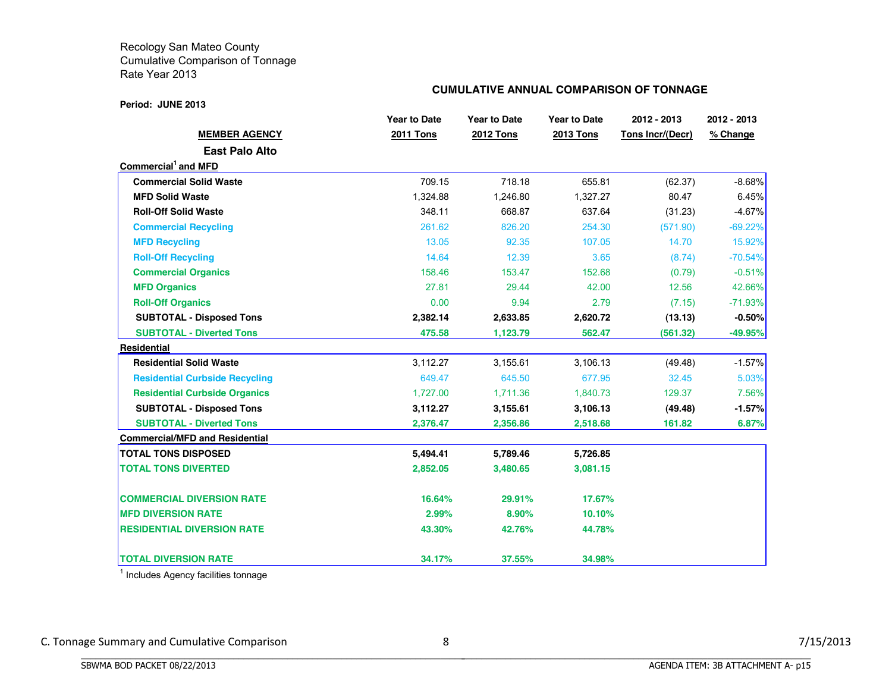Recology San Mateo County
Cumulative Comparison of Tonnage
Rate Year 2013

**CUMULATIVE ANNUAL COMPARISON OF TONNAGE**

**Period: JUNE 2013**

| MEMBER AGENCY | Year to Date 2011 Tons | Year to Date 2012 Tons | Year to Date 2013 Tons | 2012 - 2013 Tons Incr/(Decr) | 2012 - 2013 % Change |
|---|---|---|---|---|---|
| **East Palo Alto** | | | | | |
| **Commercial[1] and MFD** | | | | | |
| **Commercial Solid Waste** | 709.15 | 718.18 | 655.81 | (62.37) | -8.68% |
| **MFD Solid Waste** | 1,324.88 | 1,246.80 | 1,327.27 | 80.47 | 6.45% |
| **Roll-Off Solid Waste** | 348.11 | 668.87 | 637.64 | (31.23) | -4.67% |
| **Commercial Recycling** | 261.62 | 826.20 | 254.30 | (571.90) | -69.22% |
| **MFD Recycling** | 13.05 | 92.35 | 107.05 | 14.70 | 15.92% |
| **Roll-Off Recycling** | 14.64 | 12.39 | 3.65 | (8.74) | -70.54% |
| **Commercial Organics** | 158.46 | 153.47 | 152.68 | (0.79) | -0.51% |
| **MFD Organics** | 27.81 | 29.44 | 42.00 | 12.56 | 42.66% |
| **Roll-Off Organics** | 0.00 | 9.94 | 2.79 | (7.15) | -71.93% |
| **SUBTOTAL - Disposed Tons** | **2,382.14** | **2,633.85** | **2,620.72** | **(13.13)** | **-0.50%** |
| **SUBTOTAL - Diverted Tons** | **475.58** | **1,123.79** | **562.47** | **(561.32)** | **-49.95%** |
| **Residential** | | | | | |
| **Residential Solid Waste** | 3,112.27 | 3,155.61 | 3,106.13 | (49.48) | -1.57% |
| **Residential Curbside Recycling** | 649.47 | 645.50 | 677.95 | 32.45 | 5.03% |
| **Residential Curbside Organics** | 1,727.00 | 1,711.36 | 1,840.73 | 129.37 | 7.56% |
| **SUBTOTAL - Disposed Tons** | **3,112.27** | **3,155.61** | **3,106.13** | **(49.48)** | **-1.57%** |
| **SUBTOTAL - Diverted Tons** | **2,376.47** | **2,356.86** | **2,518.68** | **161.82** | **6.87%** |
| **Commercial/MFD and Residential** | | | | | |
| **TOTAL TONS DISPOSED** | **5,494.41** | **5,789.46** | **5,726.85** | | |
| **TOTAL TONS DIVERTED** | **2,852.05** | **3,480.65** | **3,081.15** | | |
| **COMMERCIAL DIVERSION RATE** | **16.64%** | **29.91%** | **17.67%** | | |
| **MFD DIVERSION RATE** | **2.99%** | **8.90%** | **10.10%** | | |
| **RESIDENTIAL DIVERSION RATE** | **43.30%** | **42.76%** | **44.78%** | | |
| **TOTAL DIVERSION RATE** | **34.17%** | **37.55%** | **34.98%** | | |

[1] Includes Agency facilities tonnage

C. Tonnage Summary and Cumulative Comparison — 7/15/2013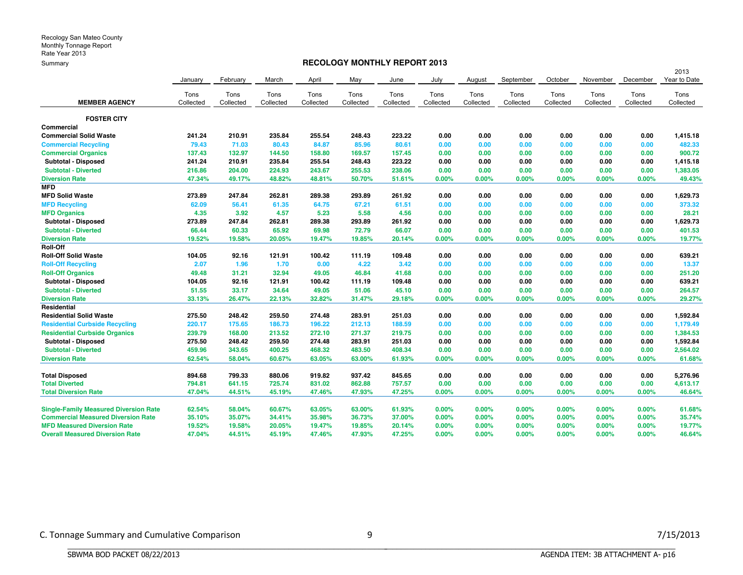Recology San Mateo County
Monthly Tonnage Report
Rate Year 2013
Summary

**RECOLOGY MONTHLY REPORT 2013**

| MEMBER AGENCY | January Tons Collected | February Tons Collected | March Tons Collected | April Tons Collected | May Tons Collected | June Tons Collected | July Tons Collected | August Tons Collected | September Tons Collected | October Tons Collected | November Tons Collected | December Tons Collected | 2013 Year to Date Tons Collected |
|---|---|---|---|---|---|---|---|---|---|---|---|---|---|
| **FOSTER CITY** | | | | | | | | | | | | | |
| **Commercial** | | | | | | | | | | | | | |
| **Commercial Solid Waste** | 241.24 | 210.91 | 235.84 | 255.54 | 248.43 | 223.22 | 0.00 | 0.00 | 0.00 | 0.00 | 0.00 | 0.00 | 1,415.18 |
| **Commercial Recycling** | 79.43 | 71.03 | 80.43 | 84.87 | 85.96 | 80.61 | 0.00 | 0.00 | 0.00 | 0.00 | 0.00 | 0.00 | 482.33 |
| **Commercial Organics** | 137.43 | 132.97 | 144.50 | 158.80 | 169.57 | 157.45 | 0.00 | 0.00 | 0.00 | 0.00 | 0.00 | 0.00 | 900.72 |
| **Subtotal - Disposed** | 241.24 | 210.91 | 235.84 | 255.54 | 248.43 | 223.22 | 0.00 | 0.00 | 0.00 | 0.00 | 0.00 | 0.00 | 1,415.18 |
| **Subtotal - Diverted** | 216.86 | 204.00 | 224.93 | 243.67 | 255.53 | 238.06 | 0.00 | 0.00 | 0.00 | 0.00 | 0.00 | 0.00 | 1,383.05 |
| **Diversion Rate** | 47.34% | 49.17% | 48.82% | 48.81% | 50.70% | 51.61% | 0.00% | 0.00% | 0.00% | 0.00% | 0.00% | 0.00% | 49.43% |
| **MFD** | | | | | | | | | | | | | |
| **MFD Solid Waste** | 273.89 | 247.84 | 262.81 | 289.38 | 293.89 | 261.92 | 0.00 | 0.00 | 0.00 | 0.00 | 0.00 | 0.00 | 1,629.73 |
| **MFD Recycling** | 62.09 | 56.41 | 61.35 | 64.75 | 67.21 | 61.51 | 0.00 | 0.00 | 0.00 | 0.00 | 0.00 | 0.00 | 373.32 |
| **MFD Organics** | 4.35 | 3.92 | 4.57 | 5.23 | 5.58 | 4.56 | 0.00 | 0.00 | 0.00 | 0.00 | 0.00 | 0.00 | 28.21 |
| **Subtotal - Disposed** | 273.89 | 247.84 | 262.81 | 289.38 | 293.89 | 261.92 | 0.00 | 0.00 | 0.00 | 0.00 | 0.00 | 0.00 | 1,629.73 |
| **Subtotal - Diverted** | 66.44 | 60.33 | 65.92 | 69.98 | 72.79 | 66.07 | 0.00 | 0.00 | 0.00 | 0.00 | 0.00 | 0.00 | 401.53 |
| **Diversion Rate** | 19.52% | 19.58% | 20.05% | 19.47% | 19.85% | 20.14% | 0.00% | 0.00% | 0.00% | 0.00% | 0.00% | 0.00% | 19.77% |
| **Roll-Off** | | | | | | | | | | | | | |
| **Roll-Off Solid Waste** | 104.05 | 92.16 | 121.91 | 100.42 | 111.19 | 109.48 | 0.00 | 0.00 | 0.00 | 0.00 | 0.00 | 0.00 | 639.21 |
| **Roll-Off Recycling** | 2.07 | 1.96 | 1.70 | 0.00 | 4.22 | 3.42 | 0.00 | 0.00 | 0.00 | 0.00 | 0.00 | 0.00 | 13.37 |
| **Roll-Off Organics** | 49.48 | 31.21 | 32.94 | 49.05 | 46.84 | 41.68 | 0.00 | 0.00 | 0.00 | 0.00 | 0.00 | 0.00 | 251.20 |
| **Subtotal - Disposed** | 104.05 | 92.16 | 121.91 | 100.42 | 111.19 | 109.48 | 0.00 | 0.00 | 0.00 | 0.00 | 0.00 | 0.00 | 639.21 |
| **Subtotal - Diverted** | 51.55 | 33.17 | 34.64 | 49.05 | 51.06 | 45.10 | 0.00 | 0.00 | 0.00 | 0.00 | 0.00 | 0.00 | 264.57 |
| **Diversion Rate** | 33.13% | 26.47% | 22.13% | 32.82% | 31.47% | 29.18% | 0.00% | 0.00% | 0.00% | 0.00% | 0.00% | 0.00% | 29.27% |
| **Residential** | | | | | | | | | | | | | |
| **Residential Solid Waste** | 275.50 | 248.42 | 259.50 | 274.48 | 283.91 | 251.03 | 0.00 | 0.00 | 0.00 | 0.00 | 0.00 | 0.00 | 1,592.84 |
| **Residential Curbside Recycling** | 220.17 | 175.65 | 186.73 | 196.22 | 212.13 | 188.59 | 0.00 | 0.00 | 0.00 | 0.00 | 0.00 | 0.00 | 1,179.49 |
| **Residential Curbside Organics** | 239.79 | 168.00 | 213.52 | 272.10 | 271.37 | 219.75 | 0.00 | 0.00 | 0.00 | 0.00 | 0.00 | 0.00 | 1,384.53 |
| **Subtotal - Disposed** | 275.50 | 248.42 | 259.50 | 274.48 | 283.91 | 251.03 | 0.00 | 0.00 | 0.00 | 0.00 | 0.00 | 0.00 | 1,592.84 |
| **Subtotal - Diverted** | 459.96 | 343.65 | 400.25 | 468.32 | 483.50 | 408.34 | 0.00 | 0.00 | 0.00 | 0.00 | 0.00 | 0.00 | 2,564.02 |
| **Diversion Rate** | 62.54% | 58.04% | 60.67% | 63.05% | 63.00% | 61.93% | 0.00% | 0.00% | 0.00% | 0.00% | 0.00% | 0.00% | 61.68% |
| **Total Disposed** | 894.68 | 799.33 | 880.06 | 919.82 | 937.42 | 845.65 | 0.00 | 0.00 | 0.00 | 0.00 | 0.00 | 0.00 | 5,276.96 |
| **Total Diverted** | 794.81 | 641.15 | 725.74 | 831.02 | 862.88 | 757.57 | 0.00 | 0.00 | 0.00 | 0.00 | 0.00 | 0.00 | 4,613.17 |
| **Total Diversion Rate** | 47.04% | 44.51% | 45.19% | 47.46% | 47.93% | 47.25% | 0.00% | 0.00% | 0.00% | 0.00% | 0.00% | 0.00% | 46.64% |
| **Single-Family Measured Diversion Rate** | 62.54% | 58.04% | 60.67% | 63.05% | 63.00% | 61.93% | 0.00% | 0.00% | 0.00% | 0.00% | 0.00% | 0.00% | 61.68% |
| **Commercial Measured Diversion Rate** | 35.10% | 35.07% | 34.41% | 35.98% | 36.73% | 37.00% | 0.00% | 0.00% | 0.00% | 0.00% | 0.00% | 0.00% | 35.74% |
| **MFD Measured Diversion Rate** | 19.52% | 19.58% | 20.05% | 19.47% | 19.85% | 20.14% | 0.00% | 0.00% | 0.00% | 0.00% | 0.00% | 0.00% | 19.77% |
| **Overall Measured Diversion Rate** | 47.04% | 44.51% | 45.19% | 47.46% | 47.93% | 47.25% | 0.00% | 0.00% | 0.00% | 0.00% | 0.00% | 0.00% | 46.64% |

C. Tonnage Summary and Cumulative Comparison 7/15/2013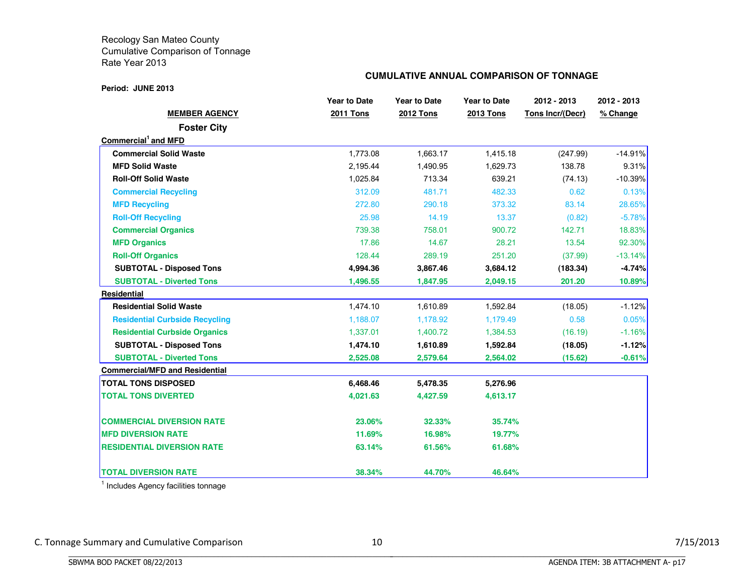Recology San Mateo County
Cumulative Comparison of Tonnage
Rate Year 2013

**CUMULATIVE ANNUAL COMPARISON OF TONNAGE**

**Period: JUNE 2013**

| MEMBER AGENCY | Year to Date 2011 Tons | Year to Date 2012 Tons | Year to Date 2013 Tons | 2012 - 2013 Tons Incr/(Decr) | 2012 - 2013 % Change |
|---|---|---|---|---|---|
| **Foster City** | | | | | |
| **Commercial[1] and MFD** | | | | | |
| **Commercial Solid Waste** | 1,773.08 | 1,663.17 | 1,415.18 | (247.99) | -14.91% |
| **MFD Solid Waste** | 2,195.44 | 1,490.95 | 1,629.73 | 138.78 | 9.31% |
| **Roll-Off Solid Waste** | 1,025.84 | 713.34 | 639.21 | (74.13) | -10.39% |
| **Commercial Recycling** | 312.09 | 481.71 | 482.33 | 0.62 | 0.13% |
| **MFD Recycling** | 272.80 | 290.18 | 373.32 | 83.14 | 28.65% |
| **Roll-Off Recycling** | 25.98 | 14.19 | 13.37 | (0.82) | -5.78% |
| **Commercial Organics** | 739.38 | 758.01 | 900.72 | 142.71 | 18.83% |
| **MFD Organics** | 17.86 | 14.67 | 28.21 | 13.54 | 92.30% |
| **Roll-Off Organics** | 128.44 | 289.19 | 251.20 | (37.99) | -13.14% |
| **SUBTOTAL - Disposed Tons** | **4,994.36** | **3,867.46** | **3,684.12** | **(183.34)** | **-4.74%** |
| **SUBTOTAL - Diverted Tons** | **1,496.55** | **1,847.95** | **2,049.15** | **201.20** | **10.89%** |
| **Residential** | | | | | |
| **Residential Solid Waste** | 1,474.10 | 1,610.89 | 1,592.84 | (18.05) | -1.12% |
| **Residential Curbside Recycling** | 1,188.07 | 1,178.92 | 1,179.49 | 0.58 | 0.05% |
| **Residential Curbside Organics** | 1,337.01 | 1,400.72 | 1,384.53 | (16.19) | -1.16% |
| **SUBTOTAL - Disposed Tons** | **1,474.10** | **1,610.89** | **1,592.84** | **(18.05)** | **-1.12%** |
| **SUBTOTAL - Diverted Tons** | **2,525.08** | **2,579.64** | **2,564.02** | **(15.62)** | **-0.61%** |
| **Commercial/MFD and Residential** | | | | | |
| **TOTAL TONS DISPOSED** | **6,468.46** | **5,478.35** | **5,276.96** | | |
| **TOTAL TONS DIVERTED** | **4,021.63** | **4,427.59** | **4,613.17** | | |
| **COMMERCIAL DIVERSION RATE** | **23.06%** | **32.33%** | **35.74%** | | |
| **MFD DIVERSION RATE** | **11.69%** | **16.98%** | **19.77%** | | |
| **RESIDENTIAL DIVERSION RATE** | **63.14%** | **61.56%** | **61.68%** | | |
| **TOTAL DIVERSION RATE** | **38.34%** | **44.70%** | **46.64%** | | |

[1] Includes Agency facilities tonnage

C. Tonnage Summary and Cumulative Comparison

7/15/2013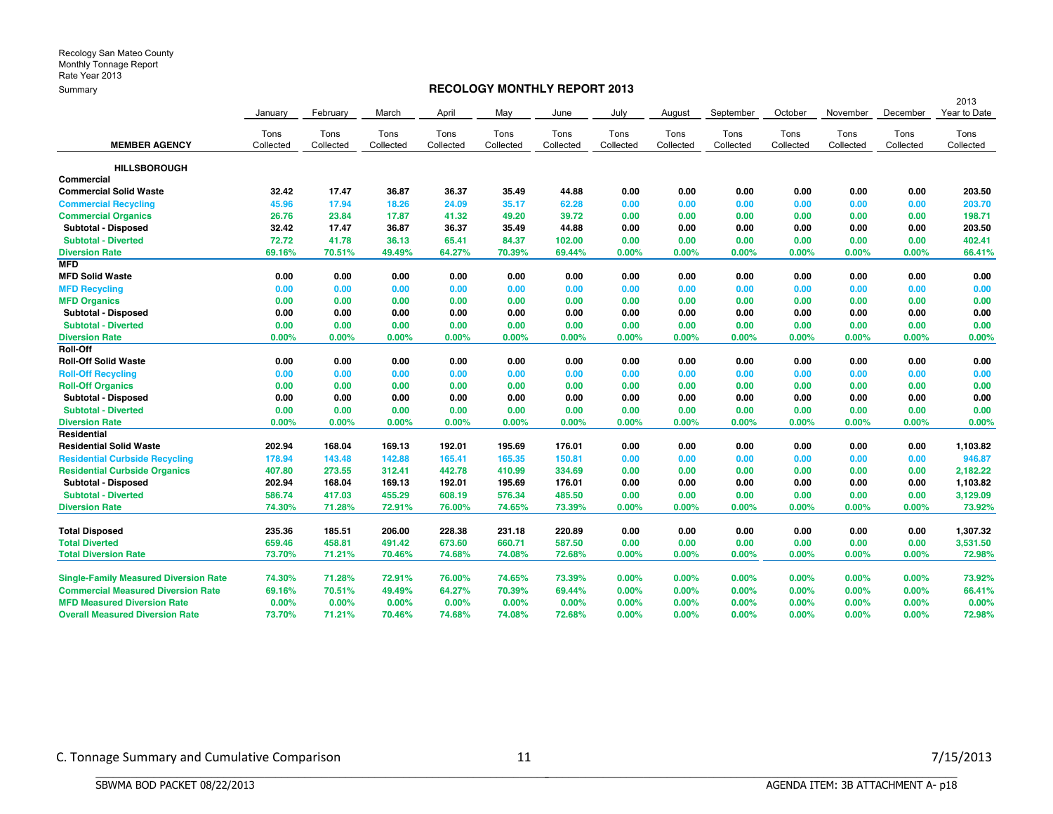Recology San Mateo County
Monthly Tonnage Report
Rate Year 2013
Summary

## RECOLOGY MONTHLY REPORT 2013

| MEMBER AGENCY | January Tons Collected | February Tons Collected | March Tons Collected | April Tons Collected | May Tons Collected | June Tons Collected | July Tons Collected | August Tons Collected | September Tons Collected | October Tons Collected | November Tons Collected | December Tons Collected | 2013 Year to Date Tons Collected |
|---|---|---|---|---|---|---|---|---|---|---|---|---|---|
| **HILLSBOROUGH** | | | | | | | | | | | | | |
| **Commercial** | | | | | | | | | | | | | |
| **Commercial Solid Waste** | 32.42 | 17.47 | 36.87 | 36.37 | 35.49 | 44.88 | 0.00 | 0.00 | 0.00 | 0.00 | 0.00 | 0.00 | 203.50 |
| **Commercial Recycling** | 45.96 | 17.94 | 18.26 | 24.09 | 35.17 | 62.28 | 0.00 | 0.00 | 0.00 | 0.00 | 0.00 | 0.00 | 203.70 |
| **Commercial Organics** | 26.76 | 23.84 | 17.87 | 41.32 | 49.20 | 39.72 | 0.00 | 0.00 | 0.00 | 0.00 | 0.00 | 0.00 | 198.71 |
| **Subtotal - Disposed** | 32.42 | 17.47 | 36.87 | 36.37 | 35.49 | 44.88 | 0.00 | 0.00 | 0.00 | 0.00 | 0.00 | 0.00 | 203.50 |
| **Subtotal - Diverted** | 72.72 | 41.78 | 36.13 | 65.41 | 84.37 | 102.00 | 0.00 | 0.00 | 0.00 | 0.00 | 0.00 | 0.00 | 402.41 |
| **Diversion Rate** | 69.16% | 70.51% | 49.49% | 64.27% | 70.39% | 69.44% | 0.00% | 0.00% | 0.00% | 0.00% | 0.00% | 0.00% | 66.41% |
| **MFD** | | | | | | | | | | | | | |
| **MFD Solid Waste** | 0.00 | 0.00 | 0.00 | 0.00 | 0.00 | 0.00 | 0.00 | 0.00 | 0.00 | 0.00 | 0.00 | 0.00 | 0.00 |
| **MFD Recycling** | 0.00 | 0.00 | 0.00 | 0.00 | 0.00 | 0.00 | 0.00 | 0.00 | 0.00 | 0.00 | 0.00 | 0.00 | 0.00 |
| **MFD Organics** | 0.00 | 0.00 | 0.00 | 0.00 | 0.00 | 0.00 | 0.00 | 0.00 | 0.00 | 0.00 | 0.00 | 0.00 | 0.00 |
| **Subtotal - Disposed** | 0.00 | 0.00 | 0.00 | 0.00 | 0.00 | 0.00 | 0.00 | 0.00 | 0.00 | 0.00 | 0.00 | 0.00 | 0.00 |
| **Subtotal - Diverted** | 0.00 | 0.00 | 0.00 | 0.00 | 0.00 | 0.00 | 0.00 | 0.00 | 0.00 | 0.00 | 0.00 | 0.00 | 0.00 |
| **Diversion Rate** | 0.00% | 0.00% | 0.00% | 0.00% | 0.00% | 0.00% | 0.00% | 0.00% | 0.00% | 0.00% | 0.00% | 0.00% | 0.00% |
| **Roll-Off** | | | | | | | | | | | | | |
| **Roll-Off Solid Waste** | 0.00 | 0.00 | 0.00 | 0.00 | 0.00 | 0.00 | 0.00 | 0.00 | 0.00 | 0.00 | 0.00 | 0.00 | 0.00 |
| **Roll-Off Recycling** | 0.00 | 0.00 | 0.00 | 0.00 | 0.00 | 0.00 | 0.00 | 0.00 | 0.00 | 0.00 | 0.00 | 0.00 | 0.00 |
| **Roll-Off Organics** | 0.00 | 0.00 | 0.00 | 0.00 | 0.00 | 0.00 | 0.00 | 0.00 | 0.00 | 0.00 | 0.00 | 0.00 | 0.00 |
| **Subtotal - Disposed** | 0.00 | 0.00 | 0.00 | 0.00 | 0.00 | 0.00 | 0.00 | 0.00 | 0.00 | 0.00 | 0.00 | 0.00 | 0.00 |
| **Subtotal - Diverted** | 0.00 | 0.00 | 0.00 | 0.00 | 0.00 | 0.00 | 0.00 | 0.00 | 0.00 | 0.00 | 0.00 | 0.00 | 0.00 |
| **Diversion Rate** | 0.00% | 0.00% | 0.00% | 0.00% | 0.00% | 0.00% | 0.00% | 0.00% | 0.00% | 0.00% | 0.00% | 0.00% | 0.00% |
| **Residential** | | | | | | | | | | | | | |
| **Residential Solid Waste** | 202.94 | 168.04 | 169.13 | 192.01 | 195.69 | 176.01 | 0.00 | 0.00 | 0.00 | 0.00 | 0.00 | 0.00 | 1,103.82 |
| **Residential Curbside Recycling** | 178.94 | 143.48 | 142.88 | 165.41 | 165.35 | 150.81 | 0.00 | 0.00 | 0.00 | 0.00 | 0.00 | 0.00 | 946.87 |
| **Residential Curbside Organics** | 407.80 | 273.55 | 312.41 | 442.78 | 410.99 | 334.69 | 0.00 | 0.00 | 0.00 | 0.00 | 0.00 | 0.00 | 2,182.22 |
| **Subtotal - Disposed** | 202.94 | 168.04 | 169.13 | 192.01 | 195.69 | 176.01 | 0.00 | 0.00 | 0.00 | 0.00 | 0.00 | 0.00 | 1,103.82 |
| **Subtotal - Diverted** | 586.74 | 417.03 | 455.29 | 608.19 | 576.34 | 485.50 | 0.00 | 0.00 | 0.00 | 0.00 | 0.00 | 0.00 | 3,129.09 |
| **Diversion Rate** | 74.30% | 71.28% | 72.91% | 76.00% | 74.65% | 73.39% | 0.00% | 0.00% | 0.00% | 0.00% | 0.00% | 0.00% | 73.92% |
| **Total Disposed** | 235.36 | 185.51 | 206.00 | 228.38 | 231.18 | 220.89 | 0.00 | 0.00 | 0.00 | 0.00 | 0.00 | 0.00 | 1,307.32 |
| **Total Diverted** | 659.46 | 458.81 | 491.42 | 673.60 | 660.71 | 587.50 | 0.00 | 0.00 | 0.00 | 0.00 | 0.00 | 0.00 | 3,531.50 |
| **Total Diversion Rate** | 73.70% | 71.21% | 70.46% | 74.68% | 74.08% | 72.68% | 0.00% | 0.00% | 0.00% | 0.00% | 0.00% | 0.00% | 72.98% |
| **Single-Family Measured Diversion Rate** | 74.30% | 71.28% | 72.91% | 76.00% | 74.65% | 73.39% | 0.00% | 0.00% | 0.00% | 0.00% | 0.00% | 0.00% | 73.92% |
| **Commercial Measured Diversion Rate** | 69.16% | 70.51% | 49.49% | 64.27% | 70.39% | 69.44% | 0.00% | 0.00% | 0.00% | 0.00% | 0.00% | 0.00% | 66.41% |
| **MFD Measured Diversion Rate** | 0.00% | 0.00% | 0.00% | 0.00% | 0.00% | 0.00% | 0.00% | 0.00% | 0.00% | 0.00% | 0.00% | 0.00% | 0.00% |
| **Overall Measured Diversion Rate** | 73.70% | 71.21% | 70.46% | 74.68% | 74.08% | 72.68% | 0.00% | 0.00% | 0.00% | 0.00% | 0.00% | 0.00% | 72.98% |

C. Tonnage Summary and Cumulative Comparison — 7/15/2013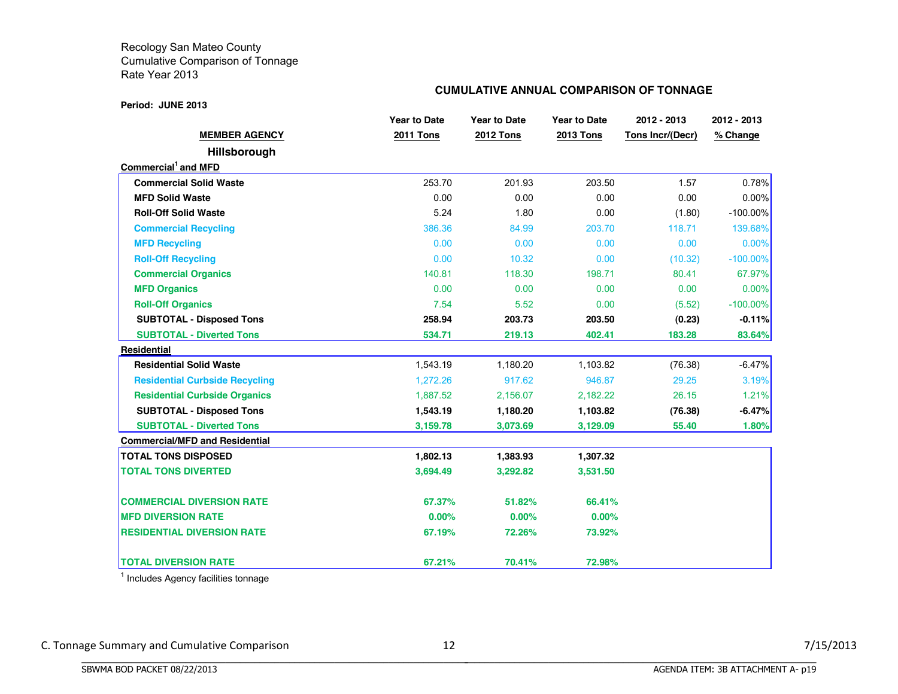Recology San Mateo County
Cumulative Comparison of Tonnage
Rate Year 2013

## CUMULATIVE ANNUAL COMPARISON OF TONNAGE

**Period: JUNE 2013**

| MEMBER AGENCY | Year to Date 2011 Tons | Year to Date 2012 Tons | Year to Date 2013 Tons | 2012 - 2013 Tons Incr/(Decr) | 2012 - 2013 % Change |
|---|---|---|---|---|---|
| **Hillsborough** | | | | | |
| **Commercial[1] and MFD** | | | | | |
| **Commercial Solid Waste** | 253.70 | 201.93 | 203.50 | 1.57 | 0.78% |
| **MFD Solid Waste** | 0.00 | 0.00 | 0.00 | 0.00 | 0.00% |
| **Roll-Off Solid Waste** | 5.24 | 1.80 | 0.00 | (1.80) | -100.00% |
| **Commercial Recycling** | 386.36 | 84.99 | 203.70 | 118.71 | 139.68% |
| **MFD Recycling** | 0.00 | 0.00 | 0.00 | 0.00 | 0.00% |
| **Roll-Off Recycling** | 0.00 | 10.32 | 0.00 | (10.32) | -100.00% |
| **Commercial Organics** | 140.81 | 118.30 | 198.71 | 80.41 | 67.97% |
| **MFD Organics** | 0.00 | 0.00 | 0.00 | 0.00 | 0.00% |
| **Roll-Off Organics** | 7.54 | 5.52 | 0.00 | (5.52) | -100.00% |
| **SUBTOTAL - Disposed Tons** | **258.94** | **203.73** | **203.50** | **(0.23)** | **-0.11%** |
| **SUBTOTAL - Diverted Tons** | **534.71** | **219.13** | **402.41** | **183.28** | **83.64%** |
| **Residential** | | | | | |
| **Residential Solid Waste** | 1,543.19 | 1,180.20 | 1,103.82 | (76.38) | -6.47% |
| **Residential Curbside Recycling** | 1,272.26 | 917.62 | 946.87 | 29.25 | 3.19% |
| **Residential Curbside Organics** | 1,887.52 | 2,156.07 | 2,182.22 | 26.15 | 1.21% |
| **SUBTOTAL - Disposed Tons** | **1,543.19** | **1,180.20** | **1,103.82** | **(76.38)** | **-6.47%** |
| **SUBTOTAL - Diverted Tons** | **3,159.78** | **3,073.69** | **3,129.09** | **55.40** | **1.80%** |
| **Commercial/MFD and Residential** | | | | | |
| **TOTAL TONS DISPOSED** | **1,802.13** | **1,383.93** | **1,307.32** | | |
| **TOTAL TONS DIVERTED** | **3,694.49** | **3,292.82** | **3,531.50** | | |
| **COMMERCIAL DIVERSION RATE** | **67.37%** | **51.82%** | **66.41%** | | |
| **MFD DIVERSION RATE** | **0.00%** | **0.00%** | **0.00%** | | |
| **RESIDENTIAL DIVERSION RATE** | **67.19%** | **72.26%** | **73.92%** | | |
| **TOTAL DIVERSION RATE** | **67.21%** | **70.41%** | **72.98%** | | |

[1] Includes Agency facilities tonnage

C. Tonnage Summary and Cumulative Comparison — 7/15/2013

SBWMA BOD PACKET 08/22/2013 — AGENDA ITEM: 3B ATTACHMENT A- p19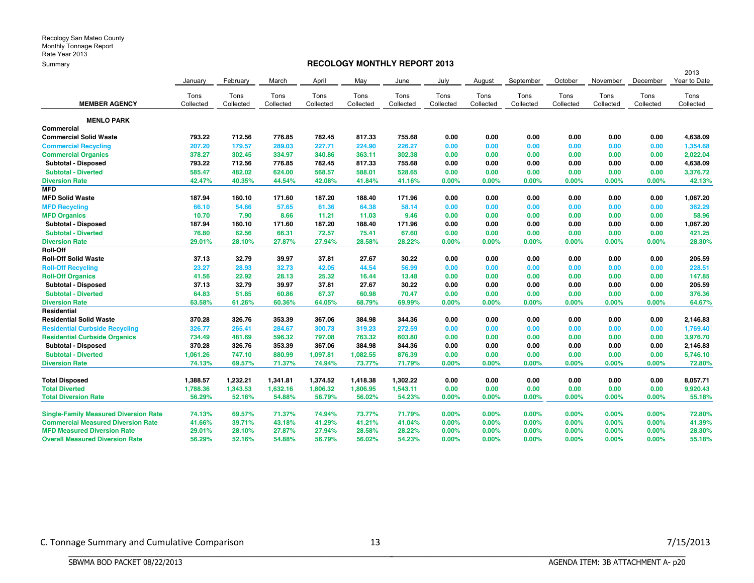Recology San Mateo County
Monthly Tonnage Report
Rate Year 2013
Summary

## RECOLOGY MONTHLY REPORT 2013

| MEMBER AGENCY | January Tons Collected | February Tons Collected | March Tons Collected | April Tons Collected | May Tons Collected | June Tons Collected | July Tons Collected | August Tons Collected | September Tons Collected | October Tons Collected | November Tons Collected | December Tons Collected | 2013 Year to Date Tons Collected |
|---|---|---|---|---|---|---|---|---|---|---|---|---|---|
| **MENLO PARK** | | | | | | | | | | | | | |
| **Commercial** | | | | | | | | | | | | | |
| Commercial Solid Waste | 793.22 | 712.56 | 776.85 | 782.45 | 817.33 | 755.68 | 0.00 | 0.00 | 0.00 | 0.00 | 0.00 | 0.00 | 4,638.09 |
| Commercial Recycling | 207.20 | 179.57 | 289.03 | 227.71 | 224.90 | 226.27 | 0.00 | 0.00 | 0.00 | 0.00 | 0.00 | 0.00 | 1,354.68 |
| Commercial Organics | 378.27 | 302.45 | 334.97 | 340.86 | 363.11 | 302.38 | 0.00 | 0.00 | 0.00 | 0.00 | 0.00 | 0.00 | 2,022.04 |
| Subtotal - Disposed | 793.22 | 712.56 | 776.85 | 782.45 | 817.33 | 755.68 | 0.00 | 0.00 | 0.00 | 0.00 | 0.00 | 0.00 | 4,638.09 |
| Subtotal - Diverted | 585.47 | 482.02 | 624.00 | 568.57 | 588.01 | 528.65 | 0.00 | 0.00 | 0.00 | 0.00 | 0.00 | 0.00 | 3,376.72 |
| Diversion Rate | 42.47% | 40.35% | 44.54% | 42.08% | 41.84% | 41.16% | 0.00% | 0.00% | 0.00% | 0.00% | 0.00% | 0.00% | 42.13% |
| **MFD** | | | | | | | | | | | | | |
| MFD Solid Waste | 187.94 | 160.10 | 171.60 | 187.20 | 188.40 | 171.96 | 0.00 | 0.00 | 0.00 | 0.00 | 0.00 | 0.00 | 1,067.20 |
| MFD Recycling | 66.10 | 54.66 | 57.65 | 61.36 | 64.38 | 58.14 | 0.00 | 0.00 | 0.00 | 0.00 | 0.00 | 0.00 | 362.29 |
| MFD Organics | 10.70 | 7.90 | 8.66 | 11.21 | 11.03 | 9.46 | 0.00 | 0.00 | 0.00 | 0.00 | 0.00 | 0.00 | 58.96 |
| Subtotal - Disposed | 187.94 | 160.10 | 171.60 | 187.20 | 188.40 | 171.96 | 0.00 | 0.00 | 0.00 | 0.00 | 0.00 | 0.00 | 1,067.20 |
| Subtotal - Diverted | 76.80 | 62.56 | 66.31 | 72.57 | 75.41 | 67.60 | 0.00 | 0.00 | 0.00 | 0.00 | 0.00 | 0.00 | 421.25 |
| Diversion Rate | 29.01% | 28.10% | 27.87% | 27.94% | 28.58% | 28.22% | 0.00% | 0.00% | 0.00% | 0.00% | 0.00% | 0.00% | 28.30% |
| **Roll-Off** | | | | | | | | | | | | | |
| Roll-Off Solid Waste | 37.13 | 32.79 | 39.97 | 37.81 | 27.67 | 30.22 | 0.00 | 0.00 | 0.00 | 0.00 | 0.00 | 0.00 | 205.59 |
| Roll-Off Recycling | 23.27 | 28.93 | 32.73 | 42.05 | 44.54 | 56.99 | 0.00 | 0.00 | 0.00 | 0.00 | 0.00 | 0.00 | 228.51 |
| Roll-Off Organics | 41.56 | 22.92 | 28.13 | 25.32 | 16.44 | 13.48 | 0.00 | 0.00 | 0.00 | 0.00 | 0.00 | 0.00 | 147.85 |
| Subtotal - Disposed | 37.13 | 32.79 | 39.97 | 37.81 | 27.67 | 30.22 | 0.00 | 0.00 | 0.00 | 0.00 | 0.00 | 0.00 | 205.59 |
| Subtotal - Diverted | 64.83 | 51.85 | 60.86 | 67.37 | 60.98 | 70.47 | 0.00 | 0.00 | 0.00 | 0.00 | 0.00 | 0.00 | 376.36 |
| Diversion Rate | 63.58% | 61.26% | 60.36% | 64.05% | 68.79% | 69.99% | 0.00% | 0.00% | 0.00% | 0.00% | 0.00% | 0.00% | 64.67% |
| **Residential** | | | | | | | | | | | | | |
| Residential Solid Waste | 370.28 | 326.76 | 353.39 | 367.06 | 384.98 | 344.36 | 0.00 | 0.00 | 0.00 | 0.00 | 0.00 | 0.00 | 2,146.83 |
| Residential Curbside Recycling | 326.77 | 265.41 | 284.67 | 300.73 | 319.23 | 272.59 | 0.00 | 0.00 | 0.00 | 0.00 | 0.00 | 0.00 | 1,769.40 |
| Residential Curbside Organics | 734.49 | 481.69 | 596.32 | 797.08 | 763.32 | 603.80 | 0.00 | 0.00 | 0.00 | 0.00 | 0.00 | 0.00 | 3,976.70 |
| Subtotal - Disposed | 370.28 | 326.76 | 353.39 | 367.06 | 384.98 | 344.36 | 0.00 | 0.00 | 0.00 | 0.00 | 0.00 | 0.00 | 2,146.83 |
| Subtotal - Diverted | 1,061.26 | 747.10 | 880.99 | 1,097.81 | 1,082.55 | 876.39 | 0.00 | 0.00 | 0.00 | 0.00 | 0.00 | 0.00 | 5,746.10 |
| Diversion Rate | 74.13% | 69.57% | 71.37% | 74.94% | 73.77% | 71.79% | 0.00% | 0.00% | 0.00% | 0.00% | 0.00% | 0.00% | 72.80% |
| Total Disposed | 1,388.57 | 1,232.21 | 1,341.81 | 1,374.52 | 1,418.38 | 1,302.22 | 0.00 | 0.00 | 0.00 | 0.00 | 0.00 | 0.00 | 8,057.71 |
| Total Diverted | 1,788.36 | 1,343.53 | 1,632.16 | 1,806.32 | 1,806.95 | 1,543.11 | 0.00 | 0.00 | 0.00 | 0.00 | 0.00 | 0.00 | 9,920.43 |
| Total Diversion Rate | 56.29% | 52.16% | 54.88% | 56.79% | 56.02% | 54.23% | 0.00% | 0.00% | 0.00% | 0.00% | 0.00% | 0.00% | 55.18% |
| Single-Family Measured Diversion Rate | 74.13% | 69.57% | 71.37% | 74.94% | 73.77% | 71.79% | 0.00% | 0.00% | 0.00% | 0.00% | 0.00% | 0.00% | 72.80% |
| Commercial Measured Diversion Rate | 41.66% | 39.71% | 43.18% | 41.29% | 41.21% | 41.04% | 0.00% | 0.00% | 0.00% | 0.00% | 0.00% | 0.00% | 41.39% |
| MFD Measured Diversion Rate | 29.01% | 28.10% | 27.87% | 27.94% | 28.58% | 28.22% | 0.00% | 0.00% | 0.00% | 0.00% | 0.00% | 0.00% | 28.30% |
| Overall Measured Diversion Rate | 56.29% | 52.16% | 54.88% | 56.79% | 56.02% | 54.23% | 0.00% | 0.00% | 0.00% | 0.00% | 0.00% | 0.00% | 55.18% |

C. Tonnage Summary and Cumulative Comparison — 7/15/2013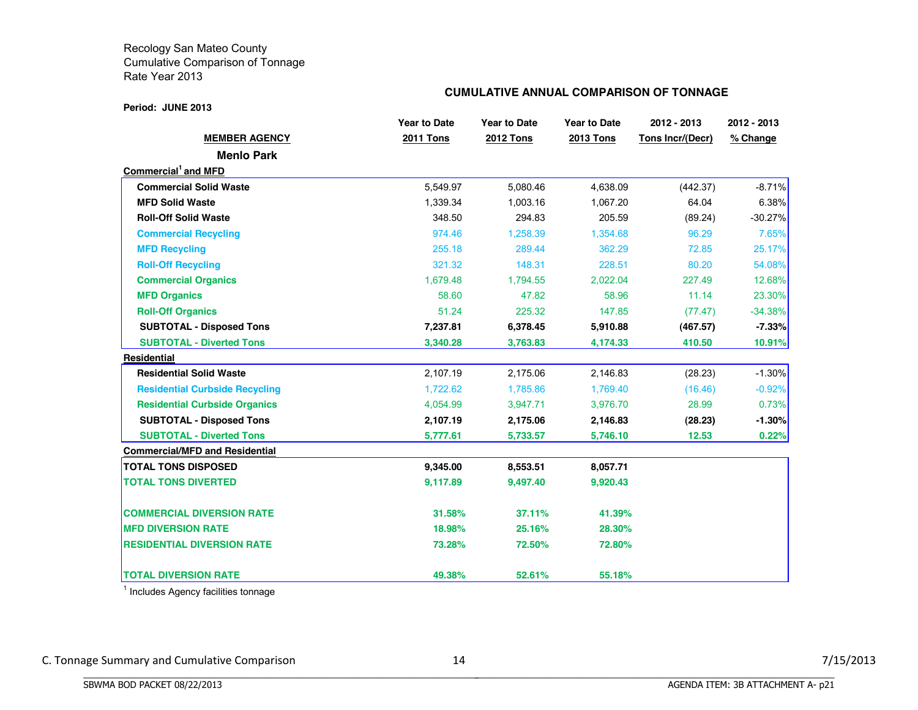Recology San Mateo County
Cumulative Comparison of Tonnage
Rate Year 2013

**CUMULATIVE ANNUAL COMPARISON OF TONNAGE**

**Period: JUNE 2013**

| MEMBER AGENCY | Year to Date 2011 Tons | Year to Date 2012 Tons | Year to Date 2013 Tons | 2012 - 2013 Tons Incr/(Decr) | 2012 - 2013 % Change |
|---|---|---|---|---|---|
| **Menlo Park** | | | | | |
| **Commercial[1] and MFD** | | | | | |
| **Commercial Solid Waste** | 5,549.97 | 5,080.46 | 4,638.09 | (442.37) | -8.71% |
| **MFD Solid Waste** | 1,339.34 | 1,003.16 | 1,067.20 | 64.04 | 6.38% |
| **Roll-Off Solid Waste** | 348.50 | 294.83 | 205.59 | (89.24) | -30.27% |
| **Commercial Recycling** | 974.46 | 1,258.39 | 1,354.68 | 96.29 | 7.65% |
| **MFD Recycling** | 255.18 | 289.44 | 362.29 | 72.85 | 25.17% |
| **Roll-Off Recycling** | 321.32 | 148.31 | 228.51 | 80.20 | 54.08% |
| **Commercial Organics** | 1,679.48 | 1,794.55 | 2,022.04 | 227.49 | 12.68% |
| **MFD Organics** | 58.60 | 47.82 | 58.96 | 11.14 | 23.30% |
| **Roll-Off Organics** | 51.24 | 225.32 | 147.85 | (77.47) | -34.38% |
| **SUBTOTAL - Disposed Tons** | **7,237.81** | **6,378.45** | **5,910.88** | **(467.57)** | **-7.33%** |
| **SUBTOTAL - Diverted Tons** | **3,340.28** | **3,763.83** | **4,174.33** | **410.50** | **10.91%** |
| **Residential** | | | | | |
| **Residential Solid Waste** | 2,107.19 | 2,175.06 | 2,146.83 | (28.23) | -1.30% |
| **Residential Curbside Recycling** | 1,722.62 | 1,785.86 | 1,769.40 | (16.46) | -0.92% |
| **Residential Curbside Organics** | 4,054.99 | 3,947.71 | 3,976.70 | 28.99 | 0.73% |
| **SUBTOTAL - Disposed Tons** | **2,107.19** | **2,175.06** | **2,146.83** | **(28.23)** | **-1.30%** |
| **SUBTOTAL - Diverted Tons** | **5,777.61** | **5,733.57** | **5,746.10** | **12.53** | **0.22%** |
| **Commercial/MFD and Residential** | | | | | |
| **TOTAL TONS DISPOSED** | **9,345.00** | **8,553.51** | **8,057.71** | | |
| **TOTAL TONS DIVERTED** | **9,117.89** | **9,497.40** | **9,920.43** | | |
| **COMMERCIAL DIVERSION RATE** | **31.58%** | **37.11%** | **41.39%** | | |
| **MFD DIVERSION RATE** | **18.98%** | **25.16%** | **28.30%** | | |
| **RESIDENTIAL DIVERSION RATE** | **73.28%** | **72.50%** | **72.80%** | | |
| **TOTAL DIVERSION RATE** | **49.38%** | **52.61%** | **55.18%** | | |

[1] Includes Agency facilities tonnage

C. Tonnage Summary and Cumulative Comparison

7/15/2013

SBWMA BOD PACKET 08/22/2013

AGENDA ITEM: 3B ATTACHMENT A- p21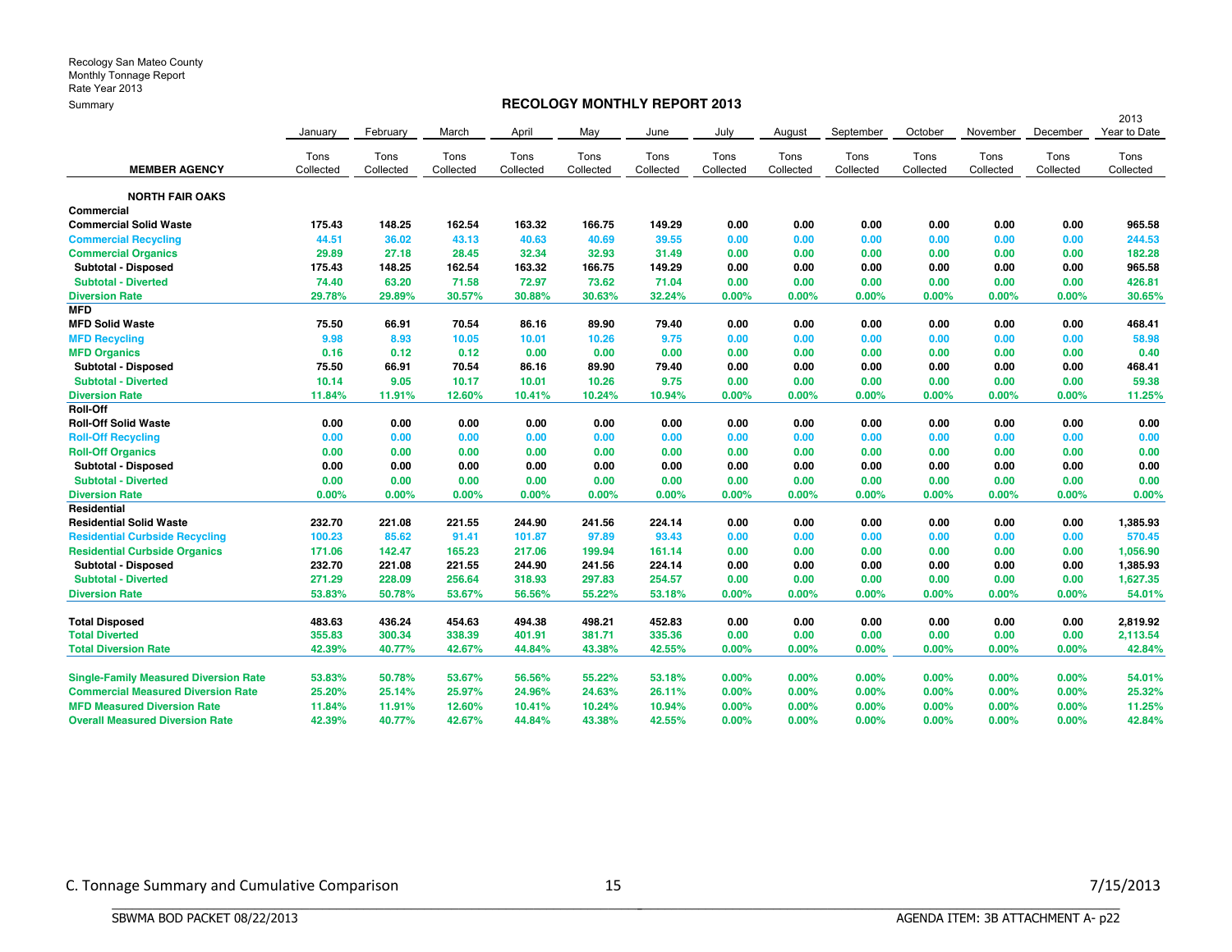Recology San Mateo County
Monthly Tonnage Report
Rate Year 2013
Summary

## RECOLOGY MONTHLY REPORT 2013

| MEMBER AGENCY | January Tons Collected | February Tons Collected | March Tons Collected | April Tons Collected | May Tons Collected | June Tons Collected | July Tons Collected | August Tons Collected | September Tons Collected | October Tons Collected | November Tons Collected | December Tons Collected | 2013 Year to Date Tons Collected |
|---|---|---|---|---|---|---|---|---|---|---|---|---|---|
| **NORTH FAIR OAKS** | | | | | | | | | | | | | |
| **Commercial** | | | | | | | | | | | | | |
| **Commercial Solid Waste** | 175.43 | 148.25 | 162.54 | 163.32 | 166.75 | 149.29 | 0.00 | 0.00 | 0.00 | 0.00 | 0.00 | 0.00 | 965.58 |
| **Commercial Recycling** | 44.51 | 36.02 | 43.13 | 40.63 | 40.69 | 39.55 | 0.00 | 0.00 | 0.00 | 0.00 | 0.00 | 0.00 | 244.53 |
| **Commercial Organics** | 29.89 | 27.18 | 28.45 | 32.34 | 32.93 | 31.49 | 0.00 | 0.00 | 0.00 | 0.00 | 0.00 | 0.00 | 182.28 |
| **Subtotal - Disposed** | 175.43 | 148.25 | 162.54 | 163.32 | 166.75 | 149.29 | 0.00 | 0.00 | 0.00 | 0.00 | 0.00 | 0.00 | 965.58 |
| **Subtotal - Diverted** | 74.40 | 63.20 | 71.58 | 72.97 | 73.62 | 71.04 | 0.00 | 0.00 | 0.00 | 0.00 | 0.00 | 0.00 | 426.81 |
| **Diversion Rate** | 29.78% | 29.89% | 30.57% | 30.88% | 30.63% | 32.24% | 0.00% | 0.00% | 0.00% | 0.00% | 0.00% | 0.00% | 30.65% |
| **MFD** | | | | | | | | | | | | | |
| **MFD Solid Waste** | 75.50 | 66.91 | 70.54 | 86.16 | 89.90 | 79.40 | 0.00 | 0.00 | 0.00 | 0.00 | 0.00 | 0.00 | 468.41 |
| **MFD Recycling** | 9.98 | 8.93 | 10.05 | 10.01 | 10.26 | 9.75 | 0.00 | 0.00 | 0.00 | 0.00 | 0.00 | 0.00 | 58.98 |
| **MFD Organics** | 0.16 | 0.12 | 0.12 | 0.00 | 0.00 | 0.00 | 0.00 | 0.00 | 0.00 | 0.00 | 0.00 | 0.00 | 0.40 |
| **Subtotal - Disposed** | 75.50 | 66.91 | 70.54 | 86.16 | 89.90 | 79.40 | 0.00 | 0.00 | 0.00 | 0.00 | 0.00 | 0.00 | 468.41 |
| **Subtotal - Diverted** | 10.14 | 9.05 | 10.17 | 10.01 | 10.26 | 9.75 | 0.00 | 0.00 | 0.00 | 0.00 | 0.00 | 0.00 | 59.38 |
| **Diversion Rate** | 11.84% | 11.91% | 12.60% | 10.41% | 10.24% | 10.94% | 0.00% | 0.00% | 0.00% | 0.00% | 0.00% | 0.00% | 11.25% |
| **Roll-Off** | | | | | | | | | | | | | |
| **Roll-Off Solid Waste** | 0.00 | 0.00 | 0.00 | 0.00 | 0.00 | 0.00 | 0.00 | 0.00 | 0.00 | 0.00 | 0.00 | 0.00 | 0.00 |
| **Roll-Off Recycling** | 0.00 | 0.00 | 0.00 | 0.00 | 0.00 | 0.00 | 0.00 | 0.00 | 0.00 | 0.00 | 0.00 | 0.00 | 0.00 |
| **Roll-Off Organics** | 0.00 | 0.00 | 0.00 | 0.00 | 0.00 | 0.00 | 0.00 | 0.00 | 0.00 | 0.00 | 0.00 | 0.00 | 0.00 |
| **Subtotal - Disposed** | 0.00 | 0.00 | 0.00 | 0.00 | 0.00 | 0.00 | 0.00 | 0.00 | 0.00 | 0.00 | 0.00 | 0.00 | 0.00 |
| **Subtotal - Diverted** | 0.00 | 0.00 | 0.00 | 0.00 | 0.00 | 0.00 | 0.00 | 0.00 | 0.00 | 0.00 | 0.00 | 0.00 | 0.00 |
| **Diversion Rate** | 0.00% | 0.00% | 0.00% | 0.00% | 0.00% | 0.00% | 0.00% | 0.00% | 0.00% | 0.00% | 0.00% | 0.00% | 0.00% |
| **Residential** | | | | | | | | | | | | | |
| **Residential Solid Waste** | 232.70 | 221.08 | 221.55 | 244.90 | 241.56 | 224.14 | 0.00 | 0.00 | 0.00 | 0.00 | 0.00 | 0.00 | 1,385.93 |
| **Residential Curbside Recycling** | 100.23 | 85.62 | 91.41 | 101.87 | 97.89 | 93.43 | 0.00 | 0.00 | 0.00 | 0.00 | 0.00 | 0.00 | 570.45 |
| **Residential Curbside Organics** | 171.06 | 142.47 | 165.23 | 217.06 | 199.94 | 161.14 | 0.00 | 0.00 | 0.00 | 0.00 | 0.00 | 0.00 | 1,056.90 |
| **Subtotal - Disposed** | 232.70 | 221.08 | 221.55 | 244.90 | 241.56 | 224.14 | 0.00 | 0.00 | 0.00 | 0.00 | 0.00 | 0.00 | 1,385.93 |
| **Subtotal - Diverted** | 271.29 | 228.09 | 256.64 | 318.93 | 297.83 | 254.57 | 0.00 | 0.00 | 0.00 | 0.00 | 0.00 | 0.00 | 1,627.35 |
| **Diversion Rate** | 53.83% | 50.78% | 53.67% | 56.56% | 55.22% | 53.18% | 0.00% | 0.00% | 0.00% | 0.00% | 0.00% | 0.00% | 54.01% |
| **Total Disposed** | 483.63 | 436.24 | 454.63 | 494.38 | 498.21 | 452.83 | 0.00 | 0.00 | 0.00 | 0.00 | 0.00 | 0.00 | 2,819.92 |
| **Total Diverted** | 355.83 | 300.34 | 338.39 | 401.91 | 381.71 | 335.36 | 0.00 | 0.00 | 0.00 | 0.00 | 0.00 | 0.00 | 2,113.54 |
| **Total Diversion Rate** | 42.39% | 40.77% | 42.67% | 44.84% | 43.38% | 42.55% | 0.00% | 0.00% | 0.00% | 0.00% | 0.00% | 0.00% | 42.84% |
| **Single-Family Measured Diversion Rate** | 53.83% | 50.78% | 53.67% | 56.56% | 55.22% | 53.18% | 0.00% | 0.00% | 0.00% | 0.00% | 0.00% | 0.00% | 54.01% |
| **Commercial Measured Diversion Rate** | 25.20% | 25.14% | 25.97% | 24.96% | 24.63% | 26.11% | 0.00% | 0.00% | 0.00% | 0.00% | 0.00% | 0.00% | 25.32% |
| **MFD Measured Diversion Rate** | 11.84% | 11.91% | 12.60% | 10.41% | 10.24% | 10.94% | 0.00% | 0.00% | 0.00% | 0.00% | 0.00% | 0.00% | 11.25% |
| **Overall Measured Diversion Rate** | 42.39% | 40.77% | 42.67% | 44.84% | 43.38% | 42.55% | 0.00% | 0.00% | 0.00% | 0.00% | 0.00% | 0.00% | 42.84% |

C. Tonnage Summary and Cumulative Comparison — 7/15/2013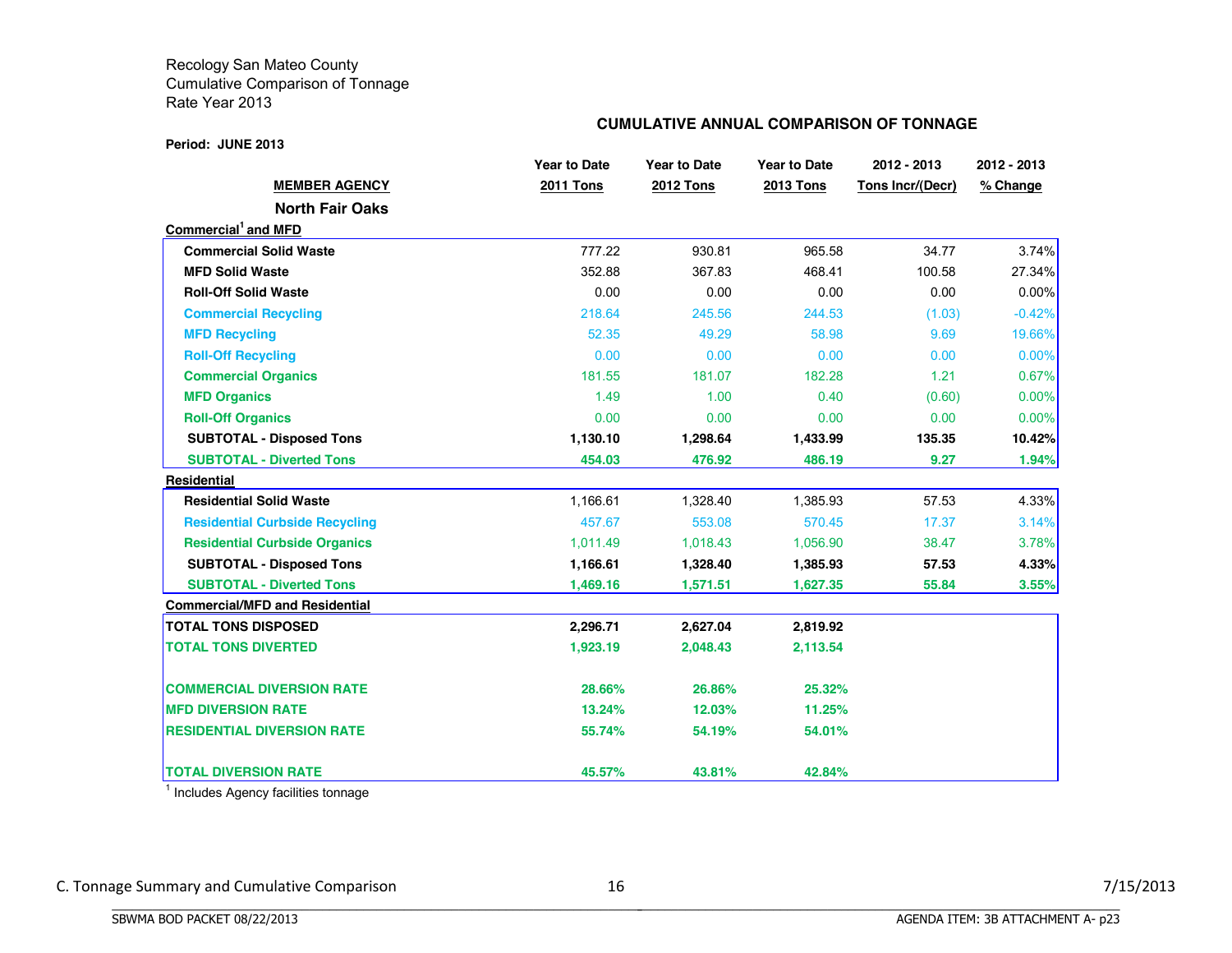Recology San Mateo County
Cumulative Comparison of Tonnage
Rate Year 2013

**CUMULATIVE ANNUAL COMPARISON OF TONNAGE**

**Period: JUNE 2013**

| MEMBER AGENCY | Year to Date 2011 Tons | Year to Date 2012 Tons | Year to Date 2013 Tons | 2012 - 2013 Tons Incr/(Decr) | 2012 - 2013 % Change |
|---|---|---|---|---|---|
| **North Fair Oaks** | | | | | |
| **Commercial[1] and MFD** | | | | | |
| **Commercial Solid Waste** | 777.22 | 930.81 | 965.58 | 34.77 | 3.74% |
| **MFD Solid Waste** | 352.88 | 367.83 | 468.41 | 100.58 | 27.34% |
| **Roll-Off Solid Waste** | 0.00 | 0.00 | 0.00 | 0.00 | 0.00% |
| **Commercial Recycling** | 218.64 | 245.56 | 244.53 | (1.03) | -0.42% |
| **MFD Recycling** | 52.35 | 49.29 | 58.98 | 9.69 | 19.66% |
| **Roll-Off Recycling** | 0.00 | 0.00 | 0.00 | 0.00 | 0.00% |
| **Commercial Organics** | 181.55 | 181.07 | 182.28 | 1.21 | 0.67% |
| **MFD Organics** | 1.49 | 1.00 | 0.40 | (0.60) | 0.00% |
| **Roll-Off Organics** | 0.00 | 0.00 | 0.00 | 0.00 | 0.00% |
| **SUBTOTAL - Disposed Tons** | **1,130.10** | **1,298.64** | **1,433.99** | **135.35** | **10.42%** |
| **SUBTOTAL - Diverted Tons** | **454.03** | **476.92** | **486.19** | **9.27** | **1.94%** |
| **Residential** | | | | | |
| **Residential Solid Waste** | 1,166.61 | 1,328.40 | 1,385.93 | 57.53 | 4.33% |
| **Residential Curbside Recycling** | 457.67 | 553.08 | 570.45 | 17.37 | 3.14% |
| **Residential Curbside Organics** | 1,011.49 | 1,018.43 | 1,056.90 | 38.47 | 3.78% |
| **SUBTOTAL - Disposed Tons** | **1,166.61** | **1,328.40** | **1,385.93** | **57.53** | **4.33%** |
| **SUBTOTAL - Diverted Tons** | **1,469.16** | **1,571.51** | **1,627.35** | **55.84** | **3.55%** |
| **Commercial/MFD and Residential** | | | | | |
| **TOTAL TONS DISPOSED** | **2,296.71** | **2,627.04** | **2,819.92** | | |
| **TOTAL TONS DIVERTED** | **1,923.19** | **2,048.43** | **2,113.54** | | |
| **COMMERCIAL DIVERSION RATE** | **28.66%** | **26.86%** | **25.32%** | | |
| **MFD DIVERSION RATE** | **13.24%** | **12.03%** | **11.25%** | | |
| **RESIDENTIAL DIVERSION RATE** | **55.74%** | **54.19%** | **54.01%** | | |
| **TOTAL DIVERSION RATE** | **45.57%** | **43.81%** | **42.84%** | | |

[1] Includes Agency facilities tonnage

C. Tonnage Summary and Cumulative Comparison — 7/15/2013

SBWMA BOD PACKET 08/22/2013 — AGENDA ITEM: 3B ATTACHMENT A- p23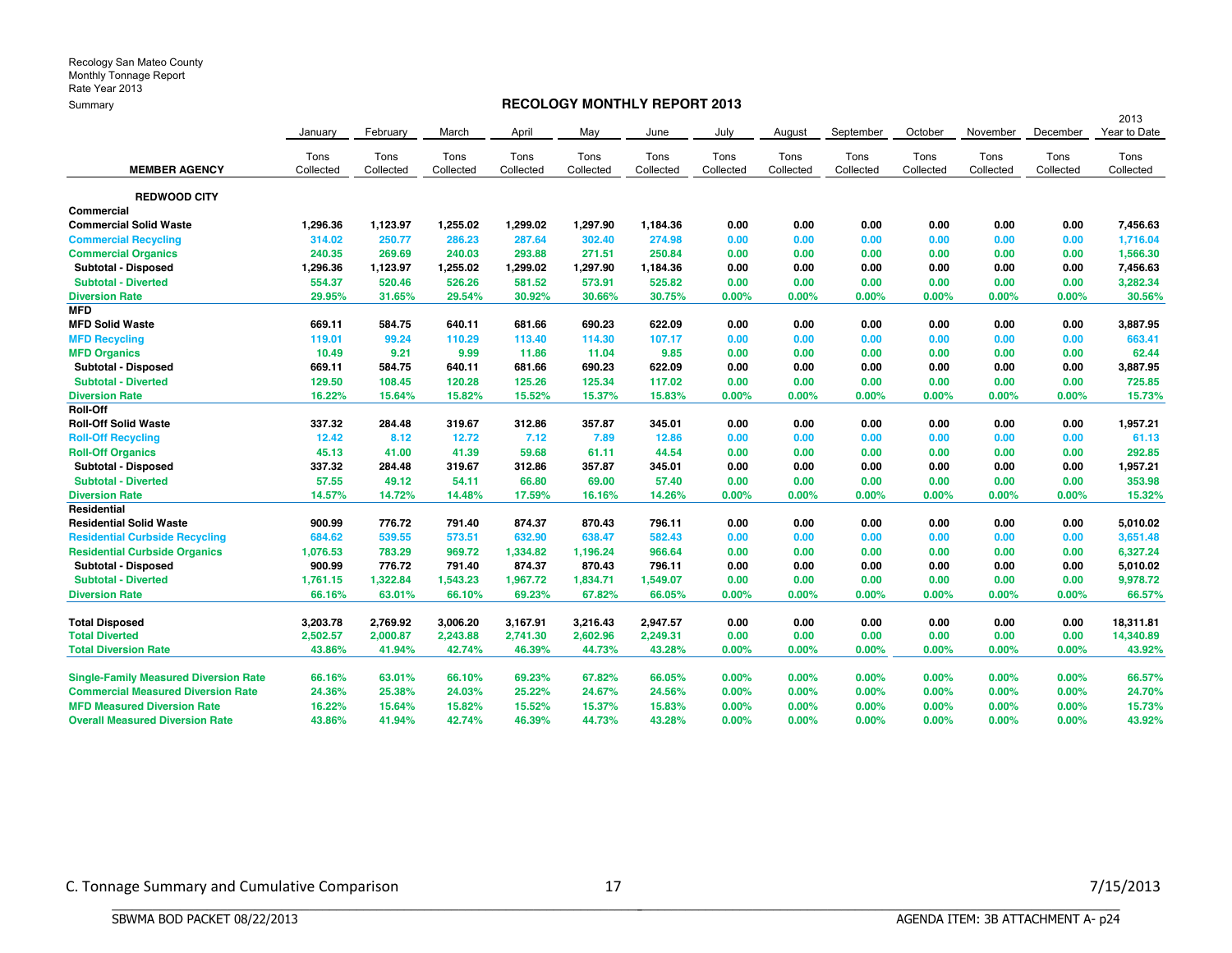Recology San Mateo County
Monthly Tonnage Report
Rate Year 2013
Summary

## RECOLOGY MONTHLY REPORT 2013

| MEMBER AGENCY | January Tons Collected | February Tons Collected | March Tons Collected | April Tons Collected | May Tons Collected | June Tons Collected | July Tons Collected | August Tons Collected | September Tons Collected | October Tons Collected | November Tons Collected | December Tons Collected | 2013 Year to Date Tons Collected |
|---|---|---|---|---|---|---|---|---|---|---|---|---|---|
| **REDWOOD CITY** | | | | | | | | | | | | | |
| **Commercial** | | | | | | | | | | | | | |
| **Commercial Solid Waste** | 1,296.36 | 1,123.97 | 1,255.02 | 1,299.02 | 1,297.90 | 1,184.36 | 0.00 | 0.00 | 0.00 | 0.00 | 0.00 | 0.00 | 7,456.63 |
| **Commercial Recycling** | 314.02 | 250.77 | 286.23 | 287.64 | 302.40 | 274.98 | 0.00 | 0.00 | 0.00 | 0.00 | 0.00 | 0.00 | 1,716.04 |
| **Commercial Organics** | 240.35 | 269.69 | 240.03 | 293.88 | 271.51 | 250.84 | 0.00 | 0.00 | 0.00 | 0.00 | 0.00 | 0.00 | 1,566.30 |
| **Subtotal - Disposed** | 1,296.36 | 1,123.97 | 1,255.02 | 1,299.02 | 1,297.90 | 1,184.36 | 0.00 | 0.00 | 0.00 | 0.00 | 0.00 | 0.00 | 7,456.63 |
| **Subtotal - Diverted** | 554.37 | 520.46 | 526.26 | 581.52 | 573.91 | 525.82 | 0.00 | 0.00 | 0.00 | 0.00 | 0.00 | 0.00 | 3,282.34 |
| **Diversion Rate** | 29.95% | 31.65% | 29.54% | 30.92% | 30.66% | 30.75% | 0.00% | 0.00% | 0.00% | 0.00% | 0.00% | 0.00% | 30.56% |
| **MFD** | | | | | | | | | | | | | |
| **MFD Solid Waste** | 669.11 | 584.75 | 640.11 | 681.66 | 690.23 | 622.09 | 0.00 | 0.00 | 0.00 | 0.00 | 0.00 | 0.00 | 3,887.95 |
| **MFD Recycling** | 119.01 | 99.24 | 110.29 | 113.40 | 114.30 | 107.17 | 0.00 | 0.00 | 0.00 | 0.00 | 0.00 | 0.00 | 663.41 |
| **MFD Organics** | 10.49 | 9.21 | 9.99 | 11.86 | 11.04 | 9.85 | 0.00 | 0.00 | 0.00 | 0.00 | 0.00 | 0.00 | 62.44 |
| **Subtotal - Disposed** | 669.11 | 584.75 | 640.11 | 681.66 | 690.23 | 622.09 | 0.00 | 0.00 | 0.00 | 0.00 | 0.00 | 0.00 | 3,887.95 |
| **Subtotal - Diverted** | 129.50 | 108.45 | 120.28 | 125.26 | 125.34 | 117.02 | 0.00 | 0.00 | 0.00 | 0.00 | 0.00 | 0.00 | 725.85 |
| **Diversion Rate** | 16.22% | 15.64% | 15.82% | 15.52% | 15.37% | 15.83% | 0.00% | 0.00% | 0.00% | 0.00% | 0.00% | 0.00% | 15.73% |
| **Roll-Off** | | | | | | | | | | | | | |
| **Roll-Off Solid Waste** | 337.32 | 284.48 | 319.67 | 312.86 | 357.87 | 345.01 | 0.00 | 0.00 | 0.00 | 0.00 | 0.00 | 0.00 | 1,957.21 |
| **Roll-Off Recycling** | 12.42 | 8.12 | 12.72 | 7.12 | 7.89 | 12.86 | 0.00 | 0.00 | 0.00 | 0.00 | 0.00 | 0.00 | 61.13 |
| **Roll-Off Organics** | 45.13 | 41.00 | 41.39 | 59.68 | 61.11 | 44.54 | 0.00 | 0.00 | 0.00 | 0.00 | 0.00 | 0.00 | 292.85 |
| **Subtotal - Disposed** | 337.32 | 284.48 | 319.67 | 312.86 | 357.87 | 345.01 | 0.00 | 0.00 | 0.00 | 0.00 | 0.00 | 0.00 | 1,957.21 |
| **Subtotal - Diverted** | 57.55 | 49.12 | 54.11 | 66.80 | 69.00 | 57.40 | 0.00 | 0.00 | 0.00 | 0.00 | 0.00 | 0.00 | 353.98 |
| **Diversion Rate** | 14.57% | 14.72% | 14.48% | 17.59% | 16.16% | 14.26% | 0.00% | 0.00% | 0.00% | 0.00% | 0.00% | 0.00% | 15.32% |
| **Residential** | | | | | | | | | | | | | |
| **Residential Solid Waste** | 900.99 | 776.72 | 791.40 | 874.37 | 870.43 | 796.11 | 0.00 | 0.00 | 0.00 | 0.00 | 0.00 | 0.00 | 5,010.02 |
| **Residential Curbside Recycling** | 684.62 | 539.55 | 573.51 | 632.90 | 638.47 | 582.43 | 0.00 | 0.00 | 0.00 | 0.00 | 0.00 | 0.00 | 3,651.48 |
| **Residential Curbside Organics** | 1,076.53 | 783.29 | 969.72 | 1,334.82 | 1,196.24 | 966.64 | 0.00 | 0.00 | 0.00 | 0.00 | 0.00 | 0.00 | 6,327.24 |
| **Subtotal - Disposed** | 900.99 | 776.72 | 791.40 | 874.37 | 870.43 | 796.11 | 0.00 | 0.00 | 0.00 | 0.00 | 0.00 | 0.00 | 5,010.02 |
| **Subtotal - Diverted** | 1,761.15 | 1,322.84 | 1,543.23 | 1,967.72 | 1,834.71 | 1,549.07 | 0.00 | 0.00 | 0.00 | 0.00 | 0.00 | 0.00 | 9,978.72 |
| **Diversion Rate** | 66.16% | 63.01% | 66.10% | 69.23% | 67.82% | 66.05% | 0.00% | 0.00% | 0.00% | 0.00% | 0.00% | 0.00% | 66.57% |
| | | | | | | | | | | | | | |
| **Total Disposed** | 3,203.78 | 2,769.92 | 3,006.20 | 3,167.91 | 3,216.43 | 2,947.57 | 0.00 | 0.00 | 0.00 | 0.00 | 0.00 | 0.00 | 18,311.81 |
| **Total Diverted** | 2,502.57 | 2,000.87 | 2,243.88 | 2,741.30 | 2,602.96 | 2,249.31 | 0.00 | 0.00 | 0.00 | 0.00 | 0.00 | 0.00 | 14,340.89 |
| **Total Diversion Rate** | 43.86% | 41.94% | 42.74% | 46.39% | 44.73% | 43.28% | 0.00% | 0.00% | 0.00% | 0.00% | 0.00% | 0.00% | 43.92% |
| | | | | | | | | | | | | | |
| **Single-Family Measured Diversion Rate** | 66.16% | 63.01% | 66.10% | 69.23% | 67.82% | 66.05% | 0.00% | 0.00% | 0.00% | 0.00% | 0.00% | 0.00% | 66.57% |
| **Commercial Measured Diversion Rate** | 24.36% | 25.38% | 24.03% | 25.22% | 24.67% | 24.56% | 0.00% | 0.00% | 0.00% | 0.00% | 0.00% | 0.00% | 24.70% |
| **MFD Measured Diversion Rate** | 16.22% | 15.64% | 15.82% | 15.52% | 15.37% | 15.83% | 0.00% | 0.00% | 0.00% | 0.00% | 0.00% | 0.00% | 15.73% |
| **Overall Measured Diversion Rate** | 43.86% | 41.94% | 42.74% | 46.39% | 44.73% | 43.28% | 0.00% | 0.00% | 0.00% | 0.00% | 0.00% | 0.00% | 43.92% |

C. Tonnage Summary and Cumulative Comparison 7/15/2013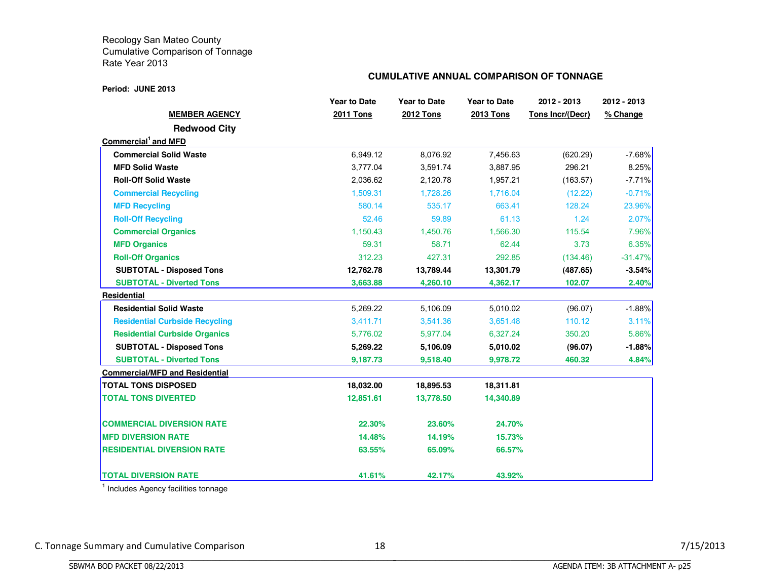Recology San Mateo County
Cumulative Comparison of Tonnage
Rate Year 2013

**CUMULATIVE ANNUAL COMPARISON OF TONNAGE**

**Period: JUNE 2013**

| MEMBER AGENCY | Year to Date 2011 Tons | Year to Date 2012 Tons | Year to Date 2013 Tons | 2012 - 2013 Tons Incr/(Decr) | 2012 - 2013 % Change |
|---|---|---|---|---|---|
| **Redwood City** | | | | | |
| **Commercial[1] and MFD** | | | | | |
| **Commercial Solid Waste** | 6,949.12 | 8,076.92 | 7,456.63 | (620.29) | -7.68% |
| **MFD Solid Waste** | 3,777.04 | 3,591.74 | 3,887.95 | 296.21 | 8.25% |
| **Roll-Off Solid Waste** | 2,036.62 | 2,120.78 | 1,957.21 | (163.57) | -7.71% |
| **Commercial Recycling** | 1,509.31 | 1,728.26 | 1,716.04 | (12.22) | -0.71% |
| **MFD Recycling** | 580.14 | 535.17 | 663.41 | 128.24 | 23.96% |
| **Roll-Off Recycling** | 52.46 | 59.89 | 61.13 | 1.24 | 2.07% |
| **Commercial Organics** | 1,150.43 | 1,450.76 | 1,566.30 | 115.54 | 7.96% |
| **MFD Organics** | 59.31 | 58.71 | 62.44 | 3.73 | 6.35% |
| **Roll-Off Organics** | 312.23 | 427.31 | 292.85 | (134.46) | -31.47% |
| **SUBTOTAL - Disposed Tons** | **12,762.78** | **13,789.44** | **13,301.79** | **(487.65)** | **-3.54%** |
| **SUBTOTAL - Diverted Tons** | **3,663.88** | **4,260.10** | **4,362.17** | **102.07** | **2.40%** |
| **Residential** | | | | | |
| **Residential Solid Waste** | 5,269.22 | 5,106.09 | 5,010.02 | (96.07) | -1.88% |
| **Residential Curbside Recycling** | 3,411.71 | 3,541.36 | 3,651.48 | 110.12 | 3.11% |
| **Residential Curbside Organics** | 5,776.02 | 5,977.04 | 6,327.24 | 350.20 | 5.86% |
| **SUBTOTAL - Disposed Tons** | **5,269.22** | **5,106.09** | **5,010.02** | **(96.07)** | **-1.88%** |
| **SUBTOTAL - Diverted Tons** | **9,187.73** | **9,518.40** | **9,978.72** | **460.32** | **4.84%** |
| **Commercial/MFD and Residential** | | | | | |
| **TOTAL TONS DISPOSED** | **18,032.00** | **18,895.53** | **18,311.81** | | |
| **TOTAL TONS DIVERTED** | **12,851.61** | **13,778.50** | **14,340.89** | | |
| **COMMERCIAL DIVERSION RATE** | **22.30%** | **23.60%** | **24.70%** | | |
| **MFD DIVERSION RATE** | **14.48%** | **14.19%** | **15.73%** | | |
| **RESIDENTIAL DIVERSION RATE** | **63.55%** | **65.09%** | **66.57%** | | |
| **TOTAL DIVERSION RATE** | **41.61%** | **42.17%** | **43.92%** | | |

[1] Includes Agency facilities tonnage

C. Tonnage Summary and Cumulative Comparison

7/15/2013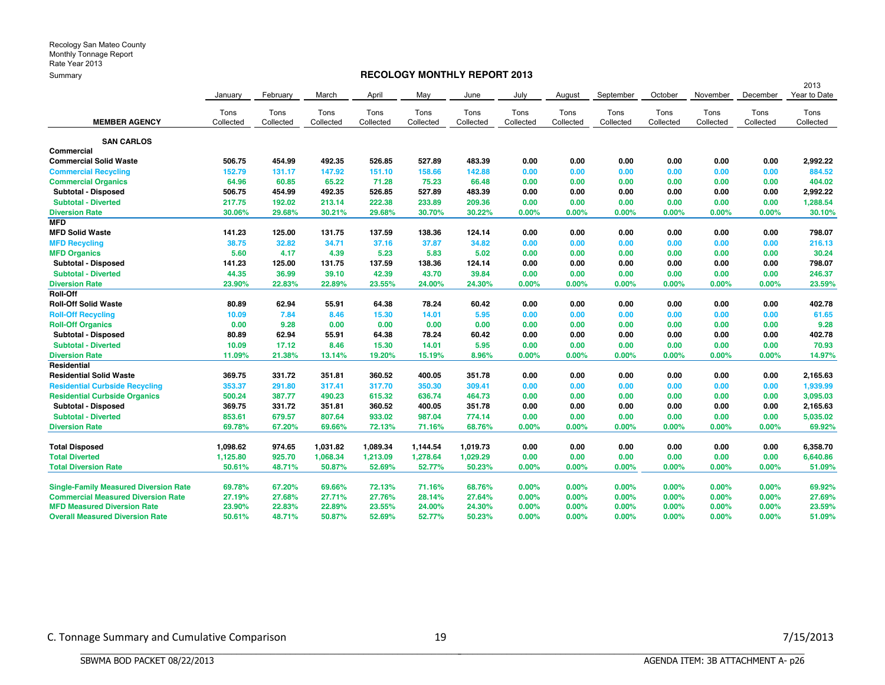Recology San Mateo County
Monthly Tonnage Report
Rate Year 2013
Summary

## RECOLOGY MONTHLY REPORT 2013

| MEMBER AGENCY | January Tons Collected | February Tons Collected | March Tons Collected | April Tons Collected | May Tons Collected | June Tons Collected | July Tons Collected | August Tons Collected | September Tons Collected | October Tons Collected | November Tons Collected | December Tons Collected | 2013 Year to Date Tons Collected |
|---|---|---|---|---|---|---|---|---|---|---|---|---|---|
| **SAN CARLOS** | | | | | | | | | | | | | |
| **Commercial** | | | | | | | | | | | | | |
| **Commercial Solid Waste** | 506.75 | 454.99 | 492.35 | 526.85 | 527.89 | 483.39 | 0.00 | 0.00 | 0.00 | 0.00 | 0.00 | 0.00 | 2,992.22 |
| **Commercial Recycling** | 152.79 | 131.17 | 147.92 | 151.10 | 158.66 | 142.88 | 0.00 | 0.00 | 0.00 | 0.00 | 0.00 | 0.00 | 884.52 |
| **Commercial Organics** | 64.96 | 60.85 | 65.22 | 71.28 | 75.23 | 66.48 | 0.00 | 0.00 | 0.00 | 0.00 | 0.00 | 0.00 | 404.02 |
| **Subtotal - Disposed** | 506.75 | 454.99 | 492.35 | 526.85 | 527.89 | 483.39 | 0.00 | 0.00 | 0.00 | 0.00 | 0.00 | 0.00 | 2,992.22 |
| **Subtotal - Diverted** | 217.75 | 192.02 | 213.14 | 222.38 | 233.89 | 209.36 | 0.00 | 0.00 | 0.00 | 0.00 | 0.00 | 0.00 | 1,288.54 |
| **Diversion Rate** | 30.06% | 29.68% | 30.21% | 29.68% | 30.70% | 30.22% | 0.00% | 0.00% | 0.00% | 0.00% | 0.00% | 0.00% | 30.10% |
| **MFD** | | | | | | | | | | | | | |
| **MFD Solid Waste** | 141.23 | 125.00 | 131.75 | 137.59 | 138.36 | 124.14 | 0.00 | 0.00 | 0.00 | 0.00 | 0.00 | 0.00 | 798.07 |
| **MFD Recycling** | 38.75 | 32.82 | 34.71 | 37.16 | 37.87 | 34.82 | 0.00 | 0.00 | 0.00 | 0.00 | 0.00 | 0.00 | 216.13 |
| **MFD Organics** | 5.60 | 4.17 | 4.39 | 5.23 | 5.83 | 5.02 | 0.00 | 0.00 | 0.00 | 0.00 | 0.00 | 0.00 | 30.24 |
| **Subtotal - Disposed** | 141.23 | 125.00 | 131.75 | 137.59 | 138.36 | 124.14 | 0.00 | 0.00 | 0.00 | 0.00 | 0.00 | 0.00 | 798.07 |
| **Subtotal - Diverted** | 44.35 | 36.99 | 39.10 | 42.39 | 43.70 | 39.84 | 0.00 | 0.00 | 0.00 | 0.00 | 0.00 | 0.00 | 246.37 |
| **Diversion Rate** | 23.90% | 22.83% | 22.89% | 23.55% | 24.00% | 24.30% | 0.00% | 0.00% | 0.00% | 0.00% | 0.00% | 0.00% | 23.59% |
| **Roll-Off** | | | | | | | | | | | | | |
| **Roll-Off Solid Waste** | 80.89 | 62.94 | 55.91 | 64.38 | 78.24 | 60.42 | 0.00 | 0.00 | 0.00 | 0.00 | 0.00 | 0.00 | 402.78 |
| **Roll-Off Recycling** | 10.09 | 7.84 | 8.46 | 15.30 | 14.01 | 5.95 | 0.00 | 0.00 | 0.00 | 0.00 | 0.00 | 0.00 | 61.65 |
| **Roll-Off Organics** | 0.00 | 9.28 | 0.00 | 0.00 | 0.00 | 0.00 | 0.00 | 0.00 | 0.00 | 0.00 | 0.00 | 0.00 | 9.28 |
| **Subtotal - Disposed** | 80.89 | 62.94 | 55.91 | 64.38 | 78.24 | 60.42 | 0.00 | 0.00 | 0.00 | 0.00 | 0.00 | 0.00 | 402.78 |
| **Subtotal - Diverted** | 10.09 | 17.12 | 8.46 | 15.30 | 14.01 | 5.95 | 0.00 | 0.00 | 0.00 | 0.00 | 0.00 | 0.00 | 70.93 |
| **Diversion Rate** | 11.09% | 21.38% | 13.14% | 19.20% | 15.19% | 8.96% | 0.00% | 0.00% | 0.00% | 0.00% | 0.00% | 0.00% | 14.97% |
| **Residential** | | | | | | | | | | | | | |
| **Residential Solid Waste** | 369.75 | 331.72 | 351.81 | 360.52 | 400.05 | 351.78 | 0.00 | 0.00 | 0.00 | 0.00 | 0.00 | 0.00 | 2,165.63 |
| **Residential Curbside Recycling** | 353.37 | 291.80 | 317.41 | 317.70 | 350.30 | 309.41 | 0.00 | 0.00 | 0.00 | 0.00 | 0.00 | 0.00 | 1,939.99 |
| **Residential Curbside Organics** | 500.24 | 387.77 | 490.23 | 615.32 | 636.74 | 464.73 | 0.00 | 0.00 | 0.00 | 0.00 | 0.00 | 0.00 | 3,095.03 |
| **Subtotal - Disposed** | 369.75 | 331.72 | 351.81 | 360.52 | 400.05 | 351.78 | 0.00 | 0.00 | 0.00 | 0.00 | 0.00 | 0.00 | 2,165.63 |
| **Subtotal - Diverted** | 853.61 | 679.57 | 807.64 | 933.02 | 987.04 | 774.14 | 0.00 | 0.00 | 0.00 | 0.00 | 0.00 | 0.00 | 5,035.02 |
| **Diversion Rate** | 69.78% | 67.20% | 69.66% | 72.13% | 71.16% | 68.76% | 0.00% | 0.00% | 0.00% | 0.00% | 0.00% | 0.00% | 69.92% |
| | | | | | | | | | | | | | |
| **Total Disposed** | 1,098.62 | 974.65 | 1,031.82 | 1,089.34 | 1,144.54 | 1,019.73 | 0.00 | 0.00 | 0.00 | 0.00 | 0.00 | 0.00 | 6,358.70 |
| **Total Diverted** | 1,125.80 | 925.70 | 1,068.34 | 1,213.09 | 1,278.64 | 1,029.29 | 0.00 | 0.00 | 0.00 | 0.00 | 0.00 | 0.00 | 6,640.86 |
| **Total Diversion Rate** | 50.61% | 48.71% | 50.87% | 52.69% | 52.77% | 50.23% | 0.00% | 0.00% | 0.00% | 0.00% | 0.00% | 0.00% | 51.09% |
| | | | | | | | | | | | | | |
| **Single-Family Measured Diversion Rate** | 69.78% | 67.20% | 69.66% | 72.13% | 71.16% | 68.76% | 0.00% | 0.00% | 0.00% | 0.00% | 0.00% | 0.00% | 69.92% |
| **Commercial Measured Diversion Rate** | 27.19% | 27.68% | 27.71% | 27.76% | 28.14% | 27.64% | 0.00% | 0.00% | 0.00% | 0.00% | 0.00% | 0.00% | 27.69% |
| **MFD Measured Diversion Rate** | 23.90% | 22.83% | 22.89% | 23.55% | 24.00% | 24.30% | 0.00% | 0.00% | 0.00% | 0.00% | 0.00% | 0.00% | 23.59% |
| **Overall Measured Diversion Rate** | 50.61% | 48.71% | 50.87% | 52.69% | 52.77% | 50.23% | 0.00% | 0.00% | 0.00% | 0.00% | 0.00% | 0.00% | 51.09% |

C. Tonnage Summary and Cumulative Comparison 19 7/15/2013

SBWMA BOD PACKET 08/22/2013 AGENDA ITEM: 3B ATTACHMENT A- p26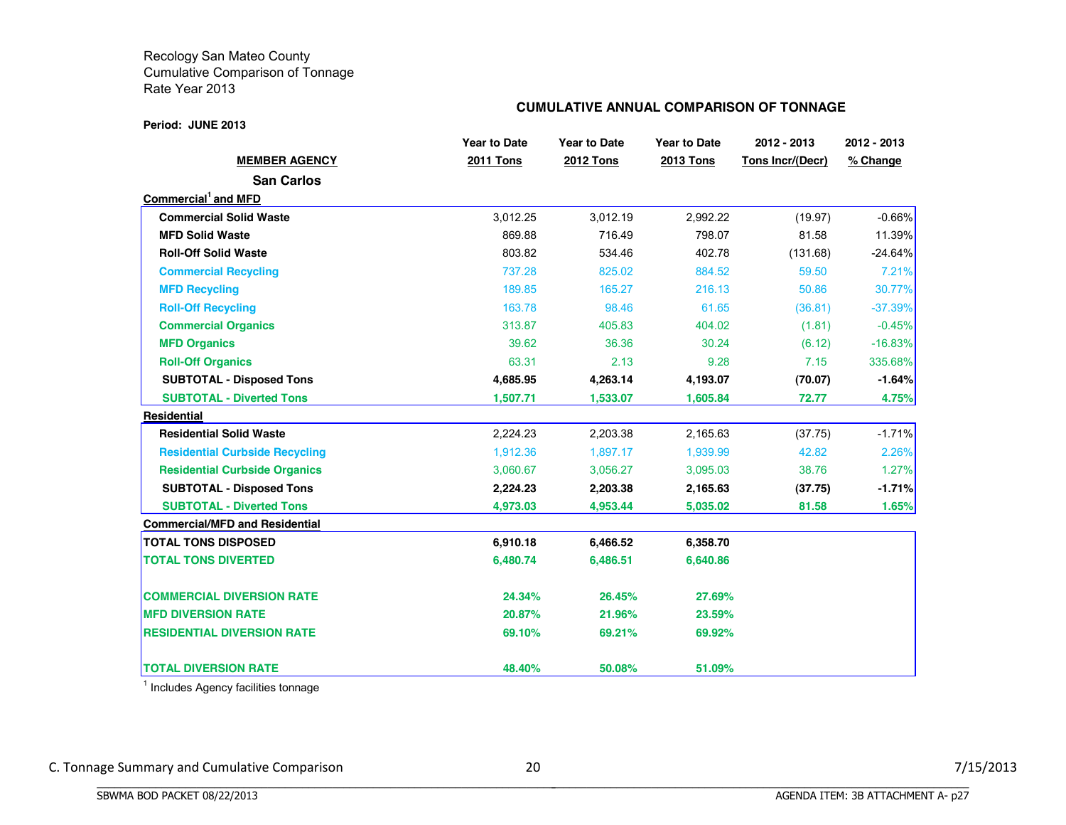Recology San Mateo County
Cumulative Comparison of Tonnage
Rate Year 2013

**CUMULATIVE ANNUAL COMPARISON OF TONNAGE**

**Period: JUNE 2013**

| MEMBER AGENCY | Year to Date 2011 Tons | Year to Date 2012 Tons | Year to Date 2013 Tons | 2012 - 2013 Tons Incr/(Decr) | 2012 - 2013 % Change |
|---|---|---|---|---|---|
| **San Carlos** | | | | | |
| **Commercial[1] and MFD** | | | | | |
| **Commercial Solid Waste** | 3,012.25 | 3,012.19 | 2,992.22 | (19.97) | -0.66% |
| **MFD Solid Waste** | 869.88 | 716.49 | 798.07 | 81.58 | 11.39% |
| **Roll-Off Solid Waste** | 803.82 | 534.46 | 402.78 | (131.68) | -24.64% |
| **Commercial Recycling** | 737.28 | 825.02 | 884.52 | 59.50 | 7.21% |
| **MFD Recycling** | 189.85 | 165.27 | 216.13 | 50.86 | 30.77% |
| **Roll-Off Recycling** | 163.78 | 98.46 | 61.65 | (36.81) | -37.39% |
| **Commercial Organics** | 313.87 | 405.83 | 404.02 | (1.81) | -0.45% |
| **MFD Organics** | 39.62 | 36.36 | 30.24 | (6.12) | -16.83% |
| **Roll-Off Organics** | 63.31 | 2.13 | 9.28 | 7.15 | 335.68% |
| **SUBTOTAL - Disposed Tons** | **4,685.95** | **4,263.14** | **4,193.07** | **(70.07)** | **-1.64%** |
| **SUBTOTAL - Diverted Tons** | **1,507.71** | **1,533.07** | **1,605.84** | **72.77** | **4.75%** |
| **Residential** | | | | | |
| **Residential Solid Waste** | 2,224.23 | 2,203.38 | 2,165.63 | (37.75) | -1.71% |
| **Residential Curbside Recycling** | 1,912.36 | 1,897.17 | 1,939.99 | 42.82 | 2.26% |
| **Residential Curbside Organics** | 3,060.67 | 3,056.27 | 3,095.03 | 38.76 | 1.27% |
| **SUBTOTAL - Disposed Tons** | **2,224.23** | **2,203.38** | **2,165.63** | **(37.75)** | **-1.71%** |
| **SUBTOTAL - Diverted Tons** | **4,973.03** | **4,953.44** | **5,035.02** | **81.58** | **1.65%** |
| **Commercial/MFD and Residential** | | | | | |
| **TOTAL TONS DISPOSED** | **6,910.18** | **6,466.52** | **6,358.70** | | |
| **TOTAL TONS DIVERTED** | **6,480.74** | **6,486.51** | **6,640.86** | | |
| **COMMERCIAL DIVERSION RATE** | **24.34%** | **26.45%** | **27.69%** | | |
| **MFD DIVERSION RATE** | **20.87%** | **21.96%** | **23.59%** | | |
| **RESIDENTIAL DIVERSION RATE** | **69.10%** | **69.21%** | **69.92%** | | |
| **TOTAL DIVERSION RATE** | **48.40%** | **50.08%** | **51.09%** | | |

[1] Includes Agency facilities tonnage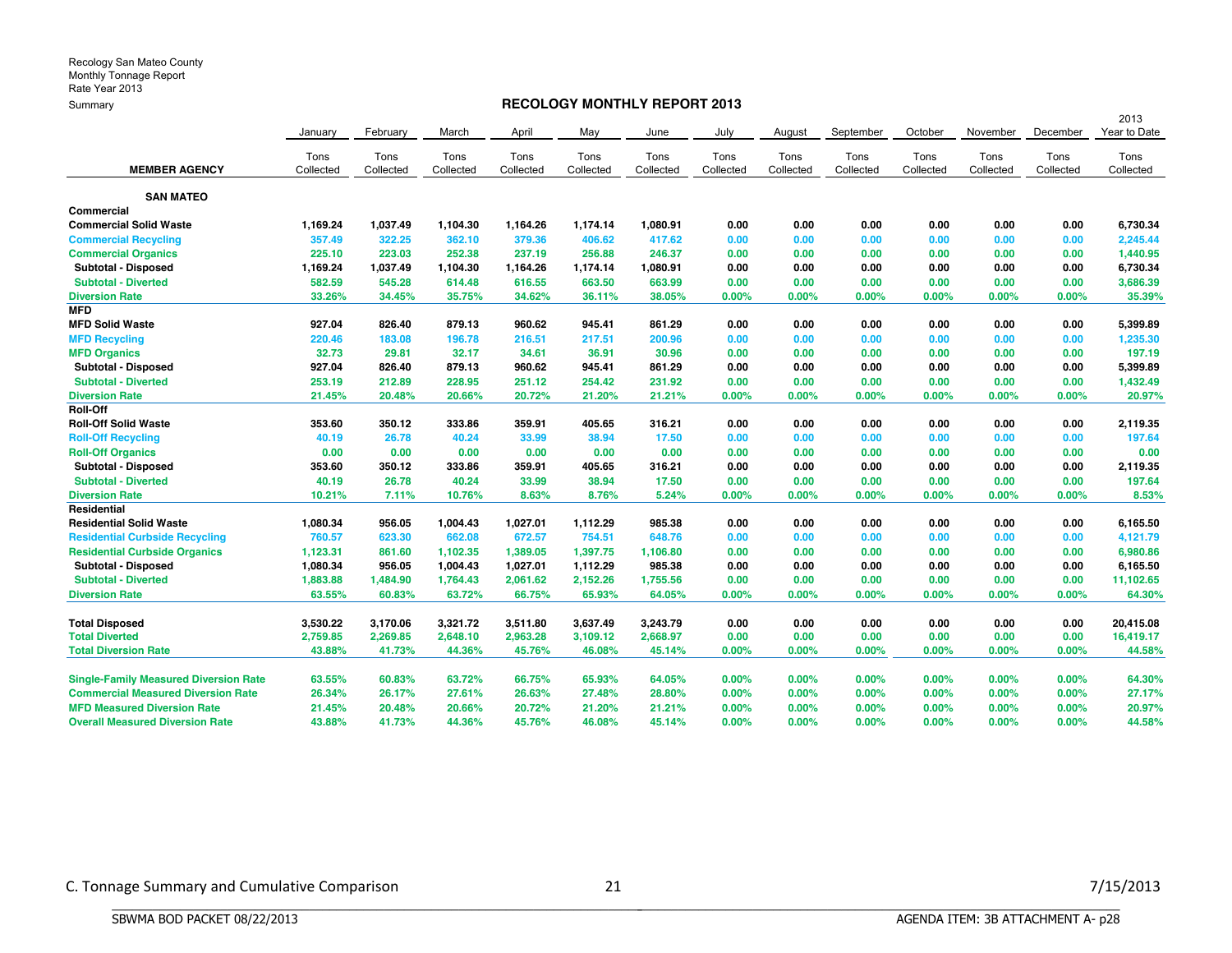Recology San Mateo County
Monthly Tonnage Report
Rate Year 2013
Summary

## RECOLOGY MONTHLY REPORT 2013

| MEMBER AGENCY | January Tons Collected | February Tons Collected | March Tons Collected | April Tons Collected | May Tons Collected | June Tons Collected | July Tons Collected | August Tons Collected | September Tons Collected | October Tons Collected | November Tons Collected | December Tons Collected | 2013 Year to Date Tons Collected |
|---|---|---|---|---|---|---|---|---|---|---|---|---|---|
| **SAN MATEO** | | | | | | | | | | | | | |
| **Commercial** | | | | | | | | | | | | | |
| **Commercial Solid Waste** | 1,169.24 | 1,037.49 | 1,104.30 | 1,164.26 | 1,174.14 | 1,080.91 | 0.00 | 0.00 | 0.00 | 0.00 | 0.00 | 0.00 | 6,730.34 |
| **Commercial Recycling** | 357.49 | 322.25 | 362.10 | 379.36 | 406.62 | 417.62 | 0.00 | 0.00 | 0.00 | 0.00 | 0.00 | 0.00 | 2,245.44 |
| **Commercial Organics** | 225.10 | 223.03 | 252.38 | 237.19 | 256.88 | 246.37 | 0.00 | 0.00 | 0.00 | 0.00 | 0.00 | 0.00 | 1,440.95 |
| **Subtotal - Disposed** | 1,169.24 | 1,037.49 | 1,104.30 | 1,164.26 | 1,174.14 | 1,080.91 | 0.00 | 0.00 | 0.00 | 0.00 | 0.00 | 0.00 | 6,730.34 |
| **Subtotal - Diverted** | 582.59 | 545.28 | 614.48 | 616.55 | 663.50 | 663.99 | 0.00 | 0.00 | 0.00 | 0.00 | 0.00 | 0.00 | 3,686.39 |
| **Diversion Rate** | 33.26% | 34.45% | 35.75% | 34.62% | 36.11% | 38.05% | 0.00% | 0.00% | 0.00% | 0.00% | 0.00% | 0.00% | 35.39% |
| **MFD** | | | | | | | | | | | | | |
| **MFD Solid Waste** | 927.04 | 826.40 | 879.13 | 960.62 | 945.41 | 861.29 | 0.00 | 0.00 | 0.00 | 0.00 | 0.00 | 0.00 | 5,399.89 |
| **MFD Recycling** | 220.46 | 183.08 | 196.78 | 216.51 | 217.51 | 200.96 | 0.00 | 0.00 | 0.00 | 0.00 | 0.00 | 0.00 | 1,235.30 |
| **MFD Organics** | 32.73 | 29.81 | 32.17 | 34.61 | 36.91 | 30.96 | 0.00 | 0.00 | 0.00 | 0.00 | 0.00 | 0.00 | 197.19 |
| **Subtotal - Disposed** | 927.04 | 826.40 | 879.13 | 960.62 | 945.41 | 861.29 | 0.00 | 0.00 | 0.00 | 0.00 | 0.00 | 0.00 | 5,399.89 |
| **Subtotal - Diverted** | 253.19 | 212.89 | 228.95 | 251.12 | 254.42 | 231.92 | 0.00 | 0.00 | 0.00 | 0.00 | 0.00 | 0.00 | 1,432.49 |
| **Diversion Rate** | 21.45% | 20.48% | 20.66% | 20.72% | 21.20% | 21.21% | 0.00% | 0.00% | 0.00% | 0.00% | 0.00% | 0.00% | 20.97% |
| **Roll-Off** | | | | | | | | | | | | | |
| **Roll-Off Solid Waste** | 353.60 | 350.12 | 333.86 | 359.91 | 405.65 | 316.21 | 0.00 | 0.00 | 0.00 | 0.00 | 0.00 | 0.00 | 2,119.35 |
| **Roll-Off Recycling** | 40.19 | 26.78 | 40.24 | 33.99 | 38.94 | 17.50 | 0.00 | 0.00 | 0.00 | 0.00 | 0.00 | 0.00 | 197.64 |
| **Roll-Off Organics** | 0.00 | 0.00 | 0.00 | 0.00 | 0.00 | 0.00 | 0.00 | 0.00 | 0.00 | 0.00 | 0.00 | 0.00 | 0.00 |
| **Subtotal - Disposed** | 353.60 | 350.12 | 333.86 | 359.91 | 405.65 | 316.21 | 0.00 | 0.00 | 0.00 | 0.00 | 0.00 | 0.00 | 2,119.35 |
| **Subtotal - Diverted** | 40.19 | 26.78 | 40.24 | 33.99 | 38.94 | 17.50 | 0.00 | 0.00 | 0.00 | 0.00 | 0.00 | 0.00 | 197.64 |
| **Diversion Rate** | 10.21% | 7.11% | 10.76% | 8.63% | 8.76% | 5.24% | 0.00% | 0.00% | 0.00% | 0.00% | 0.00% | 0.00% | 8.53% |
| **Residential** | | | | | | | | | | | | | |
| **Residential Solid Waste** | 1,080.34 | 956.05 | 1,004.43 | 1,027.01 | 1,112.29 | 985.38 | 0.00 | 0.00 | 0.00 | 0.00 | 0.00 | 0.00 | 6,165.50 |
| **Residential Curbside Recycling** | 760.57 | 623.30 | 662.08 | 672.57 | 754.51 | 648.76 | 0.00 | 0.00 | 0.00 | 0.00 | 0.00 | 0.00 | 4,121.79 |
| **Residential Curbside Organics** | 1,123.31 | 861.60 | 1,102.35 | 1,389.05 | 1,397.75 | 1,106.80 | 0.00 | 0.00 | 0.00 | 0.00 | 0.00 | 0.00 | 6,980.86 |
| **Subtotal - Disposed** | 1,080.34 | 956.05 | 1,004.43 | 1,027.01 | 1,112.29 | 985.38 | 0.00 | 0.00 | 0.00 | 0.00 | 0.00 | 0.00 | 6,165.50 |
| **Subtotal - Diverted** | 1,883.88 | 1,484.90 | 1,764.43 | 2,061.62 | 2,152.26 | 1,755.56 | 0.00 | 0.00 | 0.00 | 0.00 | 0.00 | 0.00 | 11,102.65 |
| **Diversion Rate** | 63.55% | 60.83% | 63.72% | 66.75% | 65.93% | 64.05% | 0.00% | 0.00% | 0.00% | 0.00% | 0.00% | 0.00% | 64.30% |
| | | | | | | | | | | | | | |
| **Total Disposed** | 3,530.22 | 3,170.06 | 3,321.72 | 3,511.80 | 3,637.49 | 3,243.79 | 0.00 | 0.00 | 0.00 | 0.00 | 0.00 | 0.00 | 20,415.08 |
| **Total Diverted** | 2,759.85 | 2,269.85 | 2,648.10 | 2,963.28 | 3,109.12 | 2,668.97 | 0.00 | 0.00 | 0.00 | 0.00 | 0.00 | 0.00 | 16,419.17 |
| **Total Diversion Rate** | 43.88% | 41.73% | 44.36% | 45.76% | 46.08% | 45.14% | 0.00% | 0.00% | 0.00% | 0.00% | 0.00% | 0.00% | 44.58% |
| | | | | | | | | | | | | | |
| **Single-Family Measured Diversion Rate** | 63.55% | 60.83% | 63.72% | 66.75% | 65.93% | 64.05% | 0.00% | 0.00% | 0.00% | 0.00% | 0.00% | 0.00% | 64.30% |
| **Commercial Measured Diversion Rate** | 26.34% | 26.17% | 27.61% | 26.63% | 27.48% | 28.80% | 0.00% | 0.00% | 0.00% | 0.00% | 0.00% | 0.00% | 27.17% |
| **MFD Measured Diversion Rate** | 21.45% | 20.48% | 20.66% | 20.72% | 21.20% | 21.21% | 0.00% | 0.00% | 0.00% | 0.00% | 0.00% | 0.00% | 20.97% |
| **Overall Measured Diversion Rate** | 43.88% | 41.73% | 44.36% | 45.76% | 46.08% | 45.14% | 0.00% | 0.00% | 0.00% | 0.00% | 0.00% | 0.00% | 44.58% |

C. Tonnage Summary and Cumulative Comparison — 7/15/2013

SBWMA BOD PACKET 08/22/2013 — AGENDA ITEM: 3B ATTACHMENT A- p28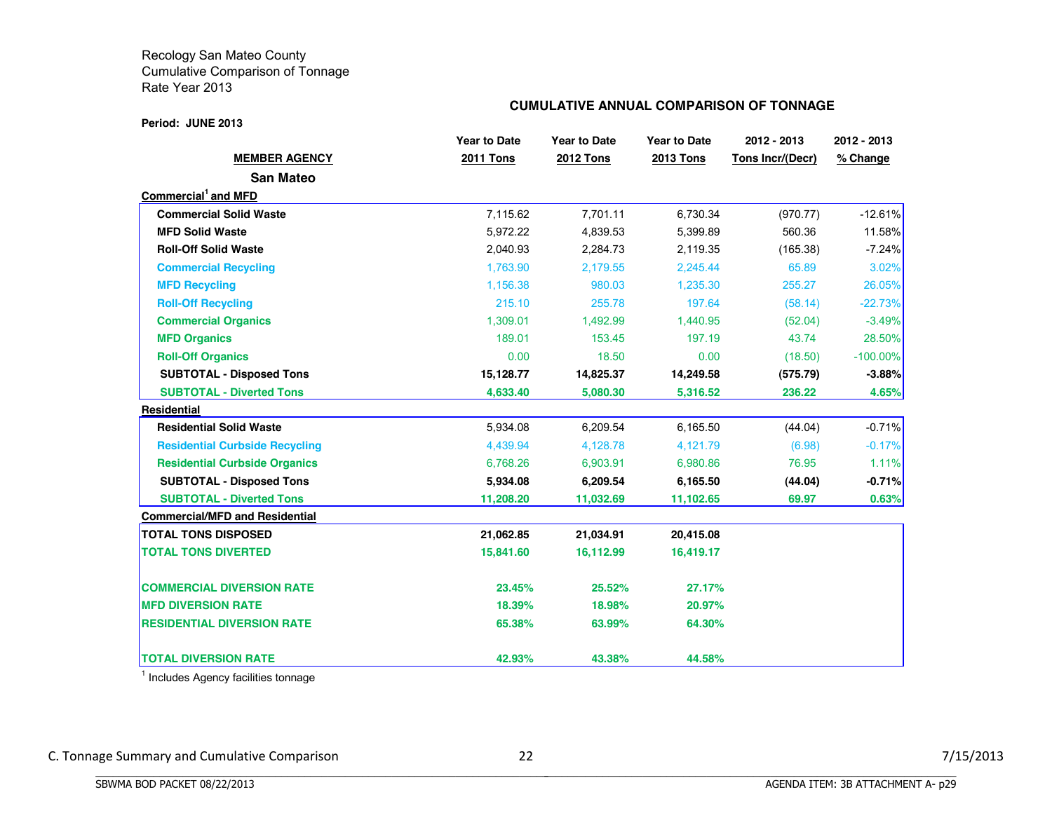Recology San Mateo County
Cumulative Comparison of Tonnage
Rate Year 2013

**CUMULATIVE ANNUAL COMPARISON OF TONNAGE**

**Period: JUNE 2013**

| MEMBER AGENCY | Year to Date 2011 Tons | Year to Date 2012 Tons | Year to Date 2013 Tons | 2012 - 2013 Tons Incr/(Decr) | 2012 - 2013 % Change |
|---|---|---|---|---|---|
| **San Mateo** | | | | | |
| **Commercial[1] and MFD** | | | | | |
| **Commercial Solid Waste** | 7,115.62 | 7,701.11 | 6,730.34 | (970.77) | -12.61% |
| **MFD Solid Waste** | 5,972.22 | 4,839.53 | 5,399.89 | 560.36 | 11.58% |
| **Roll-Off Solid Waste** | 2,040.93 | 2,284.73 | 2,119.35 | (165.38) | -7.24% |
| **Commercial Recycling** | 1,763.90 | 2,179.55 | 2,245.44 | 65.89 | 3.02% |
| **MFD Recycling** | 1,156.38 | 980.03 | 1,235.30 | 255.27 | 26.05% |
| **Roll-Off Recycling** | 215.10 | 255.78 | 197.64 | (58.14) | -22.73% |
| **Commercial Organics** | 1,309.01 | 1,492.99 | 1,440.95 | (52.04) | -3.49% |
| **MFD Organics** | 189.01 | 153.45 | 197.19 | 43.74 | 28.50% |
| **Roll-Off Organics** | 0.00 | 18.50 | 0.00 | (18.50) | -100.00% |
| **SUBTOTAL - Disposed Tons** | **15,128.77** | **14,825.37** | **14,249.58** | **(575.79)** | **-3.88%** |
| **SUBTOTAL - Diverted Tons** | **4,633.40** | **5,080.30** | **5,316.52** | **236.22** | **4.65%** |
| **Residential** | | | | | |
| **Residential Solid Waste** | 5,934.08 | 6,209.54 | 6,165.50 | (44.04) | -0.71% |
| **Residential Curbside Recycling** | 4,439.94 | 4,128.78 | 4,121.79 | (6.98) | -0.17% |
| **Residential Curbside Organics** | 6,768.26 | 6,903.91 | 6,980.86 | 76.95 | 1.11% |
| **SUBTOTAL - Disposed Tons** | **5,934.08** | **6,209.54** | **6,165.50** | **(44.04)** | **-0.71%** |
| **SUBTOTAL - Diverted Tons** | **11,208.20** | **11,032.69** | **11,102.65** | **69.97** | **0.63%** |
| **Commercial/MFD and Residential** | | | | | |
| **TOTAL TONS DISPOSED** | **21,062.85** | **21,034.91** | **20,415.08** | | |
| **TOTAL TONS DIVERTED** | **15,841.60** | **16,112.99** | **16,419.17** | | |
| **COMMERCIAL DIVERSION RATE** | **23.45%** | **25.52%** | **27.17%** | | |
| **MFD DIVERSION RATE** | **18.39%** | **18.98%** | **20.97%** | | |
| **RESIDENTIAL DIVERSION RATE** | **65.38%** | **63.99%** | **64.30%** | | |
| **TOTAL DIVERSION RATE** | **42.93%** | **43.38%** | **44.58%** | | |

[1] Includes Agency facilities tonnage

C. Tonnage Summary and Cumulative Comparison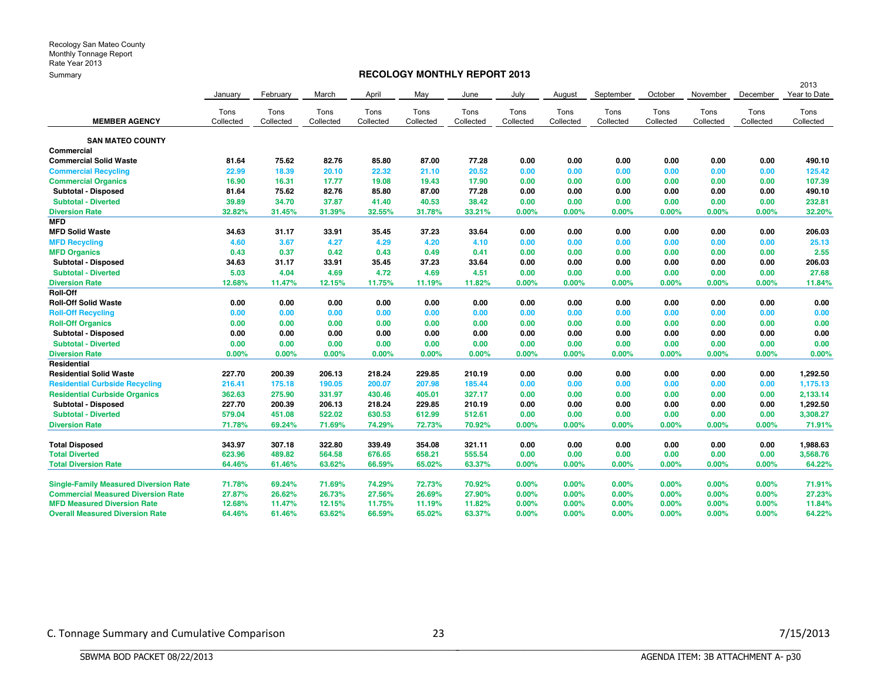Recology San Mateo County
Monthly Tonnage Report
Rate Year 2013
Summary

## RECOLOGY MONTHLY REPORT 2013

| MEMBER AGENCY | January Tons Collected | February Tons Collected | March Tons Collected | April Tons Collected | May Tons Collected | June Tons Collected | July Tons Collected | August Tons Collected | September Tons Collected | October Tons Collected | November Tons Collected | December Tons Collected | 2013 Year to Date Tons Collected |
|---|---|---|---|---|---|---|---|---|---|---|---|---|---|
| **SAN MATEO COUNTY** | | | | | | | | | | | | | |
| **Commercial** | | | | | | | | | | | | | |
| **Commercial Solid Waste** | 81.64 | 75.62 | 82.76 | 85.80 | 87.00 | 77.28 | 0.00 | 0.00 | 0.00 | 0.00 | 0.00 | 0.00 | 490.10 |
| **Commercial Recycling** | 22.99 | 18.39 | 20.10 | 22.32 | 21.10 | 20.52 | 0.00 | 0.00 | 0.00 | 0.00 | 0.00 | 0.00 | 125.42 |
| **Commercial Organics** | 16.90 | 16.31 | 17.77 | 19.08 | 19.43 | 17.90 | 0.00 | 0.00 | 0.00 | 0.00 | 0.00 | 0.00 | 107.39 |
| **Subtotal - Disposed** | 81.64 | 75.62 | 82.76 | 85.80 | 87.00 | 77.28 | 0.00 | 0.00 | 0.00 | 0.00 | 0.00 | 0.00 | 490.10 |
| **Subtotal - Diverted** | 39.89 | 34.70 | 37.87 | 41.40 | 40.53 | 38.42 | 0.00 | 0.00 | 0.00 | 0.00 | 0.00 | 0.00 | 232.81 |
| **Diversion Rate** | 32.82% | 31.45% | 31.39% | 32.55% | 31.78% | 33.21% | 0.00% | 0.00% | 0.00% | 0.00% | 0.00% | 0.00% | 32.20% |
| **MFD** | | | | | | | | | | | | | |
| **MFD Solid Waste** | 34.63 | 31.17 | 33.91 | 35.45 | 37.23 | 33.64 | 0.00 | 0.00 | 0.00 | 0.00 | 0.00 | 0.00 | 206.03 |
| **MFD Recycling** | 4.60 | 3.67 | 4.27 | 4.29 | 4.20 | 4.10 | 0.00 | 0.00 | 0.00 | 0.00 | 0.00 | 0.00 | 25.13 |
| **MFD Organics** | 0.43 | 0.37 | 0.42 | 0.43 | 0.49 | 0.41 | 0.00 | 0.00 | 0.00 | 0.00 | 0.00 | 0.00 | 2.55 |
| **Subtotal - Disposed** | 34.63 | 31.17 | 33.91 | 35.45 | 37.23 | 33.64 | 0.00 | 0.00 | 0.00 | 0.00 | 0.00 | 0.00 | 206.03 |
| **Subtotal - Diverted** | 5.03 | 4.04 | 4.69 | 4.72 | 4.69 | 4.51 | 0.00 | 0.00 | 0.00 | 0.00 | 0.00 | 0.00 | 27.68 |
| **Diversion Rate** | 12.68% | 11.47% | 12.15% | 11.75% | 11.19% | 11.82% | 0.00% | 0.00% | 0.00% | 0.00% | 0.00% | 0.00% | 11.84% |
| **Roll-Off** | | | | | | | | | | | | | |
| **Roll-Off Solid Waste** | 0.00 | 0.00 | 0.00 | 0.00 | 0.00 | 0.00 | 0.00 | 0.00 | 0.00 | 0.00 | 0.00 | 0.00 | 0.00 |
| **Roll-Off Recycling** | 0.00 | 0.00 | 0.00 | 0.00 | 0.00 | 0.00 | 0.00 | 0.00 | 0.00 | 0.00 | 0.00 | 0.00 | 0.00 |
| **Roll-Off Organics** | 0.00 | 0.00 | 0.00 | 0.00 | 0.00 | 0.00 | 0.00 | 0.00 | 0.00 | 0.00 | 0.00 | 0.00 | 0.00 |
| **Subtotal - Disposed** | 0.00 | 0.00 | 0.00 | 0.00 | 0.00 | 0.00 | 0.00 | 0.00 | 0.00 | 0.00 | 0.00 | 0.00 | 0.00 |
| **Subtotal - Diverted** | 0.00 | 0.00 | 0.00 | 0.00 | 0.00 | 0.00 | 0.00 | 0.00 | 0.00 | 0.00 | 0.00 | 0.00 | 0.00 |
| **Diversion Rate** | 0.00% | 0.00% | 0.00% | 0.00% | 0.00% | 0.00% | 0.00% | 0.00% | 0.00% | 0.00% | 0.00% | 0.00% | 0.00% |
| **Residential** | | | | | | | | | | | | | |
| **Residential Solid Waste** | 227.70 | 200.39 | 206.13 | 218.24 | 229.85 | 210.19 | 0.00 | 0.00 | 0.00 | 0.00 | 0.00 | 0.00 | 1,292.50 |
| **Residential Curbside Recycling** | 216.41 | 175.18 | 190.05 | 200.07 | 207.98 | 185.44 | 0.00 | 0.00 | 0.00 | 0.00 | 0.00 | 0.00 | 1,175.13 |
| **Residential Curbside Organics** | 362.63 | 275.90 | 331.97 | 430.46 | 405.01 | 327.17 | 0.00 | 0.00 | 0.00 | 0.00 | 0.00 | 0.00 | 2,133.14 |
| **Subtotal - Disposed** | 227.70 | 200.39 | 206.13 | 218.24 | 229.85 | 210.19 | 0.00 | 0.00 | 0.00 | 0.00 | 0.00 | 0.00 | 1,292.50 |
| **Subtotal - Diverted** | 579.04 | 451.08 | 522.02 | 630.53 | 612.99 | 512.61 | 0.00 | 0.00 | 0.00 | 0.00 | 0.00 | 0.00 | 3,308.27 |
| **Diversion Rate** | 71.78% | 69.24% | 71.69% | 74.29% | 72.73% | 70.92% | 0.00% | 0.00% | 0.00% | 0.00% | 0.00% | 0.00% | 71.91% |
| **Total Disposed** | 343.97 | 307.18 | 322.80 | 339.49 | 354.08 | 321.11 | 0.00 | 0.00 | 0.00 | 0.00 | 0.00 | 0.00 | 1,988.63 |
| **Total Diverted** | 623.96 | 489.82 | 564.58 | 676.65 | 658.21 | 555.54 | 0.00 | 0.00 | 0.00 | 0.00 | 0.00 | 0.00 | 3,568.76 |
| **Total Diversion Rate** | 64.46% | 61.46% | 63.62% | 66.59% | 65.02% | 63.37% | 0.00% | 0.00% | 0.00% | 0.00% | 0.00% | 0.00% | 64.22% |
| **Single-Family Measured Diversion Rate** | 71.78% | 69.24% | 71.69% | 74.29% | 72.73% | 70.92% | 0.00% | 0.00% | 0.00% | 0.00% | 0.00% | 0.00% | 71.91% |
| **Commercial Measured Diversion Rate** | 27.87% | 26.62% | 26.73% | 27.56% | 26.69% | 27.90% | 0.00% | 0.00% | 0.00% | 0.00% | 0.00% | 0.00% | 27.23% |
| **MFD Measured Diversion Rate** | 12.68% | 11.47% | 12.15% | 11.75% | 11.19% | 11.82% | 0.00% | 0.00% | 0.00% | 0.00% | 0.00% | 0.00% | 11.84% |
| **Overall Measured Diversion Rate** | 64.46% | 61.46% | 63.62% | 66.59% | 65.02% | 63.37% | 0.00% | 0.00% | 0.00% | 0.00% | 0.00% | 0.00% | 64.22% |

C. Tonnage Summary and Cumulative Comparison — 7/15/2013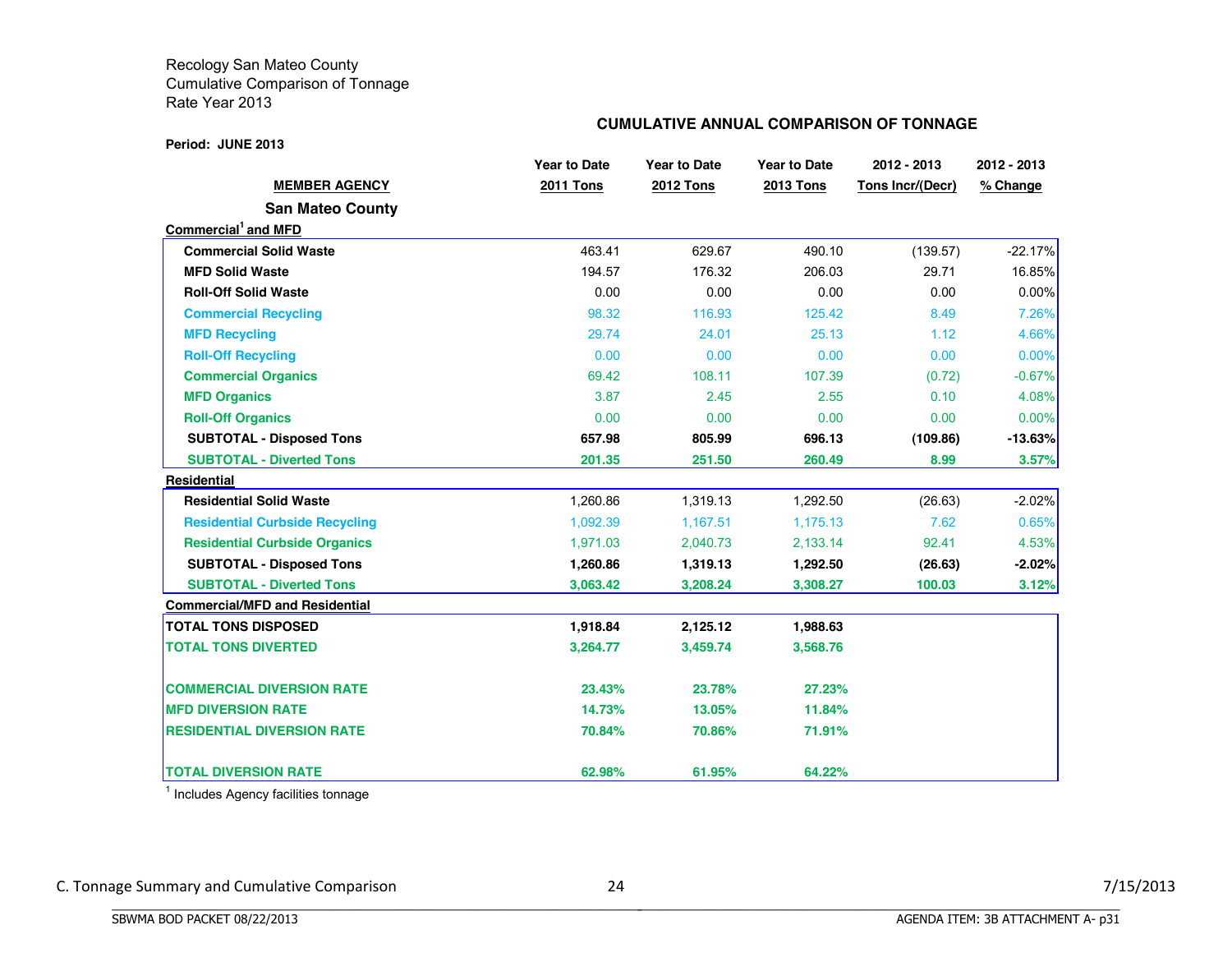Recology San Mateo County
Cumulative Comparison of Tonnage
Rate Year 2013

**CUMULATIVE ANNUAL COMPARISON OF TONNAGE**

**Period: JUNE 2013**

| MEMBER AGENCY | Year to Date 2011 Tons | Year to Date 2012 Tons | Year to Date 2013 Tons | 2012 - 2013 Tons Incr/(Decr) | 2012 - 2013 % Change |
|---|---|---|---|---|---|
| **San Mateo County** | | | | | |
| **Commercial[1] and MFD** | | | | | |
| **Commercial Solid Waste** | 463.41 | 629.67 | 490.10 | (139.57) | -22.17% |
| **MFD Solid Waste** | 194.57 | 176.32 | 206.03 | 29.71 | 16.85% |
| **Roll-Off Solid Waste** | 0.00 | 0.00 | 0.00 | 0.00 | 0.00% |
| **Commercial Recycling** | 98.32 | 116.93 | 125.42 | 8.49 | 7.26% |
| **MFD Recycling** | 29.74 | 24.01 | 25.13 | 1.12 | 4.66% |
| **Roll-Off Recycling** | 0.00 | 0.00 | 0.00 | 0.00 | 0.00% |
| **Commercial Organics** | 69.42 | 108.11 | 107.39 | (0.72) | -0.67% |
| **MFD Organics** | 3.87 | 2.45 | 2.55 | 0.10 | 4.08% |
| **Roll-Off Organics** | 0.00 | 0.00 | 0.00 | 0.00 | 0.00% |
| **SUBTOTAL - Disposed Tons** | **657.98** | **805.99** | **696.13** | **(109.86)** | **-13.63%** |
| **SUBTOTAL - Diverted Tons** | **201.35** | **251.50** | **260.49** | **8.99** | **3.57%** |
| **Residential** | | | | | |
| **Residential Solid Waste** | 1,260.86 | 1,319.13 | 1,292.50 | (26.63) | -2.02% |
| **Residential Curbside Recycling** | 1,092.39 | 1,167.51 | 1,175.13 | 7.62 | 0.65% |
| **Residential Curbside Organics** | 1,971.03 | 2,040.73 | 2,133.14 | 92.41 | 4.53% |
| **SUBTOTAL - Disposed Tons** | **1,260.86** | **1,319.13** | **1,292.50** | **(26.63)** | **-2.02%** |
| **SUBTOTAL - Diverted Tons** | **3,063.42** | **3,208.24** | **3,308.27** | **100.03** | **3.12%** |
| **Commercial/MFD and Residential** | | | | | |
| **TOTAL TONS DISPOSED** | **1,918.84** | **2,125.12** | **1,988.63** | | |
| **TOTAL TONS DIVERTED** | **3,264.77** | **3,459.74** | **3,568.76** | | |
| **COMMERCIAL DIVERSION RATE** | **23.43%** | **23.78%** | **27.23%** | | |
| **MFD DIVERSION RATE** | **14.73%** | **13.05%** | **11.84%** | | |
| **RESIDENTIAL DIVERSION RATE** | **70.84%** | **70.86%** | **71.91%** | | |
| **TOTAL DIVERSION RATE** | **62.98%** | **61.95%** | **64.22%** | | |

[1] Includes Agency facilities tonnage

C. Tonnage Summary and Cumulative Comparison — 7/15/2013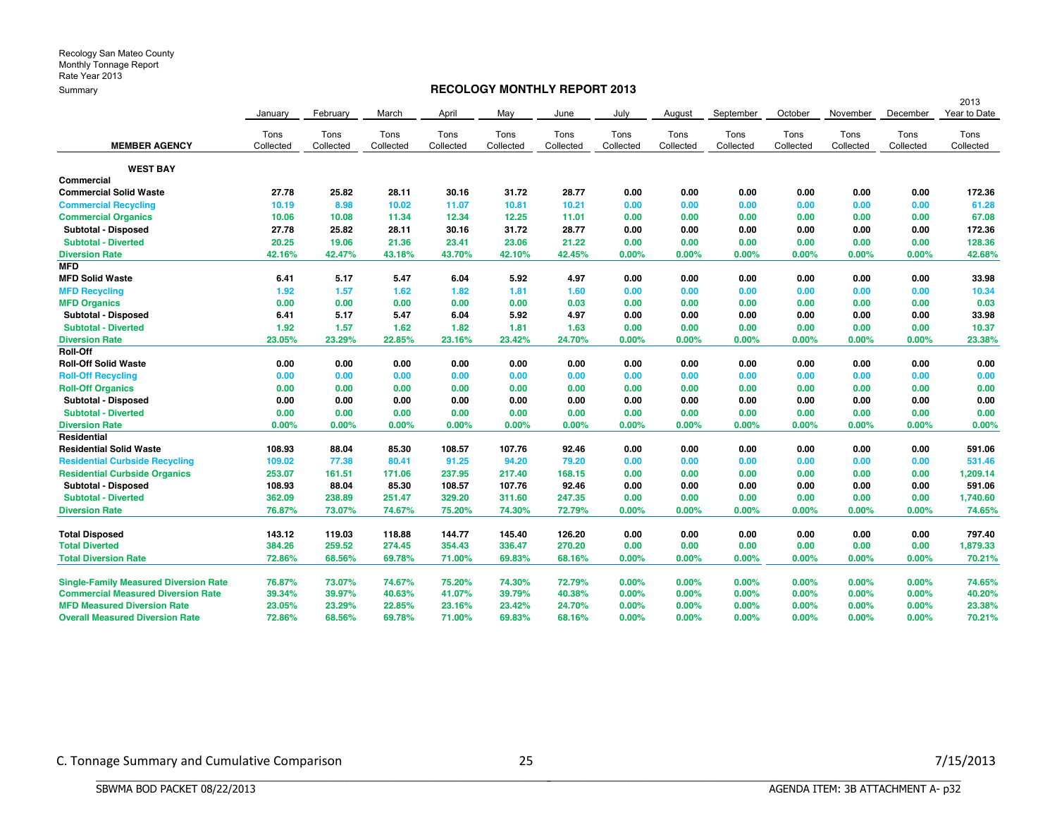Recology San Mateo County
Monthly Tonnage Report
Rate Year 2013
Summary

## RECOLOGY MONTHLY REPORT 2013

| MEMBER AGENCY | January Tons Collected | February Tons Collected | March Tons Collected | April Tons Collected | May Tons Collected | June Tons Collected | July Tons Collected | August Tons Collected | September Tons Collected | October Tons Collected | November Tons Collected | December Tons Collected | 2013 Year to Date Tons Collected |
|---|---|---|---|---|---|---|---|---|---|---|---|---|---|
| **WEST BAY** | | | | | | | | | | | | | |
| **Commercial** | | | | | | | | | | | | | |
| **Commercial Solid Waste** | 27.78 | 25.82 | 28.11 | 30.16 | 31.72 | 28.77 | 0.00 | 0.00 | 0.00 | 0.00 | 0.00 | 0.00 | 172.36 |
| **Commercial Recycling** | 10.19 | 8.98 | 10.02 | 11.07 | 10.81 | 10.21 | 0.00 | 0.00 | 0.00 | 0.00 | 0.00 | 0.00 | 61.28 |
| **Commercial Organics** | 10.06 | 10.08 | 11.34 | 12.34 | 12.25 | 11.01 | 0.00 | 0.00 | 0.00 | 0.00 | 0.00 | 0.00 | 67.08 |
| **Subtotal - Disposed** | 27.78 | 25.82 | 28.11 | 30.16 | 31.72 | 28.77 | 0.00 | 0.00 | 0.00 | 0.00 | 0.00 | 0.00 | 172.36 |
| **Subtotal - Diverted** | 20.25 | 19.06 | 21.36 | 23.41 | 23.06 | 21.22 | 0.00 | 0.00 | 0.00 | 0.00 | 0.00 | 0.00 | 128.36 |
| **Diversion Rate** | 42.16% | 42.47% | 43.18% | 43.70% | 42.10% | 42.45% | 0.00% | 0.00% | 0.00% | 0.00% | 0.00% | 0.00% | 42.68% |
| **MFD** | | | | | | | | | | | | | |
| **MFD Solid Waste** | 6.41 | 5.17 | 5.47 | 6.04 | 5.92 | 4.97 | 0.00 | 0.00 | 0.00 | 0.00 | 0.00 | 0.00 | 33.98 |
| **MFD Recycling** | 1.92 | 1.57 | 1.62 | 1.82 | 1.81 | 1.60 | 0.00 | 0.00 | 0.00 | 0.00 | 0.00 | 0.00 | 10.34 |
| **MFD Organics** | 0.00 | 0.00 | 0.00 | 0.00 | 0.00 | 0.03 | 0.00 | 0.00 | 0.00 | 0.00 | 0.00 | 0.00 | 0.03 |
| **Subtotal - Disposed** | 6.41 | 5.17 | 5.47 | 6.04 | 5.92 | 4.97 | 0.00 | 0.00 | 0.00 | 0.00 | 0.00 | 0.00 | 33.98 |
| **Subtotal - Diverted** | 1.92 | 1.57 | 1.62 | 1.82 | 1.81 | 1.63 | 0.00 | 0.00 | 0.00 | 0.00 | 0.00 | 0.00 | 10.37 |
| **Diversion Rate** | 23.05% | 23.29% | 22.85% | 23.16% | 23.42% | 24.70% | 0.00% | 0.00% | 0.00% | 0.00% | 0.00% | 0.00% | 23.38% |
| **Roll-Off** | | | | | | | | | | | | | |
| **Roll-Off Solid Waste** | 0.00 | 0.00 | 0.00 | 0.00 | 0.00 | 0.00 | 0.00 | 0.00 | 0.00 | 0.00 | 0.00 | 0.00 | 0.00 |
| **Roll-Off Recycling** | 0.00 | 0.00 | 0.00 | 0.00 | 0.00 | 0.00 | 0.00 | 0.00 | 0.00 | 0.00 | 0.00 | 0.00 | 0.00 |
| **Roll-Off Organics** | 0.00 | 0.00 | 0.00 | 0.00 | 0.00 | 0.00 | 0.00 | 0.00 | 0.00 | 0.00 | 0.00 | 0.00 | 0.00 |
| **Subtotal - Disposed** | 0.00 | 0.00 | 0.00 | 0.00 | 0.00 | 0.00 | 0.00 | 0.00 | 0.00 | 0.00 | 0.00 | 0.00 | 0.00 |
| **Subtotal - Diverted** | 0.00 | 0.00 | 0.00 | 0.00 | 0.00 | 0.00 | 0.00 | 0.00 | 0.00 | 0.00 | 0.00 | 0.00 | 0.00 |
| **Diversion Rate** | 0.00% | 0.00% | 0.00% | 0.00% | 0.00% | 0.00% | 0.00% | 0.00% | 0.00% | 0.00% | 0.00% | 0.00% | 0.00% |
| **Residential** | | | | | | | | | | | | | |
| **Residential Solid Waste** | 108.93 | 88.04 | 85.30 | 108.57 | 107.76 | 92.46 | 0.00 | 0.00 | 0.00 | 0.00 | 0.00 | 0.00 | 591.06 |
| **Residential Curbside Recycling** | 109.02 | 77.38 | 80.41 | 91.25 | 94.20 | 79.20 | 0.00 | 0.00 | 0.00 | 0.00 | 0.00 | 0.00 | 531.46 |
| **Residential Curbside Organics** | 253.07 | 161.51 | 171.06 | 237.95 | 217.40 | 168.15 | 0.00 | 0.00 | 0.00 | 0.00 | 0.00 | 0.00 | 1,209.14 |
| **Subtotal - Disposed** | 108.93 | 88.04 | 85.30 | 108.57 | 107.76 | 92.46 | 0.00 | 0.00 | 0.00 | 0.00 | 0.00 | 0.00 | 591.06 |
| **Subtotal - Diverted** | 362.09 | 238.89 | 251.47 | 329.20 | 311.60 | 247.35 | 0.00 | 0.00 | 0.00 | 0.00 | 0.00 | 0.00 | 1,740.60 |
| **Diversion Rate** | 76.87% | 73.07% | 74.67% | 75.20% | 74.30% | 72.79% | 0.00% | 0.00% | 0.00% | 0.00% | 0.00% | 0.00% | 74.65% |
| **Total Disposed** | 143.12 | 119.03 | 118.88 | 144.77 | 145.40 | 126.20 | 0.00 | 0.00 | 0.00 | 0.00 | 0.00 | 0.00 | 797.40 |
| **Total Diverted** | 384.26 | 259.52 | 274.45 | 354.43 | 336.47 | 270.20 | 0.00 | 0.00 | 0.00 | 0.00 | 0.00 | 0.00 | 1,879.33 |
| **Total Diversion Rate** | 72.86% | 68.56% | 69.78% | 71.00% | 69.83% | 68.16% | 0.00% | 0.00% | 0.00% | 0.00% | 0.00% | 0.00% | 70.21% |
| **Single-Family Measured Diversion Rate** | 76.87% | 73.07% | 74.67% | 75.20% | 74.30% | 72.79% | 0.00% | 0.00% | 0.00% | 0.00% | 0.00% | 0.00% | 74.65% |
| **Commercial Measured Diversion Rate** | 39.34% | 39.97% | 40.63% | 41.07% | 39.79% | 40.38% | 0.00% | 0.00% | 0.00% | 0.00% | 0.00% | 0.00% | 40.20% |
| **MFD Measured Diversion Rate** | 23.05% | 23.29% | 22.85% | 23.16% | 23.42% | 24.70% | 0.00% | 0.00% | 0.00% | 0.00% | 0.00% | 0.00% | 23.38% |
| **Overall Measured Diversion Rate** | 72.86% | 68.56% | 69.78% | 71.00% | 69.83% | 68.16% | 0.00% | 0.00% | 0.00% | 0.00% | 0.00% | 0.00% | 70.21% |

C. Tonnage Summary and Cumulative Comparison — 7/15/2013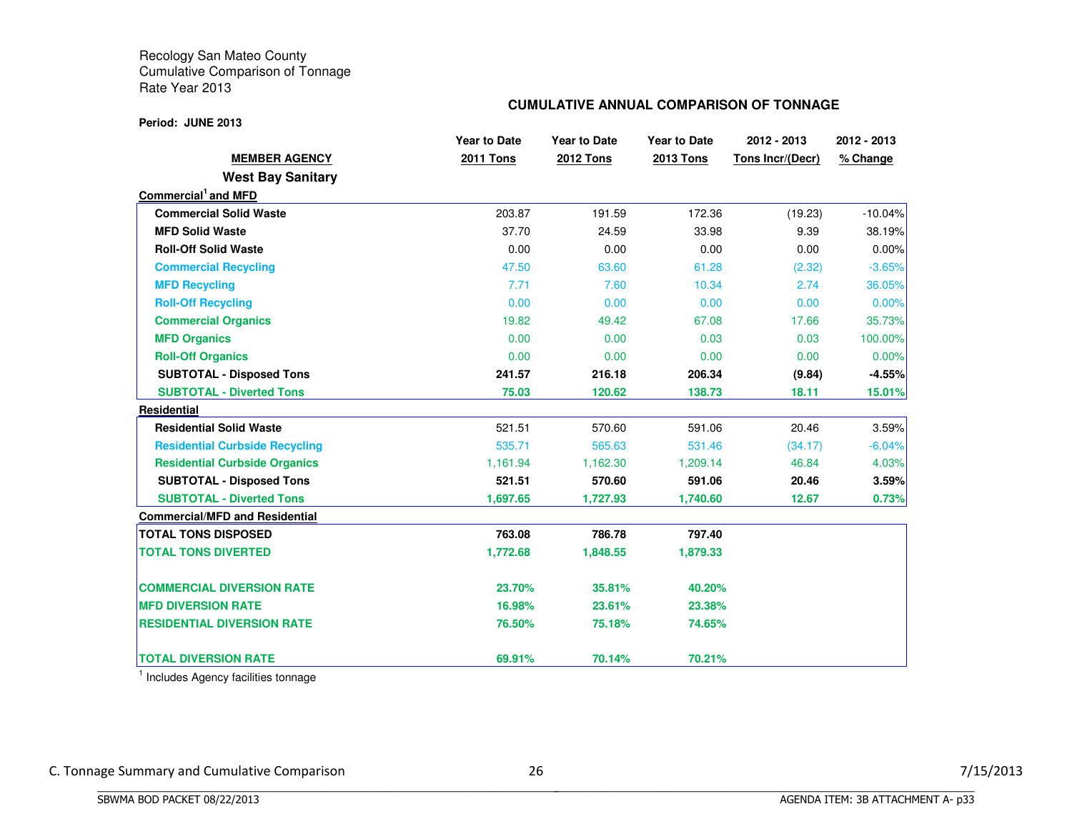Recology San Mateo County
Cumulative Comparison of Tonnage
Rate Year 2013

**CUMULATIVE ANNUAL COMPARISON OF TONNAGE**

**Period: JUNE 2013**

| MEMBER AGENCY | Year to Date 2011 Tons | Year to Date 2012 Tons | Year to Date 2013 Tons | 2012 - 2013 Tons Incr/(Decr) | 2012 - 2013 % Change |
|---|---|---|---|---|---|
| **West Bay Sanitary** | | | | | |
| **Commercial[1] and MFD** | | | | | |
| **Commercial Solid Waste** | 203.87 | 191.59 | 172.36 | (19.23) | -10.04% |
| **MFD Solid Waste** | 37.70 | 24.59 | 33.98 | 9.39 | 38.19% |
| **Roll-Off Solid Waste** | 0.00 | 0.00 | 0.00 | 0.00 | 0.00% |
| **Commercial Recycling** | 47.50 | 63.60 | 61.28 | (2.32) | -3.65% |
| **MFD Recycling** | 7.71 | 7.60 | 10.34 | 2.74 | 36.05% |
| **Roll-Off Recycling** | 0.00 | 0.00 | 0.00 | 0.00 | 0.00% |
| **Commercial Organics** | 19.82 | 49.42 | 67.08 | 17.66 | 35.73% |
| **MFD Organics** | 0.00 | 0.00 | 0.03 | 0.03 | 100.00% |
| **Roll-Off Organics** | 0.00 | 0.00 | 0.00 | 0.00 | 0.00% |
| **SUBTOTAL - Disposed Tons** | **241.57** | **216.18** | **206.34** | **(9.84)** | **-4.55%** |
| **SUBTOTAL - Diverted Tons** | **75.03** | **120.62** | **138.73** | **18.11** | **15.01%** |
| **Residential** | | | | | |
| **Residential Solid Waste** | 521.51 | 570.60 | 591.06 | 20.46 | 3.59% |
| **Residential Curbside Recycling** | 535.71 | 565.63 | 531.46 | (34.17) | -6.04% |
| **Residential Curbside Organics** | 1,161.94 | 1,162.30 | 1,209.14 | 46.84 | 4.03% |
| **SUBTOTAL - Disposed Tons** | **521.51** | **570.60** | **591.06** | **20.46** | **3.59%** |
| **SUBTOTAL - Diverted Tons** | **1,697.65** | **1,727.93** | **1,740.60** | **12.67** | **0.73%** |
| **Commercial/MFD and Residential** | | | | | |
| **TOTAL TONS DISPOSED** | **763.08** | **786.78** | **797.40** | | |
| **TOTAL TONS DIVERTED** | **1,772.68** | **1,848.55** | **1,879.33** | | |
| **COMMERCIAL DIVERSION RATE** | **23.70%** | **35.81%** | **40.20%** | | |
| **MFD DIVERSION RATE** | **16.98%** | **23.61%** | **23.38%** | | |
| **RESIDENTIAL DIVERSION RATE** | **76.50%** | **75.18%** | **74.65%** | | |
| **TOTAL DIVERSION RATE** | **69.91%** | **70.14%** | **70.21%** | | |

[1] Includes Agency facilities tonnage

C. Tonnage Summary and Cumulative Comparison — 7/15/2013

SBWMA BOD PACKET 08/22/2013 — AGENDA ITEM: 3B ATTACHMENT A- p33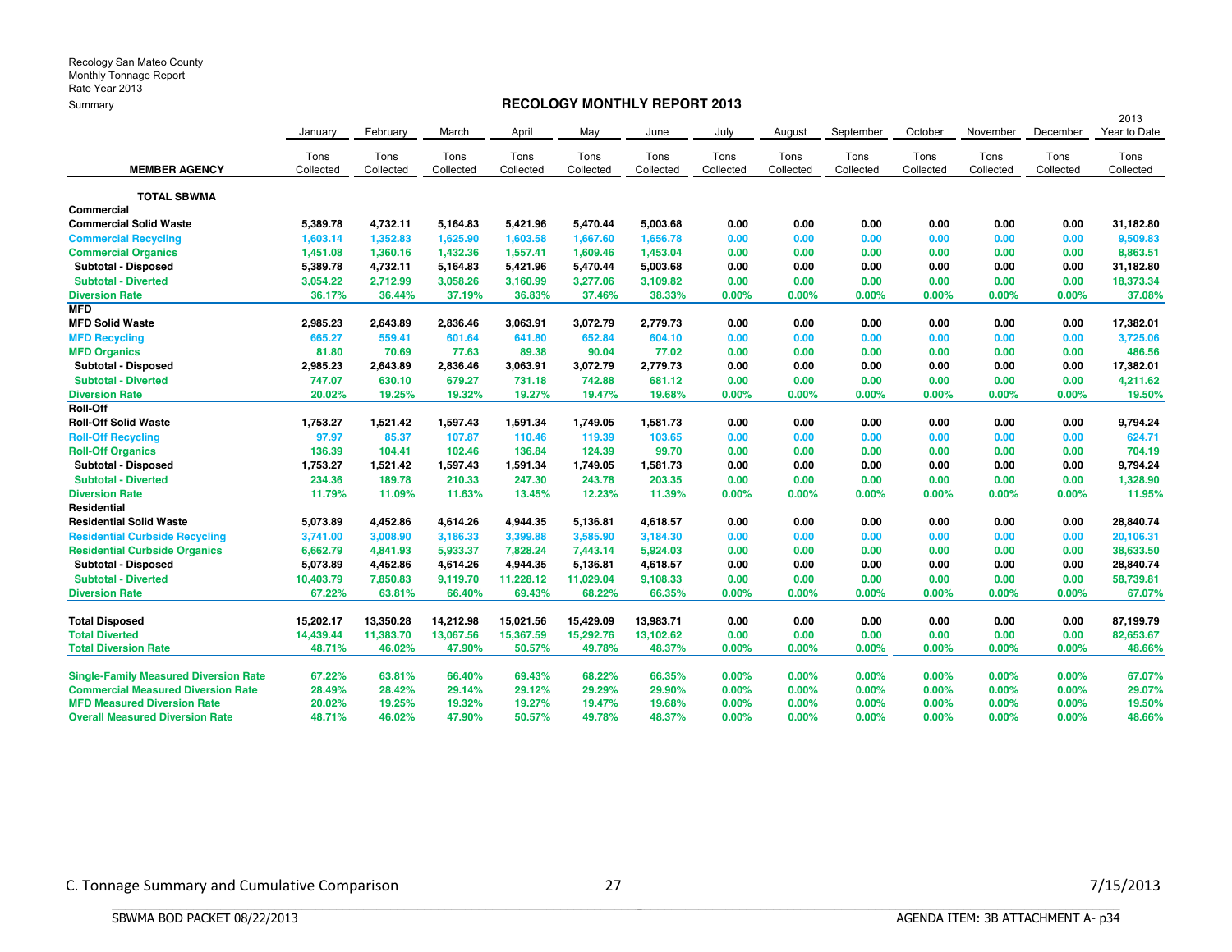Recology San Mateo County
Monthly Tonnage Report
Rate Year 2013
Summary

## RECOLOGY MONTHLY REPORT 2013

| MEMBER AGENCY | January Tons Collected | February Tons Collected | March Tons Collected | April Tons Collected | May Tons Collected | June Tons Collected | July Tons Collected | August Tons Collected | September Tons Collected | October Tons Collected | November Tons Collected | December Tons Collected | 2013 Year to Date Tons Collected |
|---|---|---|---|---|---|---|---|---|---|---|---|---|---|
| **TOTAL SBWMA** | | | | | | | | | | | | | |
| **Commercial** | | | | | | | | | | | | | |
| **Commercial Solid Waste** | 5,389.78 | 4,732.11 | 5,164.83 | 5,421.96 | 5,470.44 | 5,003.68 | 0.00 | 0.00 | 0.00 | 0.00 | 0.00 | 0.00 | 31,182.80 |
| **Commercial Recycling** | 1,603.14 | 1,352.83 | 1,625.90 | 1,603.58 | 1,667.60 | 1,656.78 | 0.00 | 0.00 | 0.00 | 0.00 | 0.00 | 0.00 | 9,509.83 |
| **Commercial Organics** | 1,451.08 | 1,360.16 | 1,432.36 | 1,557.41 | 1,609.46 | 1,453.04 | 0.00 | 0.00 | 0.00 | 0.00 | 0.00 | 0.00 | 8,863.51 |
| **Subtotal - Disposed** | 5,389.78 | 4,732.11 | 5,164.83 | 5,421.96 | 5,470.44 | 5,003.68 | 0.00 | 0.00 | 0.00 | 0.00 | 0.00 | 0.00 | 31,182.80 |
| **Subtotal - Diverted** | 3,054.22 | 2,712.99 | 3,058.26 | 3,160.99 | 3,277.06 | 3,109.82 | 0.00 | 0.00 | 0.00 | 0.00 | 0.00 | 0.00 | 18,373.34 |
| **Diversion Rate** | 36.17% | 36.44% | 37.19% | 36.83% | 37.46% | 38.33% | 0.00% | 0.00% | 0.00% | 0.00% | 0.00% | 0.00% | 37.08% |
| **MFD** | | | | | | | | | | | | | |
| **MFD Solid Waste** | 2,985.23 | 2,643.89 | 2,836.46 | 3,063.91 | 3,072.79 | 2,779.73 | 0.00 | 0.00 | 0.00 | 0.00 | 0.00 | 0.00 | 17,382.01 |
| **MFD Recycling** | 665.27 | 559.41 | 601.64 | 641.80 | 652.84 | 604.10 | 0.00 | 0.00 | 0.00 | 0.00 | 0.00 | 0.00 | 3,725.06 |
| **MFD Organics** | 81.80 | 70.69 | 77.63 | 89.38 | 90.04 | 77.02 | 0.00 | 0.00 | 0.00 | 0.00 | 0.00 | 0.00 | 486.56 |
| **Subtotal - Disposed** | 2,985.23 | 2,643.89 | 2,836.46 | 3,063.91 | 3,072.79 | 2,779.73 | 0.00 | 0.00 | 0.00 | 0.00 | 0.00 | 0.00 | 17,382.01 |
| **Subtotal - Diverted** | 747.07 | 630.10 | 679.27 | 731.18 | 742.88 | 681.12 | 0.00 | 0.00 | 0.00 | 0.00 | 0.00 | 0.00 | 4,211.62 |
| **Diversion Rate** | 20.02% | 19.25% | 19.32% | 19.27% | 19.47% | 19.68% | 0.00% | 0.00% | 0.00% | 0.00% | 0.00% | 0.00% | 19.50% |
| **Roll-Off** | | | | | | | | | | | | | |
| **Roll-Off Solid Waste** | 1,753.27 | 1,521.42 | 1,597.43 | 1,591.34 | 1,749.05 | 1,581.73 | 0.00 | 0.00 | 0.00 | 0.00 | 0.00 | 0.00 | 9,794.24 |
| **Roll-Off Recycling** | 97.97 | 85.37 | 107.87 | 110.46 | 119.39 | 103.65 | 0.00 | 0.00 | 0.00 | 0.00 | 0.00 | 0.00 | 624.71 |
| **Roll-Off Organics** | 136.39 | 104.41 | 102.46 | 136.84 | 124.39 | 99.70 | 0.00 | 0.00 | 0.00 | 0.00 | 0.00 | 0.00 | 704.19 |
| **Subtotal - Disposed** | 1,753.27 | 1,521.42 | 1,597.43 | 1,591.34 | 1,749.05 | 1,581.73 | 0.00 | 0.00 | 0.00 | 0.00 | 0.00 | 0.00 | 9,794.24 |
| **Subtotal - Diverted** | 234.36 | 189.78 | 210.33 | 247.30 | 243.78 | 203.35 | 0.00 | 0.00 | 0.00 | 0.00 | 0.00 | 0.00 | 1,328.90 |
| **Diversion Rate** | 11.79% | 11.09% | 11.63% | 13.45% | 12.23% | 11.39% | 0.00% | 0.00% | 0.00% | 0.00% | 0.00% | 0.00% | 11.95% |
| **Residential** | | | | | | | | | | | | | |
| **Residential Solid Waste** | 5,073.89 | 4,452.86 | 4,614.26 | 4,944.35 | 5,136.81 | 4,618.57 | 0.00 | 0.00 | 0.00 | 0.00 | 0.00 | 0.00 | 28,840.74 |
| **Residential Curbside Recycling** | 3,741.00 | 3,008.90 | 3,186.33 | 3,399.88 | 3,585.90 | 3,184.30 | 0.00 | 0.00 | 0.00 | 0.00 | 0.00 | 0.00 | 20,106.31 |
| **Residential Curbside Organics** | 6,662.79 | 4,841.93 | 5,933.37 | 7,828.24 | 7,443.14 | 5,924.03 | 0.00 | 0.00 | 0.00 | 0.00 | 0.00 | 0.00 | 38,633.50 |
| **Subtotal - Disposed** | 5,073.89 | 4,452.86 | 4,614.26 | 4,944.35 | 5,136.81 | 4,618.57 | 0.00 | 0.00 | 0.00 | 0.00 | 0.00 | 0.00 | 28,840.74 |
| **Subtotal - Diverted** | 10,403.79 | 7,850.83 | 9,119.70 | 11,228.12 | 11,029.04 | 9,108.33 | 0.00 | 0.00 | 0.00 | 0.00 | 0.00 | 0.00 | 58,739.81 |
| **Diversion Rate** | 67.22% | 63.81% | 66.40% | 69.43% | 68.22% | 66.35% | 0.00% | 0.00% | 0.00% | 0.00% | 0.00% | 0.00% | 67.07% |
| | | | | | | | | | | | | | |
| **Total Disposed** | 15,202.17 | 13,350.28 | 14,212.98 | 15,021.56 | 15,429.09 | 13,983.71 | 0.00 | 0.00 | 0.00 | 0.00 | 0.00 | 0.00 | 87,199.79 |
| **Total Diverted** | 14,439.44 | 11,383.70 | 13,067.56 | 15,367.59 | 15,292.76 | 13,102.62 | 0.00 | 0.00 | 0.00 | 0.00 | 0.00 | 0.00 | 82,653.67 |
| **Total Diversion Rate** | 48.71% | 46.02% | 47.90% | 50.57% | 49.78% | 48.37% | 0.00% | 0.00% | 0.00% | 0.00% | 0.00% | 0.00% | 48.66% |
| | | | | | | | | | | | | | |
| **Single-Family Measured Diversion Rate** | 67.22% | 63.81% | 66.40% | 69.43% | 68.22% | 66.35% | 0.00% | 0.00% | 0.00% | 0.00% | 0.00% | 0.00% | 67.07% |
| **Commercial Measured Diversion Rate** | 28.49% | 28.42% | 29.14% | 29.12% | 29.29% | 29.90% | 0.00% | 0.00% | 0.00% | 0.00% | 0.00% | 0.00% | 29.07% |
| **MFD Measured Diversion Rate** | 20.02% | 19.25% | 19.32% | 19.27% | 19.47% | 19.68% | 0.00% | 0.00% | 0.00% | 0.00% | 0.00% | 0.00% | 19.50% |
| **Overall Measured Diversion Rate** | 48.71% | 46.02% | 47.90% | 50.57% | 49.78% | 48.37% | 0.00% | 0.00% | 0.00% | 0.00% | 0.00% | 0.00% | 48.66% |

C. Tonnage Summary and Cumulative Comparison 7/15/2013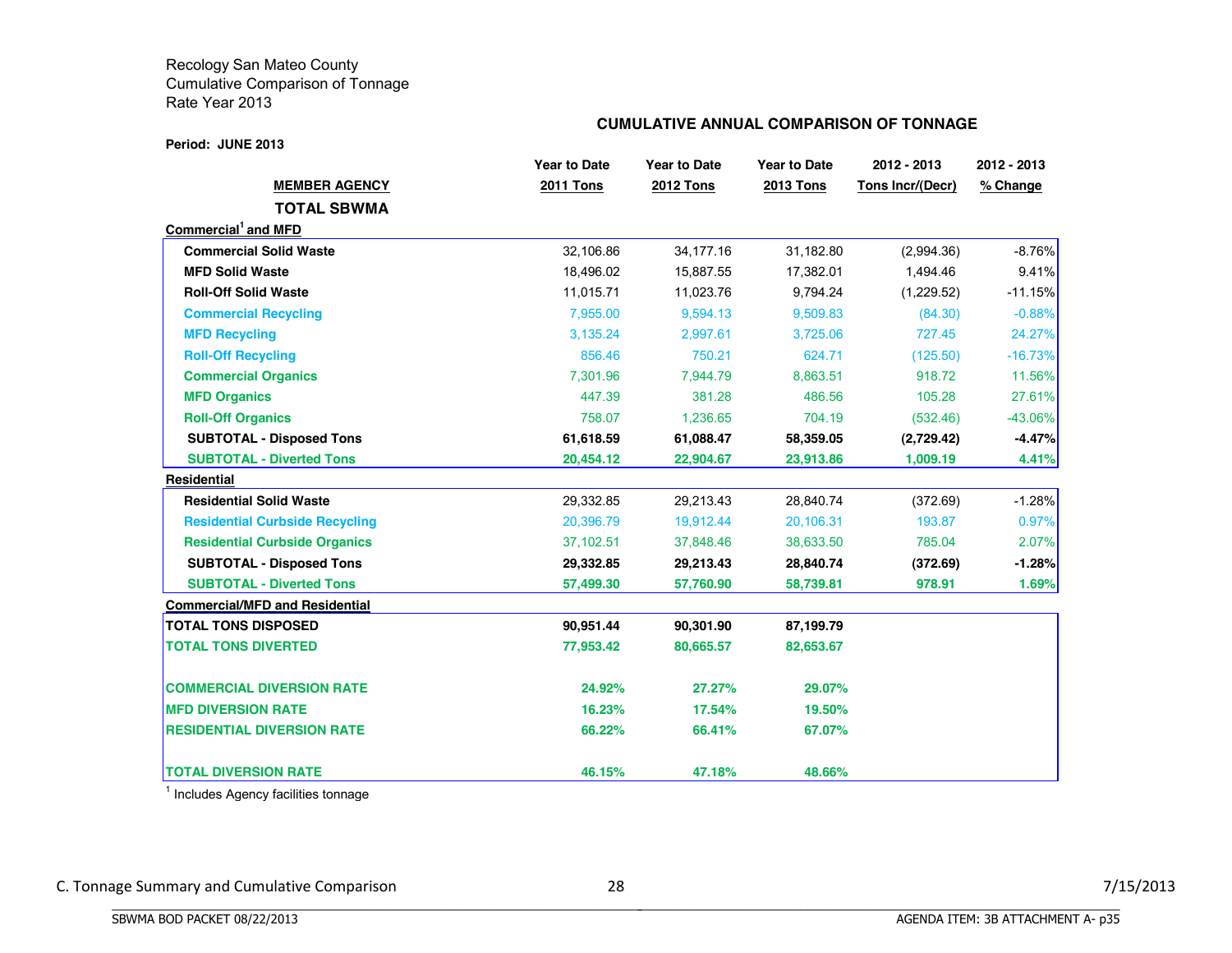Recology San Mateo County
Cumulative Comparison of Tonnage
Rate Year 2013

**CUMULATIVE ANNUAL COMPARISON OF TONNAGE**

**Period: JUNE 2013**

| MEMBER AGENCY | Year to Date 2011 Tons | Year to Date 2012 Tons | Year to Date 2013 Tons | 2012 - 2013 Tons Incr/(Decr) | 2012 - 2013 % Change |
|---|---|---|---|---|---|
| **TOTAL SBWMA** | | | | | |
| **Commercial[1] and MFD** | | | | | |
| **Commercial Solid Waste** | 32,106.86 | 34,177.16 | 31,182.80 | (2,994.36) | -8.76% |
| **MFD Solid Waste** | 18,496.02 | 15,887.55 | 17,382.01 | 1,494.46 | 9.41% |
| **Roll-Off Solid Waste** | 11,015.71 | 11,023.76 | 9,794.24 | (1,229.52) | -11.15% |
| **Commercial Recycling** | 7,955.00 | 9,594.13 | 9,509.83 | (84.30) | -0.88% |
| **MFD Recycling** | 3,135.24 | 2,997.61 | 3,725.06 | 727.45 | 24.27% |
| **Roll-Off Recycling** | 856.46 | 750.21 | 624.71 | (125.50) | -16.73% |
| **Commercial Organics** | 7,301.96 | 7,944.79 | 8,863.51 | 918.72 | 11.56% |
| **MFD Organics** | 447.39 | 381.28 | 486.56 | 105.28 | 27.61% |
| **Roll-Off Organics** | 758.07 | 1,236.65 | 704.19 | (532.46) | -43.06% |
| **SUBTOTAL - Disposed Tons** | **61,618.59** | **61,088.47** | **58,359.05** | **(2,729.42)** | **-4.47%** |
| **SUBTOTAL - Diverted Tons** | **20,454.12** | **22,904.67** | **23,913.86** | **1,009.19** | **4.41%** |
| **Residential** | | | | | |
| **Residential Solid Waste** | 29,332.85 | 29,213.43 | 28,840.74 | (372.69) | -1.28% |
| **Residential Curbside Recycling** | 20,396.79 | 19,912.44 | 20,106.31 | 193.87 | 0.97% |
| **Residential Curbside Organics** | 37,102.51 | 37,848.46 | 38,633.50 | 785.04 | 2.07% |
| **SUBTOTAL - Disposed Tons** | **29,332.85** | **29,213.43** | **28,840.74** | **(372.69)** | **-1.28%** |
| **SUBTOTAL - Diverted Tons** | **57,499.30** | **57,760.90** | **58,739.81** | **978.91** | **1.69%** |
| **Commercial/MFD and Residential** | | | | | |
| **TOTAL TONS DISPOSED** | **90,951.44** | **90,301.90** | **87,199.79** | | |
| **TOTAL TONS DIVERTED** | **77,953.42** | **80,665.57** | **82,653.67** | | |
| **COMMERCIAL DIVERSION RATE** | **24.92%** | **27.27%** | **29.07%** | | |
| **MFD DIVERSION RATE** | **16.23%** | **17.54%** | **19.50%** | | |
| **RESIDENTIAL DIVERSION RATE** | **66.22%** | **66.41%** | **67.07%** | | |
| **TOTAL DIVERSION RATE** | **46.15%** | **47.18%** | **48.66%** | | |

[1] Includes Agency facilities tonnage

C. Tonnage Summary and Cumulative Comparison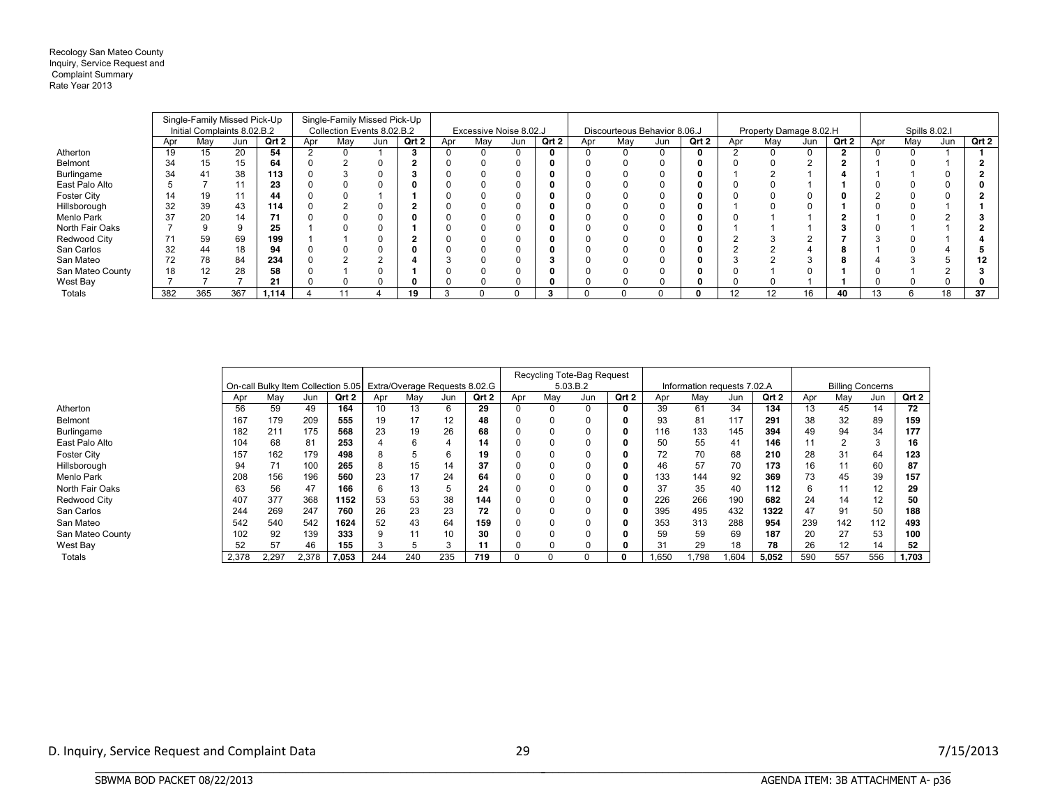Recology San Mateo County
Inquiry, Service Request and
Complaint Summary
Rate Year 2013

| | Single-Family Missed Pick-Up Initial Complaints 8.02.B.2 | | | | Single-Family Missed Pick-Up Collection Events 8.02.B.2 | | | | Excessive Noise 8.02.J | | | | Discourteous Behavior 8.06.J | | | | Property Damage 8.02.H | | | | Spills 8.02.I | | | |
|---|---|---|---|---|---|---|---|---|---|---|---|---|---|---|---|---|---|---|---|---|---|---|---|---|
| | Apr | May | Jun | **Qrt 2** | Apr | May | Jun | **Qrt 2** | Apr | May | Jun | **Qrt 2** | Apr | May | Jun | **Qrt 2** | Apr | May | Jun | **Qrt 2** | Apr | May | Jun | **Qrt 2** |
| Atherton | 19 | 15 | 20 | **54** | 2 | 0 | 1 | **3** | 0 | 0 | 0 | **0** | 0 | 0 | 0 | **0** | 2 | 0 | 0 | **2** | 0 | 0 | 1 | **1** |
| Belmont | 34 | 15 | 15 | **64** | 0 | 2 | 0 | **2** | 0 | 0 | 0 | **0** | 0 | 0 | 0 | **0** | 0 | 0 | 2 | **2** | 1 | 0 | 1 | **2** |
| Burlingame | 34 | 41 | 38 | **113** | 0 | 3 | 0 | **3** | 0 | 0 | 0 | **0** | 0 | 0 | 0 | **0** | 1 | 2 | 1 | **4** | 1 | 1 | 0 | **2** |
| East Palo Alto | 5 | 7 | 11 | **23** | 0 | 0 | 0 | **0** | 0 | 0 | 0 | **0** | 0 | 0 | 0 | **0** | 0 | 0 | 1 | **1** | 0 | 0 | 0 | **0** |
| Foster City | 14 | 19 | 11 | **44** | 0 | 0 | 1 | **1** | 0 | 0 | 0 | **0** | 0 | 0 | 0 | **0** | 0 | 0 | 0 | **0** | 2 | 0 | 0 | **2** |
| Hillsborough | 32 | 39 | 43 | **114** | 0 | 2 | 0 | **2** | 0 | 0 | 0 | **0** | 0 | 0 | 0 | **0** | 1 | 0 | 0 | **1** | 0 | 0 | 1 | **1** |
| Menlo Park | 37 | 20 | 14 | **71** | 0 | 0 | 0 | **0** | 0 | 0 | 0 | **0** | 0 | 0 | 0 | **0** | 0 | 1 | 1 | **2** | 1 | 0 | 2 | **3** |
| North Fair Oaks | 7 | 9 | 9 | **25** | 1 | 0 | 0 | **1** | 0 | 0 | 0 | **0** | 0 | 0 | 0 | **0** | 1 | 1 | 1 | **3** | 0 | 1 | 1 | **2** |
| Redwood City | 71 | 59 | 69 | **199** | 1 | 1 | 0 | **2** | 0 | 0 | 0 | **0** | 0 | 0 | 0 | **0** | 2 | 3 | 2 | **7** | 3 | 0 | 1 | **4** |
| San Carlos | 32 | 44 | 18 | **94** | 0 | 0 | 0 | **0** | 0 | 0 | 0 | **0** | 0 | 0 | 0 | **0** | 2 | 2 | 4 | **8** | 1 | 0 | 4 | **5** |
| San Mateo | 72 | 78 | 84 | **234** | 0 | 2 | 2 | **4** | 3 | 0 | 0 | **3** | 0 | 0 | 0 | **0** | 3 | 2 | 3 | **8** | 4 | 3 | 5 | **12** |
| San Mateo County | 18 | 12 | 28 | **58** | 0 | 1 | 0 | **1** | 0 | 0 | 0 | **0** | 0 | 0 | 0 | **0** | 0 | 1 | 0 | **1** | 0 | 1 | 2 | **3** |
| West Bay | 7 | 7 | 7 | **21** | 0 | 0 | 0 | **0** | 0 | 0 | 0 | **0** | 0 | 0 | 0 | **0** | 0 | 0 | 1 | **1** | 0 | 0 | 0 | **0** |
| Totals | 382 | 365 | 367 | **1,114** | 4 | 11 | 4 | **19** | 3 | 0 | 0 | **3** | 0 | 0 | 0 | **0** | 12 | 12 | 16 | **40** | 13 | 6 | 18 | **37** |

| | On-call Bulky Item Collection 5.05 | | | | Extra/Overage Requests 8.02.G | | | | Recycling Tote-Bag Request 5.03.B.2 | | | | Information requests 7.02.A | | | | Billing Concerns | | | |
|---|---|---|---|---|---|---|---|---|---|---|---|---|---|---|---|---|---|---|---|---|
| | Apr | May | Jun | **Qrt 2** | Apr | May | Jun | **Qrt 2** | Apr | May | Jun | **Qrt 2** | Apr | May | Jun | **Qrt 2** | Apr | May | Jun | **Qrt 2** |
| Atherton | 56 | 59 | 49 | **164** | 10 | 13 | 6 | **29** | 0 | 0 | 0 | **0** | 39 | 61 | 34 | **134** | 13 | 45 | 14 | **72** |
| Belmont | 167 | 179 | 209 | **555** | 19 | 17 | 12 | **48** | 0 | 0 | 0 | **0** | 93 | 81 | 117 | **291** | 38 | 32 | 89 | **159** |
| Burlingame | 182 | 211 | 175 | **568** | 23 | 19 | 26 | **68** | 0 | 0 | 0 | **0** | 116 | 133 | 145 | **394** | 49 | 94 | 34 | **177** |
| East Palo Alto | 104 | 68 | 81 | **253** | 4 | 6 | 4 | **14** | 0 | 0 | 0 | **0** | 50 | 55 | 41 | **146** | 11 | 2 | 3 | **16** |
| Foster City | 157 | 162 | 179 | **498** | 8 | 5 | 6 | **19** | 0 | 0 | 0 | **0** | 72 | 70 | 68 | **210** | 28 | 31 | 64 | **123** |
| Hillsborough | 94 | 71 | 100 | **265** | 8 | 15 | 14 | **37** | 0 | 0 | 0 | **0** | 46 | 57 | 70 | **173** | 16 | 11 | 60 | **87** |
| Menlo Park | 208 | 156 | 196 | **560** | 23 | 17 | 24 | **64** | 0 | 0 | 0 | **0** | 133 | 144 | 92 | **369** | 73 | 45 | 39 | **157** |
| North Fair Oaks | 63 | 56 | 47 | **166** | 6 | 13 | 5 | **24** | 0 | 0 | 0 | **0** | 37 | 35 | 40 | **112** | 6 | 11 | 12 | **29** |
| Redwood City | 407 | 377 | 368 | **1152** | 53 | 53 | 38 | **144** | 0 | 0 | 0 | **0** | 226 | 266 | 190 | **682** | 24 | 14 | 12 | **50** |
| San Carlos | 244 | 269 | 247 | **760** | 26 | 23 | 23 | **72** | 0 | 0 | 0 | **0** | 395 | 495 | 432 | **1322** | 47 | 91 | 50 | **188** |
| San Mateo | 542 | 540 | 542 | **1624** | 52 | 43 | 64 | **159** | 0 | 0 | 0 | **0** | 353 | 313 | 288 | **954** | 239 | 142 | 112 | **493** |
| San Mateo County | 102 | 92 | 139 | **333** | 9 | 11 | 10 | **30** | 0 | 0 | 0 | **0** | 59 | 59 | 69 | **187** | 20 | 27 | 53 | **100** |
| West Bay | 52 | 57 | 46 | **155** | 3 | 5 | 3 | **11** | 0 | 0 | 0 | **0** | 31 | 29 | 18 | **78** | 26 | 12 | 14 | **52** |
| Totals | 2,378 | 2,297 | 2,378 | **7,053** | 244 | 240 | 235 | **719** | 0 | 0 | 0 | **0** | 1,650 | 1,798 | 1,604 | **5,052** | 590 | 557 | 556 | **1,703** |

D. Inquiry, Service Request and Complaint Data — 29 — 7/15/2013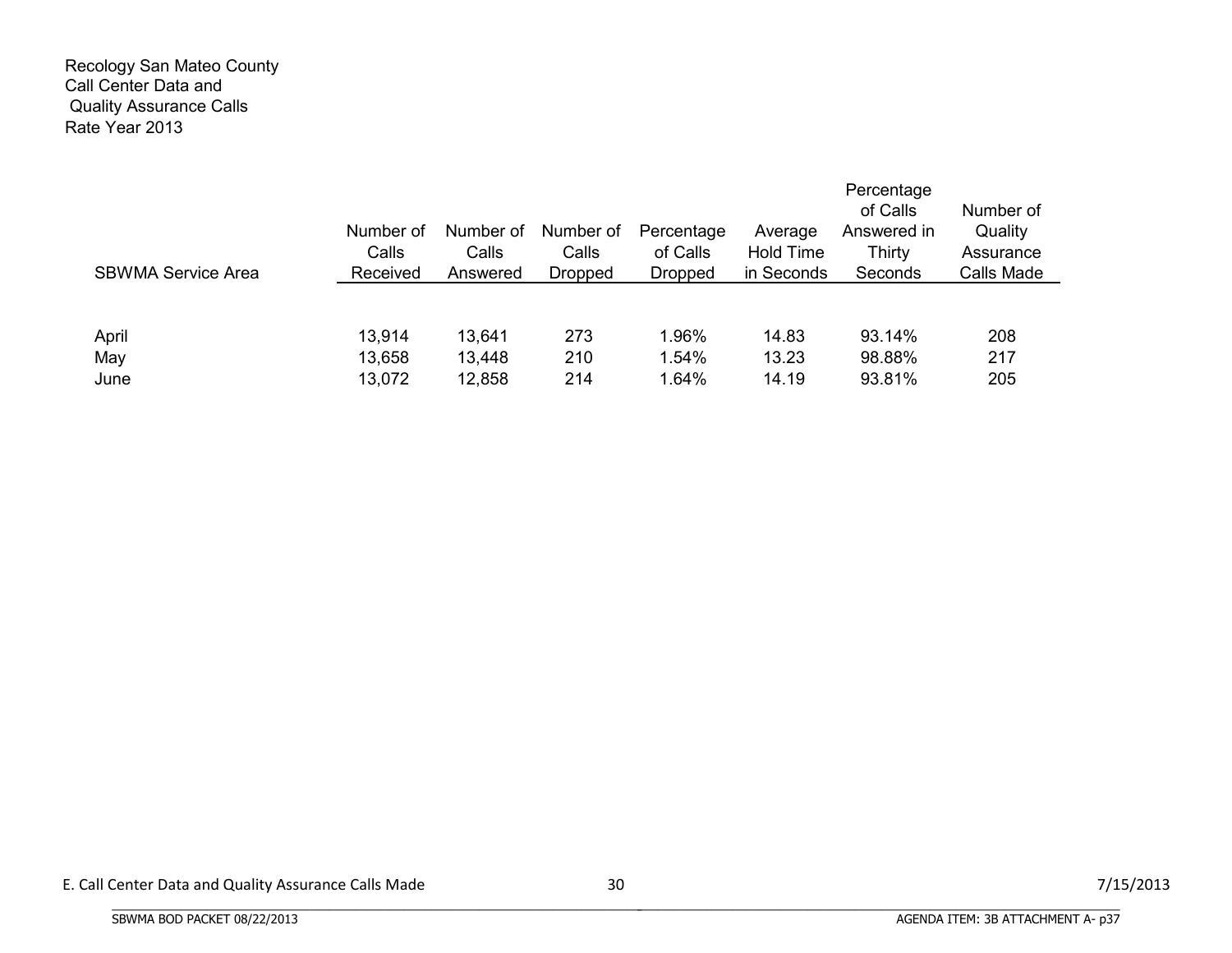Recology San Mateo County
Call Center Data and
Quality Assurance Calls
Rate Year 2013

| SBWMA Service Area | Number of Calls Received | Number of Calls Answered | Number of Calls Dropped | Percentage of Calls Dropped | Average Hold Time in Seconds | Percentage of Calls Answered in Thirty Seconds | Number of Quality Assurance Calls Made |
|---|---|---|---|---|---|---|---|
| April | 13,914 | 13,641 | 273 | 1.96% | 14.83 | 93.14% | 208 |
| May | 13,658 | 13,448 | 210 | 1.54% | 13.23 | 98.88% | 217 |
| June | 13,072 | 12,858 | 214 | 1.64% | 14.19 | 93.81% | 205 |

E. Call Center Data and Quality Assurance Calls Made 30 7/15/2013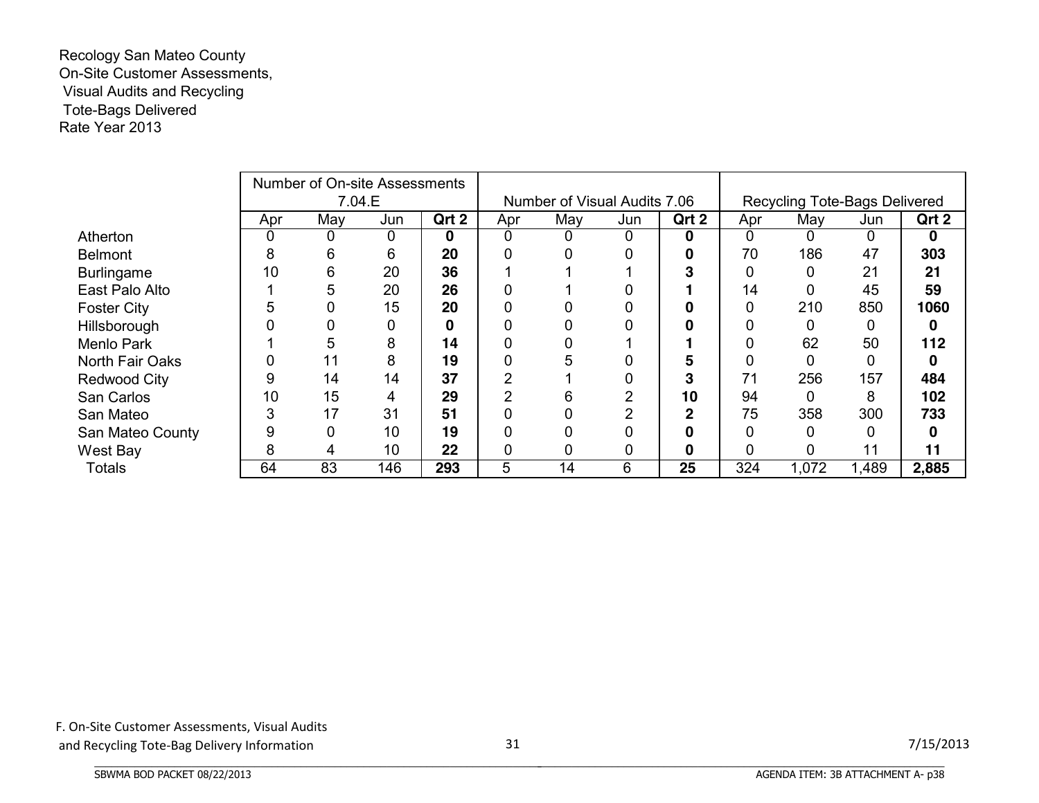Recology San Mateo County
On-Site Customer Assessments,
Visual Audits and Recycling
Tote-Bags Delivered
Rate Year 2013

| | Number of On-site Assessments 7.04.E | | | | Number of Visual Audits 7.06 | | | | Recycling Tote-Bags Delivered | | | |
|---|---|---|---|---|---|---|---|---|---|---|---|---|
| | Apr | May | Jun | **Qrt 2** | Apr | May | Jun | **Qrt 2** | Apr | May | Jun | **Qrt 2** |
| Atherton | 0 | 0 | 0 | **0** | 0 | 0 | 0 | **0** | 0 | 0 | 0 | **0** |
| Belmont | 8 | 6 | 6 | **20** | 0 | 0 | 0 | **0** | 70 | 186 | 47 | **303** |
| Burlingame | 10 | 6 | 20 | **36** | 1 | 1 | 1 | **3** | 0 | 0 | 21 | **21** |
| East Palo Alto | 1 | 5 | 20 | **26** | 0 | 1 | 0 | **1** | 14 | 0 | 45 | **59** |
| Foster City | 5 | 0 | 15 | **20** | 0 | 0 | 0 | **0** | 0 | 210 | 850 | **1060** |
| Hillsborough | 0 | 0 | 0 | **0** | 0 | 0 | 0 | **0** | 0 | 0 | 0 | **0** |
| Menlo Park | 1 | 5 | 8 | **14** | 0 | 0 | 1 | **1** | 0 | 62 | 50 | **112** |
| North Fair Oaks | 0 | 11 | 8 | **19** | 0 | 5 | 0 | **5** | 0 | 0 | 0 | **0** |
| Redwood City | 9 | 14 | 14 | **37** | 2 | 1 | 0 | **3** | 71 | 256 | 157 | **484** |
| San Carlos | 10 | 15 | 4 | **29** | 2 | 6 | 2 | **10** | 94 | 0 | 8 | **102** |
| San Mateo | 3 | 17 | 31 | **51** | 0 | 0 | 2 | **2** | 75 | 358 | 300 | **733** |
| San Mateo County | 9 | 0 | 10 | **19** | 0 | 0 | 0 | **0** | 0 | 0 | 0 | **0** |
| West Bay | 8 | 4 | 10 | **22** | 0 | 0 | 0 | **0** | 0 | 0 | 11 | **11** |
| Totals | 64 | 83 | 146 | **293** | 5 | 14 | 6 | **25** | 324 | 1,072 | 1,489 | **2,885** |

F. On-Site Customer Assessments, Visual Audits and Recycling Tote-Bag Delivery Information

7/15/2013